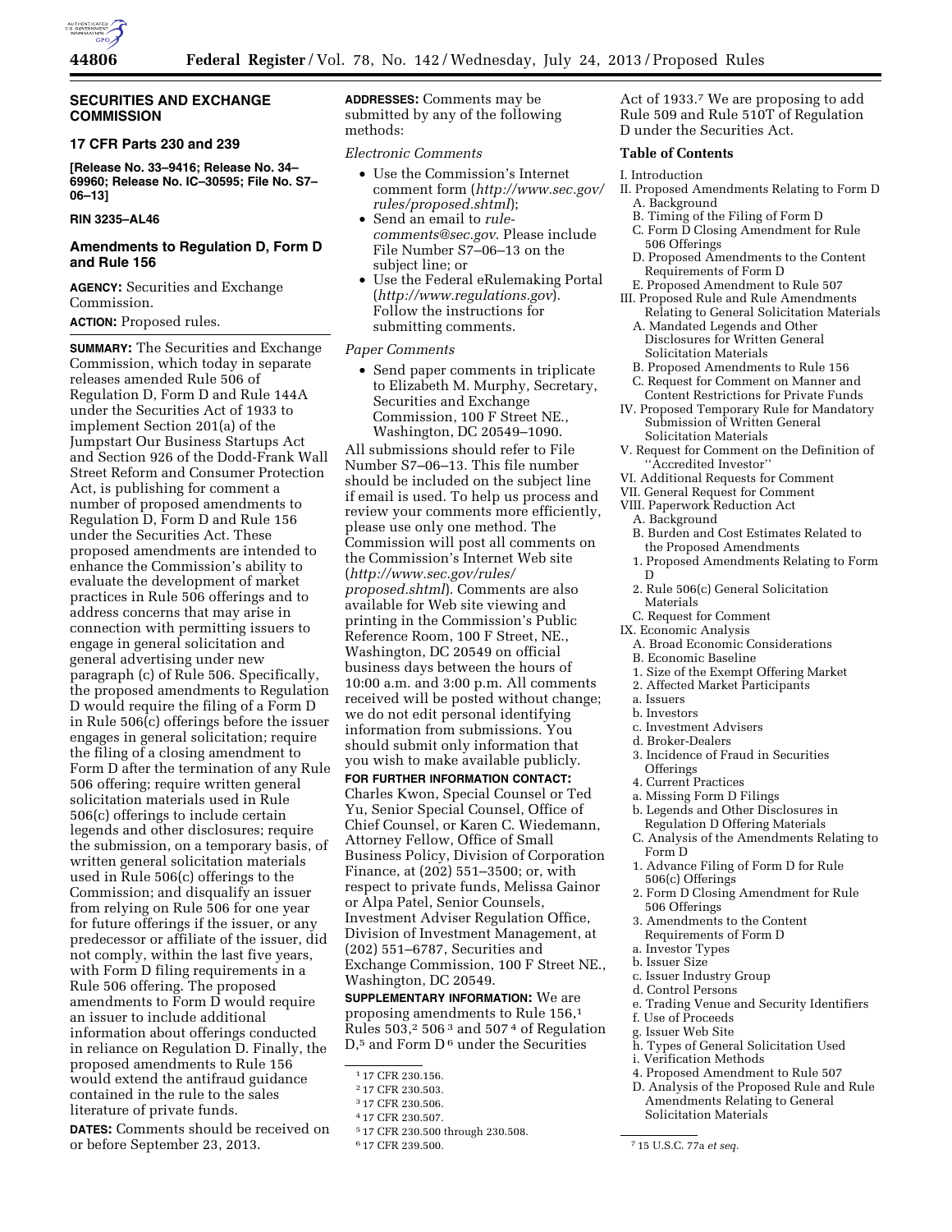## SECURITIES AND EXCHANGE COMMISSION

### 17 CFR Parts 230 and 239

**[Release No. 33–9416; Release No. 34–69960; Release No. IC–30595; File No. S7–06–13]**

**RIN 3235–AL46**

### Amendments to Regulation D, Form D and Rule 156

**AGENCY:** Securities and Exchange Commission.

**ACTION:** Proposed rules.

**SUMMARY:** The Securities and Exchange Commission, which today in separate releases amended Rule 506 of Regulation D, Form D and Rule 144A under the Securities Act of 1933 to implement Section 201(a) of the Jumpstart Our Business Startups Act and Section 926 of the Dodd-Frank Wall Street Reform and Consumer Protection Act, is publishing for comment a number of proposed amendments to Regulation D, Form D and Rule 156 under the Securities Act. These proposed amendments are intended to enhance the Commission's ability to evaluate the development of market practices in Rule 506 offerings and to address concerns that may arise in connection with permitting issuers to engage in general solicitation and general advertising under new paragraph (c) of Rule 506. Specifically, the proposed amendments to Regulation D would require the filing of a Form D in Rule 506(c) offerings before the issuer engages in general solicitation; require the filing of a closing amendment to Form D after the termination of any Rule 506 offering; require written general solicitation materials used in Rule 506(c) offerings to include certain legends and other disclosures; require the submission, on a temporary basis, of written general solicitation materials used in Rule 506(c) offerings to the Commission; and disqualify an issuer from relying on Rule 506 for one year for future offerings if the issuer, or any predecessor or affiliate of the issuer, did not comply, within the last five years, with Form D filing requirements in a Rule 506 offering. The proposed amendments to Form D would require an issuer to include additional information about offerings conducted in reliance on Regulation D. Finally, the proposed amendments to Rule 156 would extend the antifraud guidance contained in the rule to the sales literature of private funds.

**DATES:** Comments should be received on or before September 23, 2013.

**ADDRESSES:** Comments may be submitted by any of the following methods:

*Electronic Comments*

- Use the Commission's Internet comment form (*http://www.sec.gov/rules/proposed.shtml*);
- Send an email to *rule-comments@sec.gov*. Please include File Number S7–06–13 on the subject line; or
- Use the Federal eRulemaking Portal (*http://www.regulations.gov*). Follow the instructions for submitting comments.

*Paper Comments*

- Send paper comments in triplicate to Elizabeth M. Murphy, Secretary, Securities and Exchange Commission, 100 F Street NE., Washington, DC 20549–1090.

All submissions should refer to File Number S7–06–13. This file number should be included on the subject line if email is used. To help us process and review your comments more efficiently, please use only one method. The Commission will post all comments on the Commission's Internet Web site (*http://www.sec.gov/rules/proposed.shtml*). Comments are also available for Web site viewing and printing in the Commission's Public Reference Room, 100 F Street, NE., Washington, DC 20549 on official business days between the hours of 10:00 a.m. and 3:00 p.m. All comments received will be posted without change; we do not edit personal identifying information from submissions. You should submit only information that you wish to make available publicly.

**FOR FURTHER INFORMATION CONTACT:** Charles Kwon, Special Counsel or Ted Yu, Senior Special Counsel, Office of Chief Counsel, or Karen C. Wiedemann, Attorney Fellow, Office of Small Business Policy, Division of Corporation Finance, at (202) 551–3500; or, with respect to private funds, Melissa Gainor or Alpa Patel, Senior Counsels, Investment Adviser Regulation Office, Division of Investment Management, at (202) 551–6787, Securities and Exchange Commission, 100 F Street NE., Washington, DC 20549.

**SUPPLEMENTARY INFORMATION:** We are proposing amendments to Rule 156,[1] Rules 503,[2] 506[3] and 507[4] of Regulation D,[5] and Form D[6] under the Securities Act of 1933.[7] We are proposing to add Rule 509 and Rule 510T of Regulation D under the Securities Act.

**Table of Contents**

I. Introduction
II. Proposed Amendments Relating to Form D
  A. Background
  B. Timing of the Filing of Form D
  C. Form D Closing Amendment for Rule 506 Offerings
  D. Proposed Amendments to the Content Requirements of Form D
  E. Proposed Amendment to Rule 507
III. Proposed Rule and Rule Amendments Relating to General Solicitation Materials
  A. Mandated Legends and Other Disclosures for Written General Solicitation Materials
  B. Proposed Amendments to Rule 156
  C. Request for Comment on Manner and Content Restrictions for Private Funds
IV. Proposed Temporary Rule for Mandatory Submission of Written General Solicitation Materials
V. Request for Comment on the Definition of "Accredited Investor"
VI. Additional Requests for Comment
VII. General Request for Comment
VIII. Paperwork Reduction Act
  A. Background
  B. Burden and Cost Estimates Related to the Proposed Amendments
  1. Proposed Amendments Relating to Form D
  2. Rule 506(c) General Solicitation Materials
  C. Request for Comment
IX. Economic Analysis
  A. Broad Economic Considerations
  B. Economic Baseline
  1. Size of the Exempt Offering Market
  2. Affected Market Participants
  a. Issuers
  b. Investors
  c. Investment Advisers
  d. Broker-Dealers
  3. Incidence of Fraud in Securities Offerings
  4. Current Practices
  a. Missing Form D Filings
  b. Legends and Other Disclosures in Regulation D Offering Materials
  C. Analysis of the Amendments Relating to Form D
  1. Advance Filing of Form D for Rule 506(c) Offerings
  2. Form D Closing Amendment for Rule 506 Offerings
  3. Amendments to the Content Requirements of Form D
  a. Investor Types
  b. Issuer Size
  c. Issuer Industry Group
  d. Control Persons
  e. Trading Venue and Security Identifiers
  f. Use of Proceeds
  g. Issuer Web Site
  h. Types of General Solicitation Used
  i. Verification Methods
  4. Proposed Amendment to Rule 507
  D. Analysis of the Proposed Rule and Rule Amendments Relating to General Solicitation Materials

---

[1] 17 CFR 230.156.

[2] 17 CFR 230.503.

[3] 17 CFR 230.506.

[4] 17 CFR 230.507.

[5] 17 CFR 230.500 through 230.508.

[6] 17 CFR 239.500.

[7] 15 U.S.C. 77a *et seq.*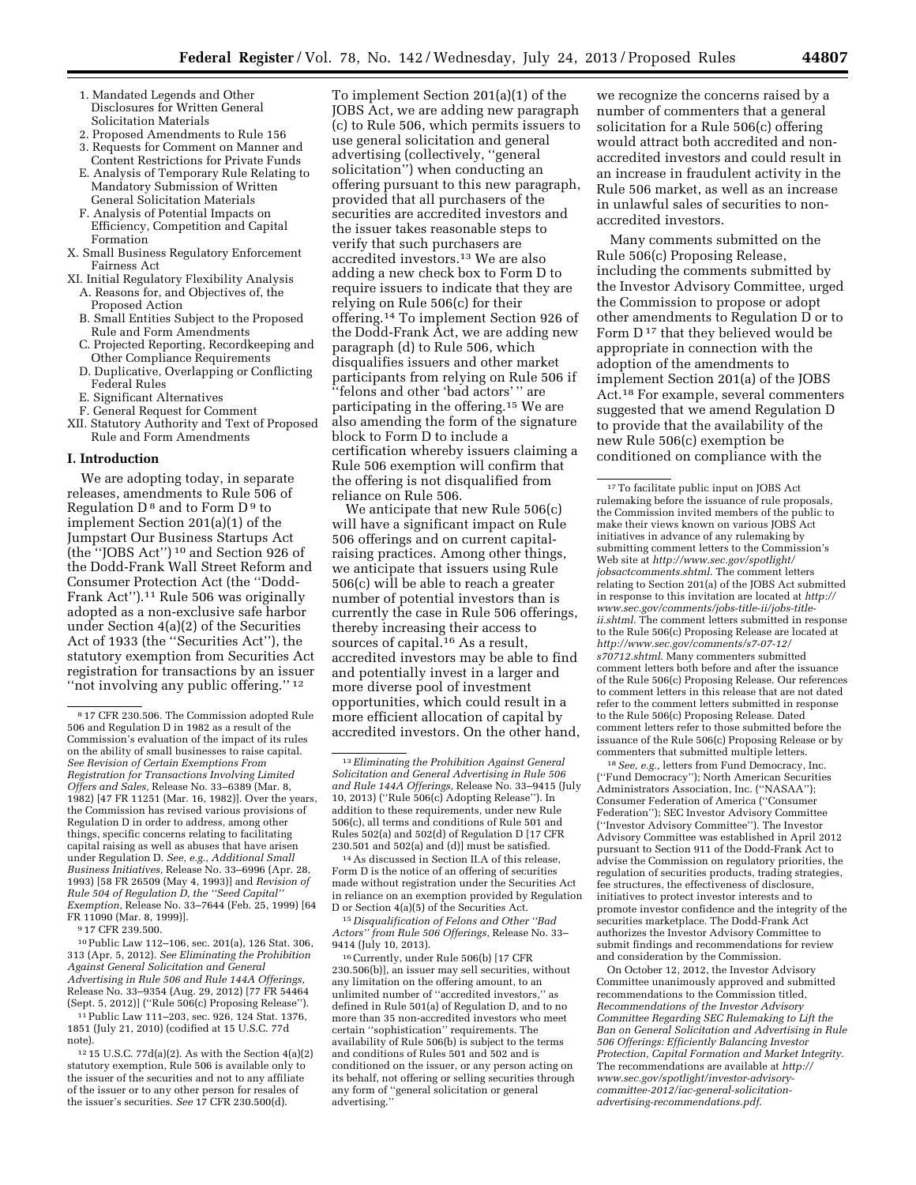1. Mandated Legends and Other Disclosures for Written General Solicitation Materials
2. Proposed Amendments to Rule 156
3. Requests for Comment on Manner and Content Restrictions for Private Funds

E. Analysis of Temporary Rule Relating to Mandatory Submission of Written General Solicitation Materials

F. Analysis of Potential Impacts on Efficiency, Competition and Capital Formation

X. Small Business Regulatory Enforcement Fairness Act

XI. Initial Regulatory Flexibility Analysis

A. Reasons for, and Objectives of, the Proposed Action

B. Small Entities Subject to the Proposed Rule and Form Amendments

C. Projected Reporting, Recordkeeping and Other Compliance Requirements

D. Duplicative, Overlapping or Conflicting Federal Rules

E. Significant Alternatives

F. General Request for Comment

XII. Statutory Authority and Text of Proposed Rule and Form Amendments

## I. Introduction

We are adopting today, in separate releases, amendments to Rule 506 of Regulation D [8] and to Form D [9] to implement Section 201(a)(1) of the Jumpstart Our Business Startups Act (the ''JOBS Act'') [10] and Section 926 of the Dodd-Frank Wall Street Reform and Consumer Protection Act (the ''Dodd-Frank Act'').[11] Rule 506 was originally adopted as a non-exclusive safe harbor under Section 4(a)(2) of the Securities Act of 1933 (the ''Securities Act''), the statutory exemption from Securities Act registration for transactions by an issuer ''not involving any public offering.'' [12]

To implement Section 201(a)(1) of the JOBS Act, we are adding new paragraph (c) to Rule 506, which permits issuers to use general solicitation and general advertising (collectively, ''general solicitation'') when conducting an offering pursuant to this new paragraph, provided that all purchasers of the securities are accredited investors and the issuer takes reasonable steps to verify that such purchasers are accredited investors.[13] We are also adding a new check box to Form D to require issuers to indicate that they are relying on Rule 506(c) for their offering.[14] To implement Section 926 of the Dodd-Frank Act, we are adding new paragraph (d) to Rule 506, which disqualifies issuers and other market participants from relying on Rule 506 if ''felons and other 'bad actors' '' are participating in the offering.[15] We are also amending the form of the signature block to Form D to include a certification whereby issuers claiming a Rule 506 exemption will confirm that the offering is not disqualified from reliance on Rule 506.

We anticipate that new Rule 506(c) will have a significant impact on Rule 506 offerings and on current capital-raising practices. Among other things, we anticipate that issuers using Rule 506(c) will be able to reach a greater number of potential investors than is currently the case in Rule 506 offerings, thereby increasing their access to sources of capital.[16] As a result, accredited investors may be able to find and potentially invest in a larger and more diverse pool of investment opportunities, which could result in a more efficient allocation of capital by accredited investors. On the other hand, we recognize the concerns raised by a number of commenters that a general solicitation for a Rule 506(c) offering would attract both accredited and non-accredited investors and could result in an increase in fraudulent activity in the Rule 506 market, as well as an increase in unlawful sales of securities to non-accredited investors.

Many comments submitted on the Rule 506(c) Proposing Release, including the comments submitted by the Investor Advisory Committee, urged the Commission to propose or adopt other amendments to Regulation D or to Form D [17] that they believed would be appropriate in connection with the adoption of the amendments to implement Section 201(a) of the JOBS Act.[18] For example, several commenters suggested that we amend Regulation D to provide that the availability of the new Rule 506(c) exemption be conditioned on compliance with the

---

[8] 17 CFR 230.506. The Commission adopted Rule 506 and Regulation D in 1982 as a result of the Commission's evaluation of the impact of its rules on the ability of small businesses to raise capital. *See Revision of Certain Exemptions From Registration for Transactions Involving Limited Offers and Sales,* Release No. 33–6389 (Mar. 8, 1982) [47 FR 11251 (Mar. 16, 1982)]. Over the years, the Commission has revised various provisions of Regulation D in order to address, among other things, specific concerns relating to facilitating capital raising as well as abuses that have arisen under Regulation D. *See, e.g., Additional Small Business Initiatives,* Release No. 33–6996 (Apr. 28, 1993) [58 FR 26509 (May 4, 1993)] and *Revision of Rule 504 of Regulation D, the ''Seed Capital'' Exemption,* Release No. 33–7644 (Feb. 25, 1999) [64 FR 11090 (Mar. 8, 1999)].

[9] 17 CFR 239.500.

[10] Public Law 112–106, sec. 201(a), 126 Stat. 306, 313 (Apr. 5, 2012). *See Eliminating the Prohibition Against General Solicitation and General Advertising in Rule 506 and Rule 144A Offerings,* Release No. 33–9354 (Aug. 29, 2012) [77 FR 54464 (Sept. 5, 2012)] (''Rule 506(c) Proposing Release'').

[11] Public Law 111–203, sec. 926, 124 Stat. 1376, 1851 (July 21, 2010) (codified at 15 U.S.C. 77d note).

[12] 15 U.S.C. 77d(a)(2). As with the Section 4(a)(2) statutory exemption, Rule 506 is available only to the issuer of the securities and not to any affiliate of the issuer or to any other person for resales of the issuer's securities. *See* 17 CFR 230.506(d).

[13] *Eliminating the Prohibition Against General Solicitation and General Advertising in Rule 506 and Rule 144A Offerings,* Release No. 33–9415 (July 10, 2013) (''Rule 506(c) Adopting Release''). In addition to these requirements, under new Rule 506(c), all terms and conditions of Rule 501 and Rules 502(a) and 502(d) of Regulation D [17 CFR 230.501 and 502(a) and (d)] must be satisfied.

[14] As discussed in Section II.A of this release, Form D is the notice of an offering of securities made without registration under the Securities Act in reliance on an exemption provided by Regulation D or Section 4(a)(5) of the Securities Act.

[15] *Disqualification of Felons and Other ''Bad Actors'' from Rule 506 Offerings,* Release No. 33–9414 (July 10, 2013).

[16] Currently, under Rule 506(b) [17 CFR 230.506(b)], an issuer may sell securities, without any limitation on the offering amount, to an unlimited number of ''accredited investors,'' as defined in Rule 501(a) of Regulation D, and to no more than 35 non-accredited investors who meet certain ''sophistication'' requirements. The availability of Rule 506(b) is subject to the terms and conditions of Rules 501 and 502 and is conditioned on the issuer, or any person acting on its behalf, not offering or selling securities through any form of ''general solicitation or general advertising.''

[17] To facilitate public input on JOBS Act rulemaking before the issuance of rule proposals, the Commission invited members of the public to make their views known on various JOBS Act initiatives in advance of any rulemaking by submitting comment letters to the Commission's Web site at *http://www.sec.gov/spotlight/jobsactcomments.shtml*. The comment letters relating to Section 201(a) of the JOBS Act submitted in response to this invitation are located at *http://www.sec.gov/comments/jobs-title-ii/jobs-title-ii.shtml*. The comment letters submitted in response to the Rule 506(c) Proposing Release are located at *http://www.sec.gov/comments/s7-07-12/s70712.shtml*. Many commenters submitted comment letters both before and after the issuance of the Rule 506(c) Proposing Release. Our references to comment letters in this release that are not dated refer to the comment letters submitted in response to the Rule 506(c) Proposing Release. Dated comment letters refer to those submitted before the issuance of the Rule 506(c) Proposing Release or by commenters that submitted multiple letters.

[18] *See, e.g.,* letters from Fund Democracy, Inc. (''Fund Democracy''); North American Securities Administrators Association, Inc. (''NASAA''); Consumer Federation of America (''Consumer Federation''); SEC Investor Advisory Committee (''Investor Advisory Committee''). The Investor Advisory Committee was established in April 2012 pursuant to Section 911 of the Dodd-Frank Act to advise the Commission on regulatory priorities, the regulation of securities products, trading strategies, fee structures, the effectiveness of disclosure, initiatives to protect investor interests and to promote investor confidence and the integrity of the securities marketplace. The Dodd-Frank Act authorizes the Investor Advisory Committee to submit findings and recommendations for review and consideration by the Commission.

On October 12, 2012, the Investor Advisory Committee unanimously approved and submitted recommendations to the Commission titled, *Recommendations of the Investor Advisory Committee Regarding SEC Rulemaking to Lift the Ban on General Solicitation and Advertising in Rule 506 Offerings: Efficiently Balancing Investor Protection, Capital Formation and Market Integrity.* The recommendations are available at *http://www.sec.gov/spotlight/investor-advisory-committee-2012/iac-general-solicitation-advertising-recommendations.pdf*.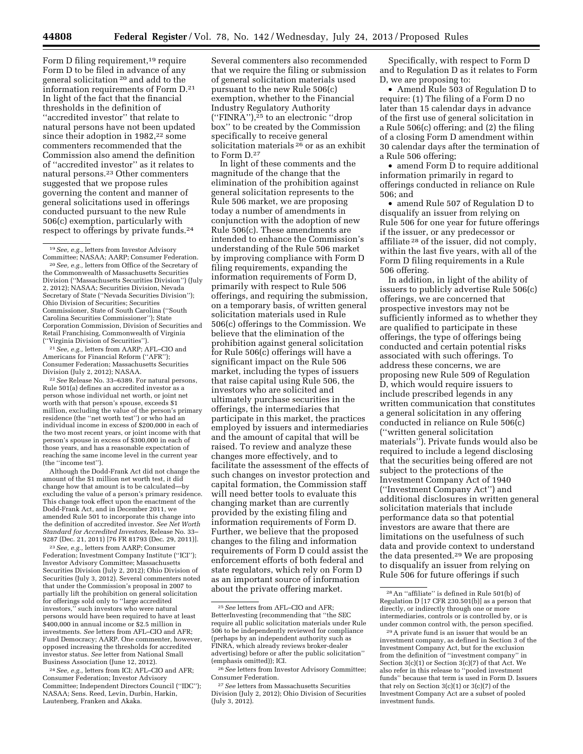Form D filing requirement,[19] require Form D to be filed in advance of any general solicitation [20] and add to the information requirements of Form D.[21] In light of the fact that the financial thresholds in the definition of ''accredited investor'' that relate to natural persons have not been updated since their adoption in 1982,[22] some commenters recommended that the Commission also amend the definition of ''accredited investor'' as it relates to natural persons.[23] Other commenters suggested that we propose rules governing the content and manner of general solicitations used in offerings conducted pursuant to the new Rule 506(c) exemption, particularly with respect to offerings by private funds.[24]

Several commenters also recommended that we require the filing or submission of general solicitation materials used pursuant to the new Rule 506(c) exemption, whether to the Financial Industry Regulatory Authority (''FINRA''),[25] to an electronic ''drop box'' to be created by the Commission specifically to receive general solicitation materials [26] or as an exhibit to Form D.[27]

In light of these comments and the magnitude of the change that the elimination of the prohibition against general solicitation represents to the Rule 506 market, we are proposing today a number of amendments in conjunction with the adoption of new Rule 506(c). These amendments are intended to enhance the Commission's understanding of the Rule 506 market by improving compliance with Form D filing requirements, expanding the information requirements of Form D, primarily with respect to Rule 506 offerings, and requiring the submission, on a temporary basis, of written general solicitation materials used in Rule 506(c) offerings to the Commission. We believe that the elimination of the prohibition against general solicitation for Rule 506(c) offerings will have a significant impact on the Rule 506 market, including the types of issuers that raise capital using Rule 506, the investors who are solicited and ultimately purchase securities in the offerings, the intermediaries that participate in this market, the practices employed by issuers and intermediaries and the amount of capital that will be raised. To review and analyze these changes more effectively, and to facilitate the assessment of the effects of such changes on investor protection and capital formation, the Commission staff will need better tools to evaluate this changing market than are currently provided by the existing filing and information requirements of Form D. Further, we believe that the proposed changes to the filing and information requirements of Form D could assist the enforcement efforts of both federal and state regulators, which rely on Form D as an important source of information about the private offering market.

Specifically, with respect to Form D and to Regulation D as it relates to Form D, we are proposing to:

- Amend Rule 503 of Regulation D to require: (1) The filing of a Form D no later than 15 calendar days in advance of the first use of general solicitation in a Rule 506(c) offering; and (2) the filing of a closing Form D amendment within 30 calendar days after the termination of a Rule 506 offering;
- amend Form D to require additional information primarily in regard to offerings conducted in reliance on Rule 506; and
- amend Rule 507 of Regulation D to disqualify an issuer from relying on Rule 506 for one year for future offerings if the issuer, or any predecessor or affiliate [28] of the issuer, did not comply, within the last five years, with all of the Form D filing requirements in a Rule 506 offering.

In addition, in light of the ability of issuers to publicly advertise Rule 506(c) offerings, we are concerned that prospective investors may not be sufficiently informed as to whether they are qualified to participate in these offerings, the type of offerings being conducted and certain potential risks associated with such offerings. To address these concerns, we are proposing new Rule 509 of Regulation D, which would require issuers to include prescribed legends in any written communication that constitutes a general solicitation in any offering conducted in reliance on Rule 506(c) (''written general solicitation materials''). Private funds would also be required to include a legend disclosing that the securities being offered are not subject to the protections of the Investment Company Act of 1940 (''Investment Company Act'') and additional disclosures in written general solicitation materials that include performance data so that potential investors are aware that there are limitations on the usefulness of such data and provide context to understand the data presented.[29] We are proposing to disqualify an issuer from relying on Rule 506 for future offerings if such

---

[19] *See, e.g.,* letters from Investor Advisory Committee; NASAA; AARP; Consumer Federation.

[20] *See, e.g.,* letters from Office of the Secretary of the Commonwealth of Massachusetts Securities Division (''Massachusetts Securities Division'') (July 2, 2012); NASAA; Securities Division, Nevada Secretary of State (''Nevada Securities Division''); Ohio Division of Securities; Securities Commissioner, State of South Carolina (''South Carolina Securities Commissioner''); State Corporation Commission, Division of Securities and Retail Franchising, Commonwealth of Virginia (''Virginia Division of Securities'').

[21] *See, e.g.,* letters from AARP; AFL–CIO and Americans for Financial Reform (''AFR''); Consumer Federation; Massachusetts Securities Division (July 2, 2012); NASAA.

[22] *See* Release No. 33–6389. For natural persons, Rule 501(a) defines an accredited investor as a person whose individual net worth, or joint net worth with that person's spouse, exceeds $1 million, excluding the value of the person's primary residence (the ''net worth test'') or who had an individual income in excess of $200,000 in each of the two most recent years, or joint income with that person's spouse in excess of $300,000 in each of those years, and has a reasonable expectation of reaching the same income level in the current year (the ''income test'').

Although the Dodd-Frank Act did not change the amount of the $1 million net worth test, it did change how that amount is to be calculated—by excluding the value of a person's primary residence. This change took effect upon the enactment of the Dodd-Frank Act, and in December 2011, we amended Rule 501 to incorporate this change into the definition of accredited investor. *See Net Worth Standard for Accredited Investors,* Release No. 33–9287 (Dec. 21, 2011) [76 FR 81793 (Dec. 29, 2011)].

[23] *See, e.g.,* letters from AARP; Consumer Federation; Investment Company Institute (''ICI''); Investor Advisory Committee; Massachusetts Securities Division (July 2, 2012); Ohio Division of Securities (July 3, 2012). Several commenters noted that under the Commission's proposal in 2007 to partially lift the prohibition on general solicitation for offerings sold only to ''large accredited investors,'' such investors who were natural persons would have been required to have at least $400,000 in annual income or $2.5 million in investments. *See* letters from AFL–CIO and AFR; Fund Democracy; AARP. One commenter, however, opposed increasing the thresholds for accredited investor status. *See* letter from National Small Business Association (June 12, 2012).

[24] *See, e.g.,* letters from ICI; AFL–CIO and AFR; Consumer Federation; Investor Advisory Committee; Independent Directors Council (''IDC''); NASAA; Sens. Reed, Levin, Durbin, Harkin, Lautenberg, Franken and Akaka.

[25] *See* letters from AFL–CIO and AFR; BetterInvesting (recommending that ''the SEC require all public solicitation materials under Rule 506 to be independently reviewed for compliance (perhaps by an independent authority such as FINRA, which already reviews broker-dealer advertising) before or after the public solicitation'' (emphasis omitted)); ICI.

[26] *See* letters from Investor Advisory Committee; Consumer Federation.

[27] *See* letters from Massachusetts Securities Division (July 2, 2012); Ohio Division of Securities (July 3, 2012).

[28] An ''affiliate'' is defined in Rule 501(b) of Regulation D [17 CFR 230.501(b)] as a person that directly, or indirectly through one or more intermediaries, controls or is controlled by, or is under common control with, the person specified.

[29] A private fund is an issuer that would be an investment company, as defined in Section 3 of the Investment Company Act, but for the exclusion from the definition of ''investment company'' in Section 3(c)(1) or Section 3(c)(7) of that Act. We also refer in this release to ''pooled investment funds'' because that term is used in Form D. Issuers that rely on Section 3(c)(1) or 3(c)(7) of the Investment Company Act are a subset of pooled investment funds.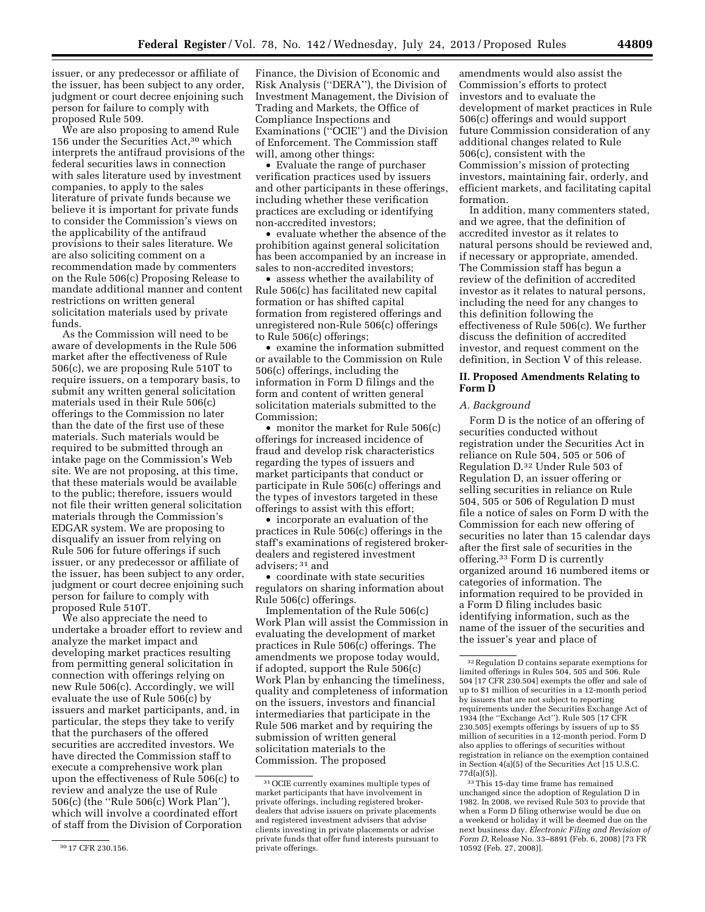issuer, or any predecessor or affiliate of the issuer, has been subject to any order, judgment or court decree enjoining such person for failure to comply with proposed Rule 509.

We are also proposing to amend Rule 156 under the Securities Act,[30] which interprets the antifraud provisions of the federal securities laws in connection with sales literature used by investment companies, to apply to the sales literature of private funds because we believe it is important for private funds to consider the Commission's views on the applicability of the antifraud provisions to their sales literature. We are also soliciting comment on a recommendation made by commenters on the Rule 506(c) Proposing Release to mandate additional manner and content restrictions on written general solicitation materials used by private funds.

As the Commission will need to be aware of developments in the Rule 506 market after the effectiveness of Rule 506(c), we are proposing Rule 510T to require issuers, on a temporary basis, to submit any written general solicitation materials used in their Rule 506(c) offerings to the Commission no later than the date of the first use of these materials. Such materials would be required to be submitted through an intake page on the Commission's Web site. We are not proposing, at this time, that these materials would be available to the public; therefore, issuers would not file their written general solicitation materials through the Commission's EDGAR system. We are proposing to disqualify an issuer from relying on Rule 506 for future offerings if such issuer, or any predecessor or affiliate of the issuer, has been subject to any order, judgment or court decree enjoining such person for failure to comply with proposed Rule 510T.

We also appreciate the need to undertake a broader effort to review and analyze the market impact and developing market practices resulting from permitting general solicitation in connection with offerings relying on new Rule 506(c). Accordingly, we will evaluate the use of Rule 506(c) by issuers and market participants, and, in particular, the steps they take to verify that the purchasers of the offered securities are accredited investors. We have directed the Commission staff to execute a comprehensive work plan upon the effectiveness of Rule 506(c) to review and analyze the use of Rule 506(c) (the "Rule 506(c) Work Plan"), which will involve a coordinated effort of staff from the Division of Corporation Finance, the Division of Economic and Risk Analysis ("DERA"), the Division of Investment Management, the Division of Trading and Markets, the Office of Compliance Inspections and Examinations ("OCIE") and the Division of Enforcement. The Commission staff will, among other things:

- Evaluate the range of purchaser verification practices used by issuers and other participants in these offerings, including whether these verification practices are excluding or identifying non-accredited investors;
- evaluate whether the absence of the prohibition against general solicitation has been accompanied by an increase in sales to non-accredited investors;
- assess whether the availability of Rule 506(c) has facilitated new capital formation or has shifted capital formation from registered offerings and unregistered non-Rule 506(c) offerings to Rule 506(c) offerings;
- examine the information submitted or available to the Commission on Rule 506(c) offerings, including the information in Form D filings and the form and content of written general solicitation materials submitted to the Commission;
- monitor the market for Rule 506(c) offerings for increased incidence of fraud and develop risk characteristics regarding the types of issuers and market participants that conduct or participate in Rule 506(c) offerings and the types of investors targeted in these offerings to assist with this effort;
- incorporate an evaluation of the practices in Rule 506(c) offerings in the staff's examinations of registered broker-dealers and registered investment advisers;[31] and
- coordinate with state securities regulators on sharing information about Rule 506(c) offerings.

Implementation of the Rule 506(c) Work Plan will assist the Commission in evaluating the development of market practices in Rule 506(c) offerings. The amendments we propose today would, if adopted, support the Rule 506(c) Work Plan by enhancing the timeliness, quality and completeness of information on the issuers, investors and financial intermediaries that participate in the Rule 506 market and by requiring the submission of written general solicitation materials to the Commission. The proposed amendments would also assist the Commission's efforts to protect investors and to evaluate the development of market practices in Rule 506(c) offerings and would support future Commission consideration of any additional changes related to Rule 506(c), consistent with the Commission's mission of protecting investors, maintaining fair, orderly, and efficient markets, and facilitating capital formation.

In addition, many commenters stated, and we agree, that the definition of accredited investor as it relates to natural persons should be reviewed and, if necessary or appropriate, amended. The Commission staff has begun a review of the definition of accredited investor as it relates to natural persons, including the need for any changes to this definition following the effectiveness of Rule 506(c). We further discuss the definition of accredited investor, and request comment on the definition, in Section V of this release.

## II. Proposed Amendments Relating to Form D

### *A. Background*

Form D is the notice of an offering of securities conducted without registration under the Securities Act in reliance on Rule 504, 505 or 506 of Regulation D.[32] Under Rule 503 of Regulation D, an issuer offering or selling securities in reliance on Rule 504, 505 or 506 of Regulation D must file a notice of sales on Form D with the Commission for each new offering of securities no later than 15 calendar days after the first sale of securities in the offering.[33] Form D is currently organized around 16 numbered items or categories of information. The information required to be provided in a Form D filing includes basic identifying information, such as the name of the issuer of the securities and the issuer's year and place of

---

[30] 17 CFR 230.156.

[31] OCIE currently examines multiple types of market participants that have involvement in private offerings, including registered broker-dealers that advise issuers on private placements and registered investment advisers that advise clients investing in private placements or advise private funds that offer fund interests pursuant to private offerings.

[32] Regulation D contains separate exemptions for limited offerings in Rules 504, 505 and 506. Rule 504 [17 CFR 230.504] exempts the offer and sale of up to $1 million of securities in a 12-month period by issuers that are not subject to reporting requirements under the Securities Exchange Act of 1934 (the "Exchange Act"). Rule 505 [17 CFR 230.505] exempts offerings by issuers of up to $5 million of securities in a 12-month period. Form D also applies to offerings of securities without registration in reliance on the exemption contained in Section 4(a)(5) of the Securities Act [15 U.S.C. 77d(a)(5)].

[33] This 15-day time frame has remained unchanged since the adoption of Regulation D in 1982. In 2008, we revised Rule 503 to provide that when a Form D filing otherwise would be due on a weekend or holiday it will be deemed due on the next business day. *Electronic Filing and Revision of Form D*, Release No. 33–8891 (Feb. 6, 2008) [73 FR 10592 (Feb. 27, 2008)].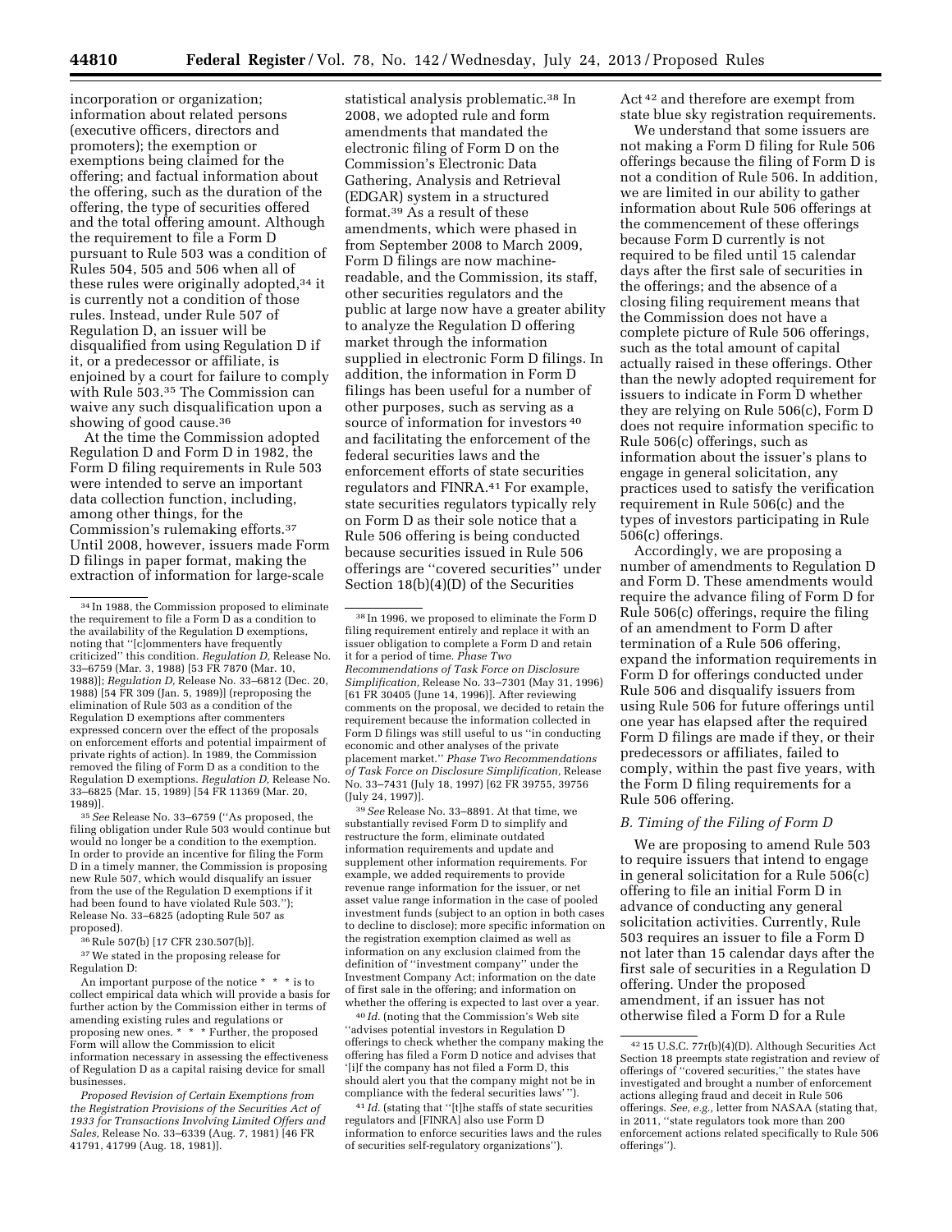incorporation or organization; information about related persons (executive officers, directors and promoters); the exemption or exemptions being claimed for the offering; and factual information about the offering, such as the duration of the offering, the type of securities offered and the total offering amount. Although the requirement to file a Form D pursuant to Rule 503 was a condition of Rules 504, 505 and 506 when all of these rules were originally adopted,[34] it is currently not a condition of those rules. Instead, under Rule 507 of Regulation D, an issuer will be disqualified from using Regulation D if it, or a predecessor or affiliate, is enjoined by a court for failure to comply with Rule 503.[35] The Commission can waive any such disqualification upon a showing of good cause.[36]

At the time the Commission adopted Regulation D and Form D in 1982, the Form D filing requirements in Rule 503 were intended to serve an important data collection function, including, among other things, for the Commission's rulemaking efforts.[37] Until 2008, however, issuers made Form D filings in paper format, making the extraction of information for large-scale statistical analysis problematic.[38] In 2008, we adopted rule and form amendments that mandated the electronic filing of Form D on the Commission's Electronic Data Gathering, Analysis and Retrieval (EDGAR) system in a structured format.[39] As a result of these amendments, which were phased in from September 2008 to March 2009, Form D filings are now machine-readable, and the Commission, its staff, other securities regulators and the public at large now have a greater ability to analyze the Regulation D offering market through the information supplied in electronic Form D filings. In addition, the information in Form D filings has been useful for a number of other purposes, such as serving as a source of information for investors[40] and facilitating the enforcement of the federal securities laws and the enforcement efforts of state securities regulators and FINRA.[41] For example, state securities regulators typically rely on Form D as their sole notice that a Rule 506 offering is being conducted because securities issued in Rule 506 offerings are ''covered securities'' under Section 18(b)(4)(D) of the Securities Act[42] and therefore are exempt from state blue sky registration requirements.

We understand that some issuers are not making a Form D filing for Rule 506 offerings because the filing of Form D is not a condition of Rule 506. In addition, we are limited in our ability to gather information about Rule 506 offerings at the commencement of these offerings because Form D currently is not required to be filed until 15 calendar days after the first sale of securities in the offerings; and the absence of a closing filing requirement means that the Commission does not have a complete picture of Rule 506 offerings, such as the total amount of capital actually raised in these offerings. Other than the newly adopted requirement for issuers to indicate in Form D whether they are relying on Rule 506(c), Form D does not require information specific to Rule 506(c) offerings, such as information about the issuer's plans to engage in general solicitation, any practices used to satisfy the verification requirement in Rule 506(c) and the types of investors participating in Rule 506(c) offerings.

Accordingly, we are proposing a number of amendments to Regulation D and Form D. These amendments would require the advance filing of Form D for Rule 506(c) offerings, require the filing of an amendment to Form D after termination of a Rule 506 offering, expand the information requirements in Form D for offerings conducted under Rule 506 and disqualify issuers from using Rule 506 for future offerings until one year has elapsed after the required Form D filings are made if they, or their predecessors or affiliates, failed to comply, within the past five years, with the Form D filing requirements for a Rule 506 offering.

### *B. Timing of the Filing of Form D*

We are proposing to amend Rule 503 to require issuers that intend to engage in general solicitation for a Rule 506(c) offering to file an initial Form D in advance of conducting any general solicitation activities. Currently, Rule 503 requires an issuer to file a Form D not later than 15 calendar days after the first sale of securities in a Regulation D offering. Under the proposed amendment, if an issuer has not otherwise filed a Form D for a Rule

---

[34] In 1988, the Commission proposed to eliminate the requirement to file a Form D as a condition to the availability of the Regulation D exemptions, noting that ''[c]ommenters have frequently criticized'' this condition. *Regulation D,* Release No. 33–6759 (Mar. 3, 1988) [53 FR 7870 (Mar. 10, 1988)]; *Regulation D,* Release No. 33–6812 (Dec. 20, 1988) [54 FR 309 (Jan. 5, 1989)] (reproposing the elimination of Rule 503 as a condition of the Regulation D exemptions after commenters expressed concern over the effect of the proposals on enforcement efforts and potential impairment of private rights of action). In 1989, the Commission removed the filing of Form D as a condition to the Regulation D exemptions. *Regulation D,* Release No. 33–6825 (Mar. 15, 1989) [54 FR 11369 (Mar. 20, 1989)].

[35] *See* Release No. 33–6759 (''As proposed, the filing obligation under Rule 503 would continue but would no longer be a condition to the exemption. In order to provide an incentive for filing the Form D in a timely manner, the Commission is proposing new Rule 507, which would disqualify an issuer from the use of the Regulation D exemptions if it had been found to have violated Rule 503.''); Release No. 33–6825 (adopting Rule 507 as proposed).

[36] Rule 507(b) [17 CFR 230.507(b)].

[37] We stated in the proposing release for Regulation D:

An important purpose of the notice * * * is to collect empirical data which will provide a basis for further action by the Commission either in terms of amending existing rules and regulations or proposing new ones. * * * Further, the proposed Form will allow the Commission to elicit information necessary in assessing the effectiveness of Regulation D as a capital raising device for small businesses.

*Proposed Revision of Certain Exemptions from the Registration Provisions of the Securities Act of 1933 for Transactions Involving Limited Offers and Sales,* Release No. 33–6339 (Aug. 7, 1981) [46 FR 41791, 41799 (Aug. 18, 1981)].

[38] In 1996, we proposed to eliminate the Form D filing requirement entirely and replace it with an issuer obligation to complete a Form D and retain it for a period of time. *Phase Two Recommendations of Task Force on Disclosure Simplification,* Release No. 33–7301 (May 31, 1996) [61 FR 30405 (June 14, 1996)]. After reviewing comments on the proposal, we decided to retain the requirement because the information collected in Form D filings was still useful to us ''in conducting economic and other analyses of the private placement market.'' *Phase Two Recommendations of Task Force on Disclosure Simplification,* Release No. 33–7431 (July 18, 1997) [62 FR 39755, 39756 (July 24, 1997)].

[39] *See* Release No. 33–8891. At that time, we substantially revised Form D to simplify and restructure the form, eliminate outdated information requirements and update and supplement other information requirements. For example, we added requirements to provide revenue range information for the issuer, or net asset value range information in the case of pooled investment funds (subject to an option in both cases to decline to disclose); more specific information on the registration exemption claimed as well as information on any exclusion claimed from the definition of ''investment company'' under the Investment Company Act; information on the date of first sale in the offering; and information on whether the offering is expected to last over a year.

[40] *Id.* (noting that the Commission's Web site ''advises potential investors in Regulation D offerings to check whether the company making the offering has filed a Form D notice and advises that '[i]f the company has not filed a Form D, this should alert you that the company might not be in compliance with the federal securities laws' '').

[41] *Id.* (stating that ''[t]he staffs of state securities regulators and [FINRA] also use Form D information to enforce securities laws and the rules of securities self-regulatory organizations'').

[42] 15 U.S.C. 77r(b)(4)(D). Although Securities Act Section 18 preempts state registration and review of offerings of ''covered securities,'' the states have investigated and brought a number of enforcement actions alleging fraud and deceit in Rule 506 offerings. *See, e.g.,* letter from NASAA (stating that, in 2011, ''state regulators took more than 200 enforcement actions related specifically to Rule 506 offerings'').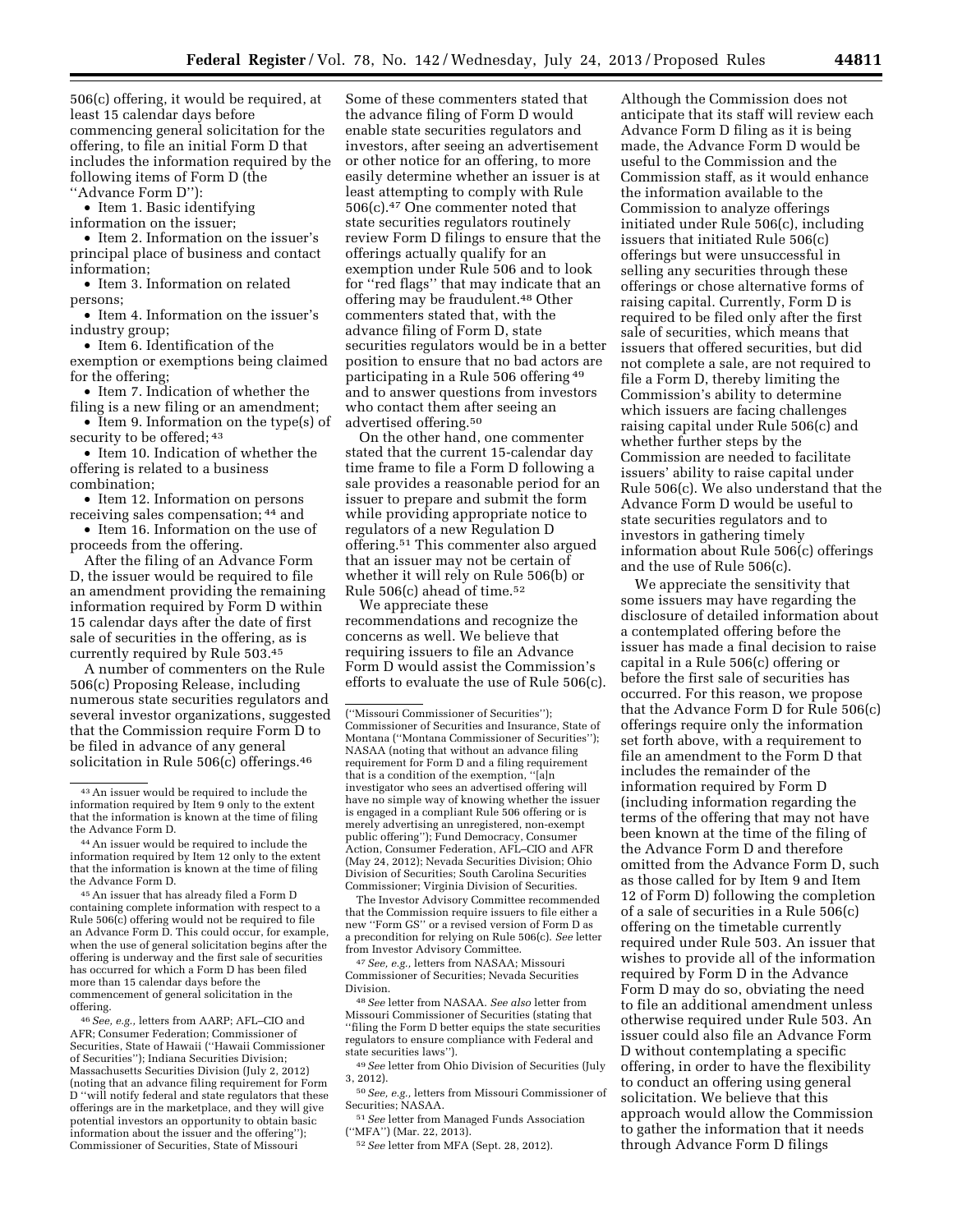506(c) offering, it would be required, at least 15 calendar days before commencing general solicitation for the offering, to file an initial Form D that includes the information required by the following items of Form D (the ''Advance Form D''):

- Item 1. Basic identifying information on the issuer;
- Item 2. Information on the issuer's principal place of business and contact information;
- Item 3. Information on related persons;
- Item 4. Information on the issuer's industry group;
- Item 6. Identification of the exemption or exemptions being claimed for the offering;
- Item 7. Indication of whether the filing is a new filing or an amendment;
- Item 9. Information on the type(s) of security to be offered; [43]
- Item 10. Indication of whether the offering is related to a business combination;
- Item 12. Information on persons receiving sales compensation; [44] and
- Item 16. Information on the use of proceeds from the offering.

After the filing of an Advance Form D, the issuer would be required to file an amendment providing the remaining information required by Form D within 15 calendar days after the date of first sale of securities in the offering, as is currently required by Rule 503.[45]

A number of commenters on the Rule 506(c) Proposing Release, including numerous state securities regulators and several investor organizations, suggested that the Commission require Form D to be filed in advance of any general solicitation in Rule 506(c) offerings.[46] Some of these commenters stated that the advance filing of Form D would enable state securities regulators and investors, after seeing an advertisement or other notice for an offering, to more easily determine whether an issuer is at least attempting to comply with Rule 506(c).[47] One commenter noted that state securities regulators routinely review Form D filings to ensure that the offerings actually qualify for an exemption under Rule 506 and to look for ''red flags'' that may indicate that an offering may be fraudulent.[48] Other commenters stated that, with the advance filing of Form D, state securities regulators would be in a better position to ensure that no bad actors are participating in a Rule 506 offering [49] and to answer questions from investors who contact them after seeing an advertised offering.[50]

On the other hand, one commenter stated that the current 15-calendar day time frame to file a Form D following a sale provides a reasonable period for an issuer to prepare and submit the form while providing appropriate notice to regulators of a new Regulation D offering.[51] This commenter also argued that an issuer may not be certain of whether it will rely on Rule 506(b) or Rule 506(c) ahead of time.[52]

We appreciate these recommendations and recognize the concerns as well. We believe that requiring issuers to file an Advance Form D would assist the Commission's efforts to evaluate the use of Rule 506(c). Although the Commission does not anticipate that its staff will review each Advance Form D filing as it is being made, the Advance Form D would be useful to the Commission and the Commission staff, as it would enhance the information available to the Commission to analyze offerings initiated under Rule 506(c), including issuers that initiated Rule 506(c) offerings but were unsuccessful in selling any securities through these offerings or chose alternative forms of raising capital. Currently, Form D is required to be filed only after the first sale of securities, which means that issuers that offered securities, but did not complete a sale, are not required to file a Form D, thereby limiting the Commission's ability to determine which issuers are facing challenges raising capital under Rule 506(c) and whether further steps by the Commission are needed to facilitate issuers' ability to raise capital under Rule 506(c). We also understand that the Advance Form D would be useful to state securities regulators and to investors in gathering timely information about Rule 506(c) offerings and the use of Rule 506(c).

We appreciate the sensitivity that some issuers may have regarding the disclosure of detailed information about a contemplated offering before the issuer has made a final decision to raise capital in a Rule 506(c) offering or before the first sale of securities has occurred. For this reason, we propose that the Advance Form D for Rule 506(c) offerings require only the information set forth above, with a requirement to file an amendment to the Form D that includes the remainder of the information required by Form D (including information regarding the terms of the offering that may not have been known at the time of the filing of the Advance Form D and therefore omitted from the Advance Form D, such as those called for by Item 9 and Item 12 of Form D) following the completion of a sale of securities in a Rule 506(c) offering on the timetable currently required under Rule 503. An issuer that wishes to provide all of the information required by Form D in the Advance Form D may do so, obviating the need to file an additional amendment unless otherwise required under Rule 503. An issuer could also file an Advance Form D without contemplating a specific offering, in order to have the flexibility to conduct an offering using general solicitation. We believe that this approach would allow the Commission to gather the information that it needs through Advance Form D filings

---

[43] An issuer would be required to include the information required by Item 9 only to the extent that the information is known at the time of filing the Advance Form D.

[44] An issuer would be required to include the information required by Item 12 only to the extent that the information is known at the time of filing the Advance Form D.

[45] An issuer that has already filed a Form D containing complete information with respect to a Rule 506(c) offering would not be required to file an Advance Form D. This could occur, for example, when the use of general solicitation begins after the offering is underway and the first sale of securities has occurred for which a Form D has been filed more than 15 calendar days before the commencement of general solicitation in the offering.

[46] *See, e.g.,* letters from AARP; AFL–CIO and AFR; Consumer Federation; Commissioner of Securities, State of Hawaii (''Hawaii Commissioner of Securities''); Indiana Securities Division; Massachusetts Securities Division (July 2, 2012) (noting that an advance filing requirement for Form D ''will notify federal and state regulators that these offerings are in the marketplace, and they will give potential investors an opportunity to obtain basic information about the issuer and the offering''); Commissioner of Securities, State of Missouri (''Missouri Commissioner of Securities''); Commissioner of Securities and Insurance, State of Montana (''Montana Commissioner of Securities''); NASAA (noting that without an advance filing requirement for Form D and a filing requirement that is a condition of the exemption, ''[a]n investigator who sees an advertised offering will have no simple way of knowing whether the issuer is engaged in a compliant Rule 506 offering or is merely advertising an unregistered, non-exempt public offering''); Fund Democracy, Consumer Action, Consumer Federation, AFL–CIO and AFR (May 24, 2012); Nevada Securities Division; Ohio Division of Securities; South Carolina Securities Commissioner; Virginia Division of Securities.

The Investor Advisory Committee recommended that the Commission require issuers to file either a new ''Form GS'' or a revised version of Form D as a precondition for relying on Rule 506(c). *See* letter from Investor Advisory Committee.

[47] *See, e.g.,* letters from NASAA; Missouri Commissioner of Securities; Nevada Securities Division.

[48] *See* letter from NASAA. *See also* letter from Missouri Commissioner of Securities (stating that ''filing the Form D better equips the state securities regulators to ensure compliance with Federal and state securities laws'').

[49] *See* letter from Ohio Division of Securities (July 3, 2012).

[50] *See, e.g.,* letters from Missouri Commissioner of Securities; NASAA.

[51] *See* letter from Managed Funds Association (''MFA'') (Mar. 22, 2013).

[52] *See* letter from MFA (Sept. 28, 2012).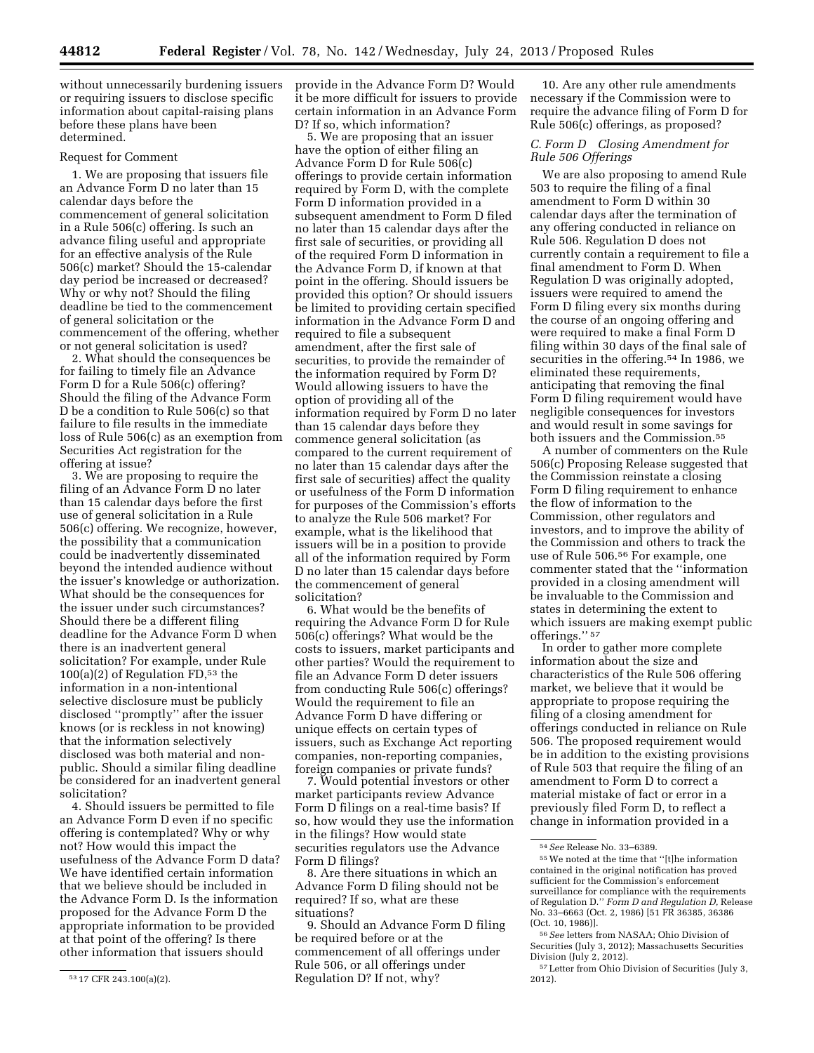without unnecessarily burdening issuers or requiring issuers to disclose specific information about capital-raising plans before these plans have been determined.

Request for Comment

1. We are proposing that issuers file an Advance Form D no later than 15 calendar days before the commencement of general solicitation in a Rule 506(c) offering. Is such an advance filing useful and appropriate for an effective analysis of the Rule 506(c) market? Should the 15-calendar day period be increased or decreased? Why or why not? Should the filing deadline be tied to the commencement of general solicitation or the commencement of the offering, whether or not general solicitation is used?

2. What should the consequences be for failing to timely file an Advance Form D for a Rule 506(c) offering? Should the filing of the Advance Form D be a condition to Rule 506(c) so that failure to file results in the immediate loss of Rule 506(c) as an exemption from Securities Act registration for the offering at issue?

3. We are proposing to require the filing of an Advance Form D no later than 15 calendar days before the first use of general solicitation in a Rule 506(c) offering. We recognize, however, the possibility that a communication could be inadvertently disseminated beyond the intended audience without the issuer's knowledge or authorization. What should be the consequences for the issuer under such circumstances? Should there be a different filing deadline for the Advance Form D when there is an inadvertent general solicitation? For example, under Rule 100(a)(2) of Regulation FD,[53] the information in a non-intentional selective disclosure must be publicly disclosed ''promptly'' after the issuer knows (or is reckless in not knowing) that the information selectively disclosed was both material and non-public. Should a similar filing deadline be considered for an inadvertent general solicitation?

4. Should issuers be permitted to file an Advance Form D even if no specific offering is contemplated? Why or why not? How would this impact the usefulness of the Advance Form D data? We have identified certain information that we believe should be included in the Advance Form D. Is the information proposed for the Advance Form D the appropriate information to be provided at that point of the offering? Is there other information that issuers should provide in the Advance Form D? Would it be more difficult for issuers to provide certain information in an Advance Form D? If so, which information?

5. We are proposing that an issuer have the option of either filing an Advance Form D for Rule 506(c) offerings to provide certain information required by Form D, with the complete Form D information provided in a subsequent amendment to Form D filed no later than 15 calendar days after the first sale of securities, or providing all of the required Form D information in the Advance Form D, if known at that point in the offering. Should issuers be provided this option? Or should issuers be limited to providing certain specified information in the Advance Form D and required to file a subsequent amendment, after the first sale of securities, to provide the remainder of the information required by Form D? Would allowing issuers to have the option of providing all of the information required by Form D no later than 15 calendar days before they commence general solicitation (as compared to the current requirement of no later than 15 calendar days after the first sale of securities) affect the quality or usefulness of the Form D information for purposes of the Commission's efforts to analyze the Rule 506 market? For example, what is the likelihood that issuers will be in a position to provide all of the information required by Form D no later than 15 calendar days before the commencement of general solicitation?

6. What would be the benefits of requiring the Advance Form D for Rule 506(c) offerings? What would be the costs to issuers, market participants and other parties? Would the requirement to file an Advance Form D deter issuers from conducting Rule 506(c) offerings? Would the requirement to file an Advance Form D have differing or unique effects on certain types of issuers, such as Exchange Act reporting companies, non-reporting companies, foreign companies or private funds?

7. Would potential investors or other market participants review Advance Form D filings on a real-time basis? If so, how would they use the information in the filings? How would state securities regulators use the Advance Form D filings?

8. Are there situations in which an Advance Form D filing should not be required? If so, what are these situations?

9. Should an Advance Form D filing be required before or at the commencement of all offerings under Rule 506, or all offerings under Regulation D? If not, why?

10. Are any other rule amendments necessary if the Commission were to require the advance filing of Form D for Rule 506(c) offerings, as proposed?

### *C. Form D Closing Amendment for Rule 506 Offerings*

We are also proposing to amend Rule 503 to require the filing of a final amendment to Form D within 30 calendar days after the termination of any offering conducted in reliance on Rule 506. Regulation D does not currently contain a requirement to file a final amendment to Form D. When Regulation D was originally adopted, issuers were required to amend the Form D filing every six months during the course of an ongoing offering and were required to make a final Form D filing within 30 days of the final sale of securities in the offering.[54] In 1986, we eliminated these requirements, anticipating that removing the final Form D filing requirement would have negligible consequences for investors and would result in some savings for both issuers and the Commission.[55]

A number of commenters on the Rule 506(c) Proposing Release suggested that the Commission reinstate a closing Form D filing requirement to enhance the flow of information to the Commission, other regulators and investors, and to improve the ability of the Commission and others to track the use of Rule 506.[56] For example, one commenter stated that the ''information provided in a closing amendment will be invaluable to the Commission and states in determining the extent to which issuers are making exempt public offerings.''[57]

In order to gather more complete information about the size and characteristics of the Rule 506 offering market, we believe that it would be appropriate to propose requiring the filing of a closing amendment for offerings conducted in reliance on Rule 506. The proposed requirement would be in addition to the existing provisions of Rule 503 that require the filing of an amendment to Form D to correct a material mistake of fact or error in a previously filed Form D, to reflect a change in information provided in a

---

[53] 17 CFR 243.100(a)(2).

[54] *See* Release No. 33–6389.

[55] We noted at the time that ''[t]he information contained in the original notification has proved sufficient for the Commission's enforcement surveillance for compliance with the requirements of Regulation D.'' *Form D and Regulation D*, Release No. 33–6663 (Oct. 2, 1986) [51 FR 36385, 36386 (Oct. 10, 1986)].

[56] *See* letters from NASAA; Ohio Division of Securities (July 3, 2012); Massachusetts Securities Division (July 2, 2012).

[57] Letter from Ohio Division of Securities (July 3, 2012).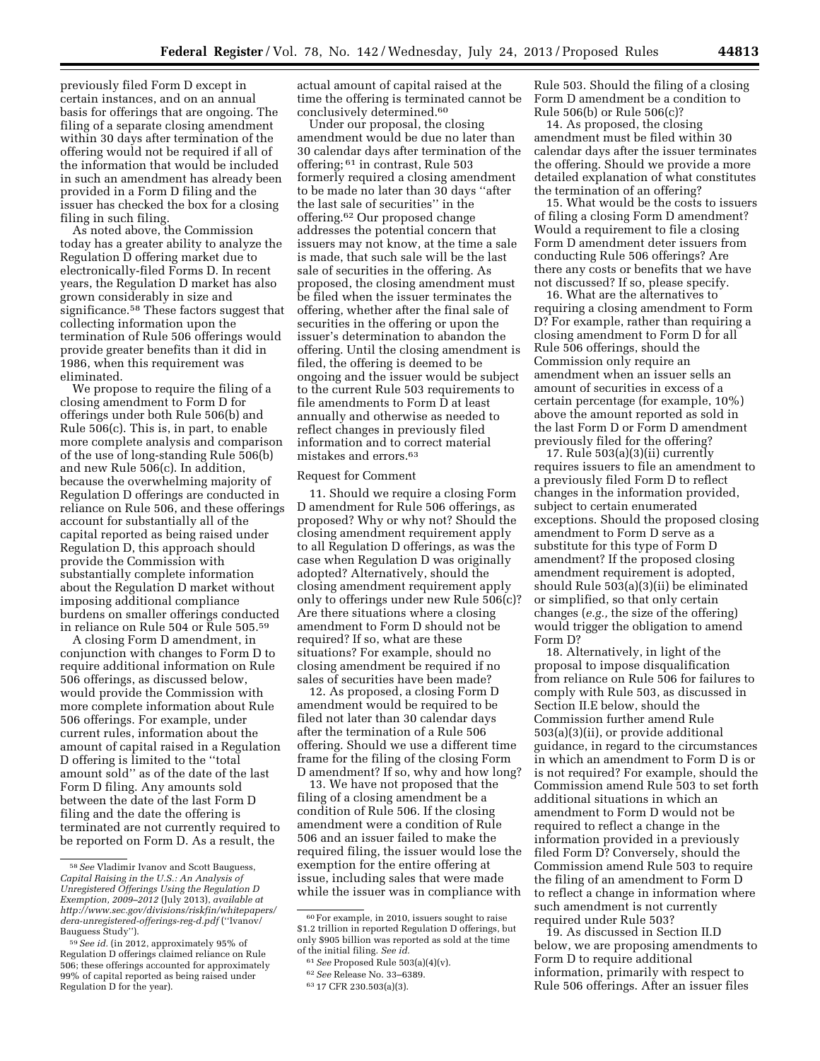previously filed Form D except in certain instances, and on an annual basis for offerings that are ongoing. The filing of a separate closing amendment within 30 days after termination of the offering would not be required if all of the information that would be included in such an amendment has already been provided in a Form D filing and the issuer has checked the box for a closing filing in such filing.

As noted above, the Commission today has a greater ability to analyze the Regulation D offering market due to electronically-filed Forms D. In recent years, the Regulation D market has also grown considerably in size and significance.[58] These factors suggest that collecting information upon the termination of Rule 506 offerings would provide greater benefits than it did in 1986, when this requirement was eliminated.

We propose to require the filing of a closing amendment to Form D for offerings under both Rule 506(b) and Rule 506(c). This is, in part, to enable more complete analysis and comparison of the use of long-standing Rule 506(b) and new Rule 506(c). In addition, because the overwhelming majority of Regulation D offerings are conducted in reliance on Rule 506, and these offerings account for substantially all of the capital reported as being raised under Regulation D, this approach should provide the Commission with substantially complete information about the Regulation D market without imposing additional compliance burdens on smaller offerings conducted in reliance on Rule 504 or Rule 505.[59]

A closing Form D amendment, in conjunction with changes to Form D to require additional information on Rule 506 offerings, as discussed below, would provide the Commission with more complete information about Rule 506 offerings. For example, under current rules, information about the amount of capital raised in a Regulation D offering is limited to the ''total amount sold'' as of the date of the last Form D filing. Any amounts sold between the date of the last Form D filing and the date the offering is terminated are not currently required to be reported on Form D. As a result, the actual amount of capital raised at the time the offering is terminated cannot be conclusively determined.[60]

Under our proposal, the closing amendment would be due no later than 30 calendar days after termination of the offering;[61] in contrast, Rule 503 formerly required a closing amendment to be made no later than 30 days ''after the last sale of securities'' in the offering.[62] Our proposed change addresses the potential concern that issuers may not know, at the time a sale is made, that such sale will be the last sale of securities in the offering. As proposed, the closing amendment must be filed when the issuer terminates the offering, whether after the final sale of securities in the offering or upon the issuer's determination to abandon the offering. Until the closing amendment is filed, the offering is deemed to be ongoing and the issuer would be subject to the current Rule 503 requirements to file amendments to Form D at least annually and otherwise as needed to reflect changes in previously filed information and to correct material mistakes and errors.[63]

Request for Comment

11. Should we require a closing Form D amendment for Rule 506 offerings, as proposed? Why or why not? Should the closing amendment requirement apply to all Regulation D offerings, as was the case when Regulation D was originally adopted? Alternatively, should the closing amendment requirement apply only to offerings under new Rule 506(c)? Are there situations where a closing amendment to Form D should not be required? If so, what are these situations? For example, should no closing amendment be required if no sales of securities have been made?

12. As proposed, a closing Form D amendment would be required to be filed not later than 30 calendar days after the termination of a Rule 506 offering. Should we use a different time frame for the filing of the closing Form D amendment? If so, why and how long?

13. We have not proposed that the filing of a closing amendment be a condition of Rule 506. If the closing amendment were a condition of Rule 506 and an issuer failed to make the required filing, the issuer would lose the exemption for the entire offering at issue, including sales that were made while the issuer was in compliance with Rule 503. Should the filing of a closing Form D amendment be a condition to Rule 506(b) or Rule 506(c)?

14. As proposed, the closing amendment must be filed within 30 calendar days after the issuer terminates the offering. Should we provide a more detailed explanation of what constitutes the termination of an offering?

15. What would be the costs to issuers of filing a closing Form D amendment? Would a requirement to file a closing Form D amendment deter issuers from conducting Rule 506 offerings? Are there any costs or benefits that we have not discussed? If so, please specify.

16. What are the alternatives to requiring a closing amendment to Form D? For example, rather than requiring a closing amendment to Form D for all Rule 506 offerings, should the Commission only require an amendment when an issuer sells an amount of securities in excess of a certain percentage (for example, 10%) above the amount reported as sold in the last Form D or Form D amendment previously filed for the offering?

17. Rule 503(a)(3)(ii) currently requires issuers to file an amendment to a previously filed Form D to reflect changes in the information provided, subject to certain enumerated exceptions. Should the proposed closing amendment to Form D serve as a substitute for this type of Form D amendment? If the proposed closing amendment requirement is adopted, should Rule 503(a)(3)(ii) be eliminated or simplified, so that only certain changes (*e.g.,* the size of the offering) would trigger the obligation to amend Form D?

18. Alternatively, in light of the proposal to impose disqualification from reliance on Rule 506 for failures to comply with Rule 503, as discussed in Section II.E below, should the Commission further amend Rule 503(a)(3)(ii), or provide additional guidance, in regard to the circumstances in which an amendment to Form D is or is not required? For example, should the Commission amend Rule 503 to set forth additional situations in which an amendment to Form D would not be required to reflect a change in the information provided in a previously filed Form D? Conversely, should the Commission amend Rule 503 to require the filing of an amendment to Form D to reflect a change in information where such amendment is not currently required under Rule 503?

19. As discussed in Section II.D below, we are proposing amendments to Form D to require additional information, primarily with respect to Rule 506 offerings. After an issuer files

---

[58] *See* Vladimir Ivanov and Scott Bauguess, *Capital Raising in the U.S.: An Analysis of Unregistered Offerings Using the Regulation D Exemption, 2009–2012* (July 2013), *available at http://www.sec.gov/divisions/riskfin/whitepapers/dera-unregistered-offerings-reg-d.pdf* (''Ivanov/Bauguess Study'').

[59] *See id.* (in 2012, approximately 95% of Regulation D offerings claimed reliance on Rule 506; these offerings accounted for approximately 99% of capital reported as being raised under Regulation D for the year).

[60] For example, in 2010, issuers sought to raise $1.2 trillion in reported Regulation D offerings, but only $905 billion was reported as sold at the time of the initial filing. *See id.*

[61] *See* Proposed Rule 503(a)(4)(v).

[62] *See* Release No. 33–6389.

[63] 17 CFR 230.503(a)(3).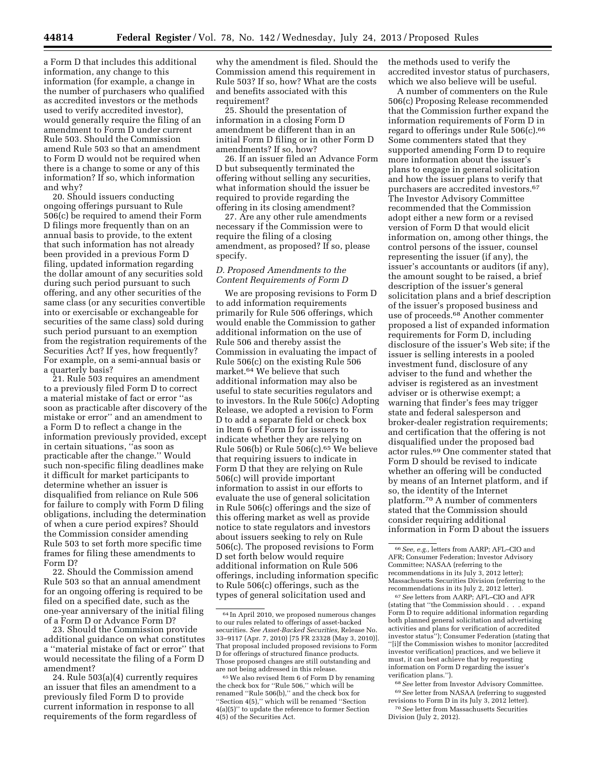a Form D that includes this additional information, any change to this information (for example, a change in the number of purchasers who qualified as accredited investors or the methods used to verify accredited investor), would generally require the filing of an amendment to Form D under current Rule 503. Should the Commission amend Rule 503 so that an amendment to Form D would not be required when there is a change to some or any of this information? If so, which information and why?

20. Should issuers conducting ongoing offerings pursuant to Rule 506(c) be required to amend their Form D filings more frequently than on an annual basis to provide, to the extent that such information has not already been provided in a previous Form D filing, updated information regarding the dollar amount of any securities sold during such period pursuant to such offering, and any other securities of the same class (or any securities convertible into or exercisable or exchangeable for securities of the same class) sold during such period pursuant to an exemption from the registration requirements of the Securities Act? If yes, how frequently? For example, on a semi-annual basis or a quarterly basis?

21. Rule 503 requires an amendment to a previously filed Form D to correct a material mistake of fact or error ''as soon as practicable after discovery of the mistake or error'' and an amendment to a Form D to reflect a change in the information previously provided, except in certain situations, ''as soon as practicable after the change.'' Would such non-specific filing deadlines make it difficult for market participants to determine whether an issuer is disqualified from reliance on Rule 506 for failure to comply with Form D filing obligations, including the determination of when a cure period expires? Should the Commission consider amending Rule 503 to set forth more specific time frames for filing these amendments to Form D?

22. Should the Commission amend Rule 503 so that an annual amendment for an ongoing offering is required to be filed on a specified date, such as the one-year anniversary of the initial filing of a Form D or Advance Form D?

23. Should the Commission provide additional guidance on what constitutes a ''material mistake of fact or error'' that would necessitate the filing of a Form D amendment?

24. Rule 503(a)(4) currently requires an issuer that files an amendment to a previously filed Form D to provide current information in response to all requirements of the form regardless of why the amendment is filed. Should the Commission amend this requirement in Rule 503? If so, how? What are the costs and benefits associated with this requirement?

25. Should the presentation of information in a closing Form D amendment be different than in an initial Form D filing or in other Form D amendments? If so, how?

26. If an issuer filed an Advance Form D but subsequently terminated the offering without selling any securities, what information should the issuer be required to provide regarding the offering in its closing amendment?

27. Are any other rule amendments necessary if the Commission were to require the filing of a closing amendment, as proposed? If so, please specify.

### *D. Proposed Amendments to the Content Requirements of Form D*

We are proposing revisions to Form D to add information requirements primarily for Rule 506 offerings, which would enable the Commission to gather additional information on the use of Rule 506 and thereby assist the Commission in evaluating the impact of Rule 506(c) on the existing Rule 506 market.[64] We believe that such additional information may also be useful to state securities regulators and to investors. In the Rule 506(c) Adopting Release, we adopted a revision to Form D to add a separate field or check box in Item 6 of Form D for issuers to indicate whether they are relying on Rule 506(b) or Rule 506(c).[65] We believe that requiring issuers to indicate in Form D that they are relying on Rule 506(c) will provide important information to assist in our efforts to evaluate the use of general solicitation in Rule 506(c) offerings and the size of this offering market as well as provide notice to state regulators and investors about issuers seeking to rely on Rule 506(c). The proposed revisions to Form D set forth below would require additional information on Rule 506 offerings, including information specific to Rule 506(c) offerings, such as the types of general solicitation used and the methods used to verify the accredited investor status of purchasers, which we also believe will be useful.

A number of commenters on the Rule 506(c) Proposing Release recommended that the Commission further expand the information requirements of Form D in regard to offerings under Rule 506(c).[66] Some commenters stated that they supported amending Form D to require more information about the issuer's plans to engage in general solicitation and how the issuer plans to verify that purchasers are accredited investors.[67] The Investor Advisory Committee recommended that the Commission adopt either a new form or a revised version of Form D that would elicit information on, among other things, the control persons of the issuer, counsel representing the issuer (if any), the issuer's accountants or auditors (if any), the amount sought to be raised, a brief description of the issuer's general solicitation plans and a brief description of the issuer's proposed business and use of proceeds.[68] Another commenter proposed a list of expanded information requirements for Form D, including disclosure of the issuer's Web site; if the issuer is selling interests in a pooled investment fund, disclosure of any adviser to the fund and whether the adviser is registered as an investment adviser or is otherwise exempt; a warning that finder's fees may trigger state and federal salesperson and broker-dealer registration requirements; and certification that the offering is not disqualified under the proposed bad actor rules.[69] One commenter stated that Form D should be revised to indicate whether an offering will be conducted by means of an Internet platform, and if so, the identity of the Internet platform.[70] A number of commenters stated that the Commission should consider requiring additional information in Form D about the issuers

---

[64] In April 2010, we proposed numerous changes to our rules related to offerings of asset-backed securities. *See Asset-Backed Securities,* Release No. 33–9117 (Apr. 7, 2010) [75 FR 23328 (May 3, 2010)]. That proposal included proposed revisions to Form D for offerings of structured finance products. Those proposed changes are still outstanding and are not being addressed in this release.

[65] We also revised Item 6 of Form D by renaming the check box for ''Rule 506,'' which will be renamed ''Rule 506(b),'' and the check box for ''Section 4(5),'' which will be renamed ''Section 4(a)(5)'' to update the reference to former Section 4(5) of the Securities Act.

[66] *See, e.g.,* letters from AARP; AFL–CIO and AFR; Consumer Federation; Investor Advisory Committee; NASAA (referring to the recommendations in its July 3, 2012 letter); Massachusetts Securities Division (referring to the recommendations in its July 2, 2012 letter).

[67] *See* letters from AARP; AFL–CIO and AFR (stating that ''the Commission should . . . expand Form D to require additional information regarding both planned general solicitation and advertising activities and plans for verification of accredited investor status''); Consumer Federation (stating that ''[i]f the Commission wishes to monitor [accredited investor verification] practices, and we believe it must, it can best achieve that by requesting information on Form D regarding the issuer's verification plans.'').

[68] *See* letter from Investor Advisory Committee.

[69] *See* letter from NASAA (referring to suggested revisions to Form D in its July 3, 2012 letter).

[70] *See* letter from Massachusetts Securities Division (July 2, 2012).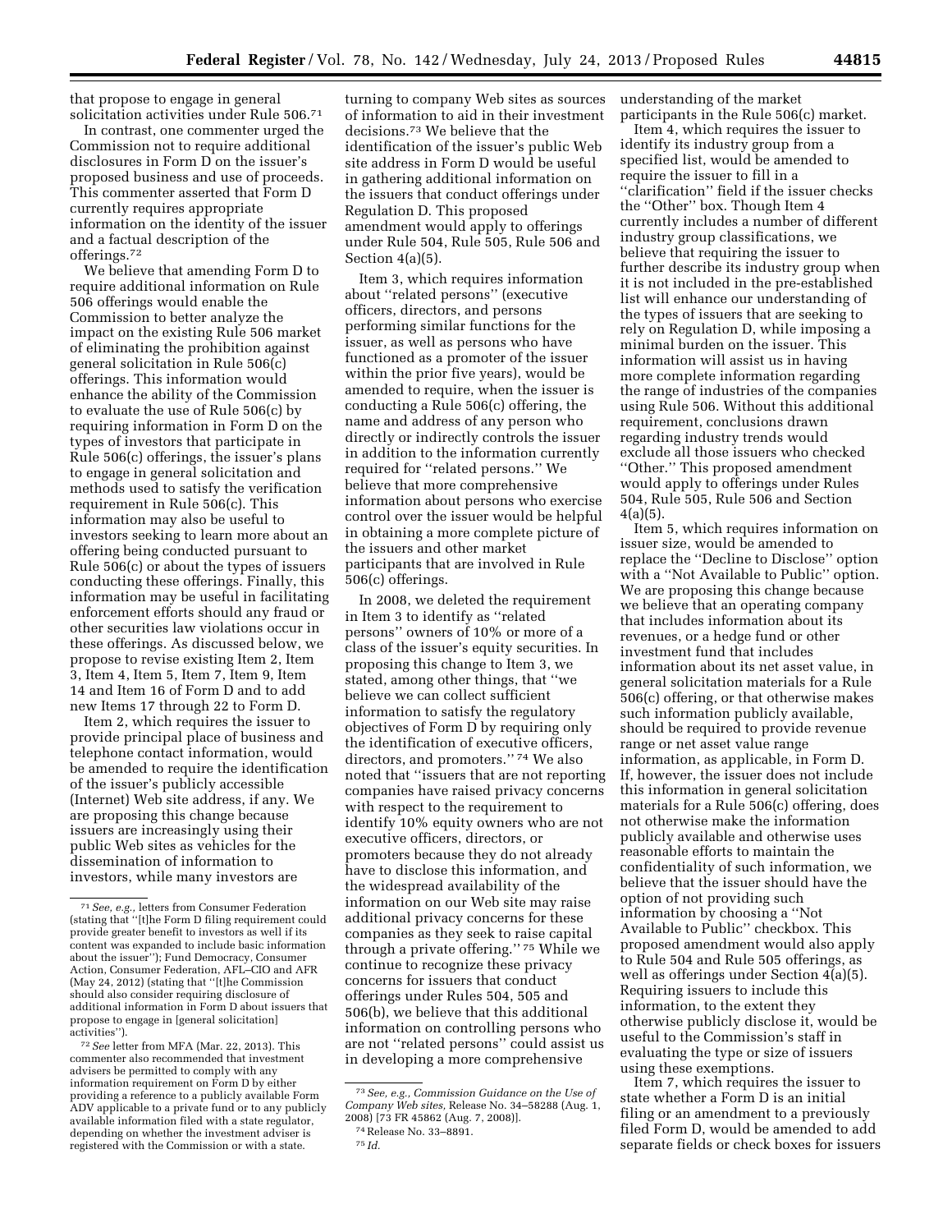that propose to engage in general solicitation activities under Rule 506.[71]

In contrast, one commenter urged the Commission not to require additional disclosures in Form D on the issuer's proposed business and use of proceeds. This commenter asserted that Form D currently requires appropriate information on the identity of the issuer and a factual description of the offerings.[72]

We believe that amending Form D to require additional information on Rule 506 offerings would enable the Commission to better analyze the impact on the existing Rule 506 market of eliminating the prohibition against general solicitation in Rule 506(c) offerings. This information would enhance the ability of the Commission to evaluate the use of Rule 506(c) by requiring information in Form D on the types of investors that participate in Rule 506(c) offerings, the issuer's plans to engage in general solicitation and methods used to satisfy the verification requirement in Rule 506(c). This information may also be useful to investors seeking to learn more about an offering being conducted pursuant to Rule 506(c) or about the types of issuers conducting these offerings. Finally, this information may be useful in facilitating enforcement efforts should any fraud or other securities law violations occur in these offerings. As discussed below, we propose to revise existing Item 2, Item 3, Item 4, Item 5, Item 7, Item 9, Item 14 and Item 16 of Form D and to add new Items 17 through 22 to Form D.

Item 2, which requires the issuer to provide principal place of business and telephone contact information, would be amended to require the identification of the issuer's publicly accessible (Internet) Web site address, if any. We are proposing this change because issuers are increasingly using their public Web sites as vehicles for the dissemination of information to investors, while many investors are turning to company Web sites as sources of information to aid in their investment decisions.[73] We believe that the identification of the issuer's public Web site address in Form D would be useful in gathering additional information on the issuers that conduct offerings under Regulation D. This proposed amendment would apply to offerings under Rule 504, Rule 505, Rule 506 and Section 4(a)(5).

Item 3, which requires information about "related persons" (executive officers, directors, and persons performing similar functions for the issuer, as well as persons who have functioned as a promoter of the issuer within the prior five years), would be amended to require, when the issuer is conducting a Rule 506(c) offering, the name and address of any person who directly or indirectly controls the issuer in addition to the information currently required for "related persons." We believe that more comprehensive information about persons who exercise control over the issuer would be helpful in obtaining a more complete picture of the issuers and other market participants that are involved in Rule 506(c) offerings.

In 2008, we deleted the requirement in Item 3 to identify as "related persons" owners of 10% or more of a class of the issuer's equity securities. In proposing this change to Item 3, we stated, among other things, that "we believe we can collect sufficient information to satisfy the regulatory objectives of Form D by requiring only the identification of executive officers, directors, and promoters."[74] We also noted that "issuers that are not reporting companies have raised privacy concerns with respect to the requirement to identify 10% equity owners who are not executive officers, directors, or promoters because they do not already have to disclose this information, and the widespread availability of the information on our Web site may raise additional privacy concerns for these companies as they seek to raise capital through a private offering."[75] While we continue to recognize these privacy concerns for issuers that conduct offerings under Rules 504, 505 and 506(b), we believe that this additional information on controlling persons who are not "related persons" could assist us in developing a more comprehensive understanding of the market participants in the Rule 506(c) market.

Item 4, which requires the issuer to identify its industry group from a specified list, would be amended to require the issuer to fill in a "clarification" field if the issuer checks the "Other" box. Though Item 4 currently includes a number of different industry group classifications, we believe that requiring the issuer to further describe its industry group when it is not included in the pre-established list will enhance our understanding of the types of issuers that are seeking to rely on Regulation D, while imposing a minimal burden on the issuer. This information will assist us in having more complete information regarding the range of industries of the companies using Rule 506. Without this additional requirement, conclusions drawn regarding industry trends would exclude all those issuers who checked "Other." This proposed amendment would apply to offerings under Rules 504, Rule 505, Rule 506 and Section 4(a)(5).

Item 5, which requires information on issuer size, would be amended to replace the "Decline to Disclose" option with a "Not Available to Public" option. We are proposing this change because we believe that an operating company that includes information about its revenues, or a hedge fund or other investment fund that includes information about its net asset value, in general solicitation materials for a Rule 506(c) offering, or that otherwise makes such information publicly available, should be required to provide revenue range or net asset value range information, as applicable, in Form D. If, however, the issuer does not include this information in general solicitation materials for a Rule 506(c) offering, does not otherwise make the information publicly available and otherwise uses reasonable efforts to maintain the confidentiality of such information, we believe that the issuer should have the option of not providing such information by choosing a "Not Available to Public" checkbox. This proposed amendment would also apply to Rule 504 and Rule 505 offerings, as well as offerings under Section 4(a)(5). Requiring issuers to include this information, to the extent they otherwise publicly disclose it, would be useful to the Commission's staff in evaluating the type or size of issuers using these exemptions.

Item 7, which requires the issuer to state whether a Form D is an initial filing or an amendment to a previously filed Form D, would be amended to add separate fields or check boxes for issuers

---

[71] *See, e.g.,* letters from Consumer Federation (stating that "[t]he Form D filing requirement could provide greater benefit to investors as well if its content was expanded to include basic information about the issuer"); Fund Democracy, Consumer Action, Consumer Federation, AFL–CIO and AFR (May 24, 2012) (stating that "[t]he Commission should also consider requiring disclosure of additional information in Form D about issuers that propose to engage in [general solicitation] activities").

[72] *See* letter from MFA (Mar. 22, 2013). This commenter also recommended that investment advisers be permitted to comply with any information requirement on Form D by either providing a reference to a publicly available Form ADV applicable to a private fund or to any publicly available information filed with a state regulator, depending on whether the investment adviser is registered with the Commission or with a state.

[73] *See, e.g., Commission Guidance on the Use of Company Web sites,* Release No. 34–58288 (Aug. 1, 2008) [73 FR 45862 (Aug. 7, 2008)].

[74] Release No. 33–8891.

[75] *Id.*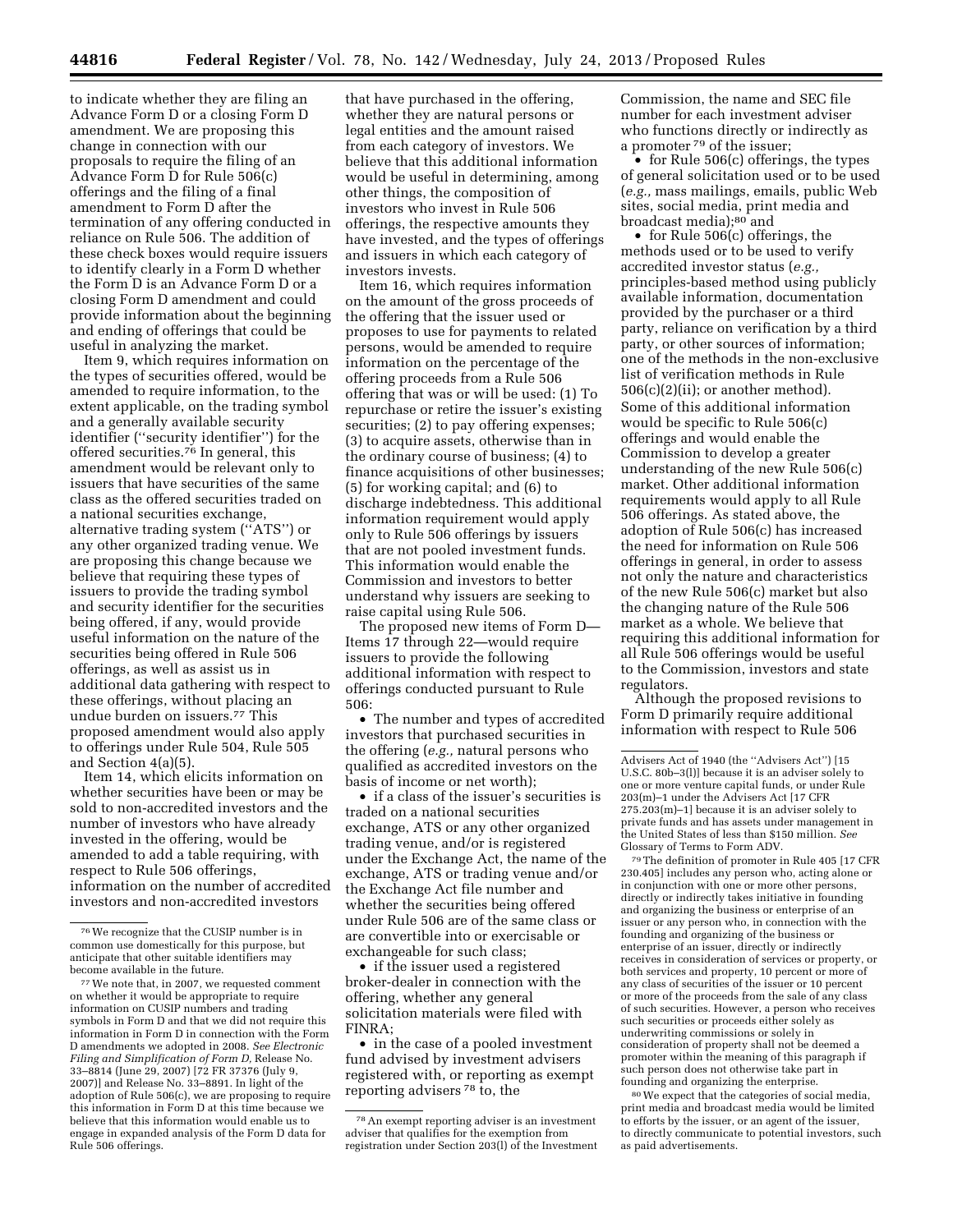to indicate whether they are filing an Advance Form D or a closing Form D amendment. We are proposing this change in connection with our proposals to require the filing of an Advance Form D for Rule 506(c) offerings and the filing of a final amendment to Form D after the termination of any offering conducted in reliance on Rule 506. The addition of these check boxes would require issuers to identify clearly in a Form D whether the Form D is an Advance Form D or a closing Form D amendment and could provide information about the beginning and ending of offerings that could be useful in analyzing the market.

Item 9, which requires information on the types of securities offered, would be amended to require information, to the extent applicable, on the trading symbol and a generally available security identifier (''security identifier'') for the offered securities.[76] In general, this amendment would be relevant only to issuers that have securities of the same class as the offered securities traded on a national securities exchange, alternative trading system (''ATS'') or any other organized trading venue. We are proposing this change because we believe that requiring these types of issuers to provide the trading symbol and security identifier for the securities being offered, if any, would provide useful information on the nature of the securities being offered in Rule 506 offerings, as well as assist us in additional data gathering with respect to these offerings, without placing an undue burden on issuers.[77] This proposed amendment would also apply to offerings under Rule 504, Rule 505 and Section 4(a)(5).

Item 14, which elicits information on whether securities have been or may be sold to non-accredited investors and the number of investors who have already invested in the offering, would be amended to add a table requiring, with respect to Rule 506 offerings, information on the number of accredited investors and non-accredited investors that have purchased in the offering, whether they are natural persons or legal entities and the amount raised from each category of investors. We believe that this additional information would be useful in determining, among other things, the composition of investors who invest in Rule 506 offerings, the respective amounts they have invested, and the types of offerings and issuers in which each category of investors invests.

Item 16, which requires information on the amount of the gross proceeds of the offering that the issuer used or proposes to use for payments to related persons, would be amended to require information on the percentage of the offering proceeds from a Rule 506 offering that was or will be used: (1) To repurchase or retire the issuer's existing securities; (2) to pay offering expenses; (3) to acquire assets, otherwise than in the ordinary course of business; (4) to finance acquisitions of other businesses; (5) for working capital; and (6) to discharge indebtedness. This additional information requirement would apply only to Rule 506 offerings by issuers that are not pooled investment funds. This information would enable the Commission and investors to better understand why issuers are seeking to raise capital using Rule 506.

The proposed new items of Form D—Items 17 through 22—would require issuers to provide the following additional information with respect to offerings conducted pursuant to Rule 506:

- The number and types of accredited investors that purchased securities in the offering (*e.g.,* natural persons who qualified as accredited investors on the basis of income or net worth);
- if a class of the issuer's securities is traded on a national securities exchange, ATS or any other organized trading venue, and/or is registered under the Exchange Act, the name of the exchange, ATS or trading venue and/or the Exchange Act file number and whether the securities being offered under Rule 506 are of the same class or are convertible into or exercisable or exchangeable for such class;
- if the issuer used a registered broker-dealer in connection with the offering, whether any general solicitation materials were filed with FINRA;
- in the case of a pooled investment fund advised by investment advisers registered with, or reporting as exempt reporting advisers[78] to, the Commission, the name and SEC file number for each investment adviser who functions directly or indirectly as a promoter[79] of the issuer;
- for Rule 506(c) offerings, the types of general solicitation used or to be used (*e.g.,* mass mailings, emails, public Web sites, social media, print media and broadcast media);[80] and
- for Rule 506(c) offerings, the methods used or to be used to verify accredited investor status (*e.g.,* principles-based method using publicly available information, documentation provided by the purchaser or a third party, reliance on verification by a third party, or other sources of information; one of the methods in the non-exclusive list of verification methods in Rule 506(c)(2)(ii); or another method).

Some of this additional information would be specific to Rule 506(c) offerings and would enable the Commission to develop a greater understanding of the new Rule 506(c) market. Other additional information requirements would apply to all Rule 506 offerings. As stated above, the adoption of Rule 506(c) has increased the need for information on Rule 506 offerings in general, in order to assess not only the nature and characteristics of the new Rule 506(c) market but also the changing nature of the Rule 506 market as a whole. We believe that requiring this additional information for all Rule 506 offerings would be useful to the Commission, investors and state regulators.

Although the proposed revisions to Form D primarily require additional information with respect to Rule 506

---

[76] We recognize that the CUSIP number is in common use domestically for this purpose, but anticipate that other suitable identifiers may become available in the future.

[77] We note that, in 2007, we requested comment on whether it would be appropriate to require information on CUSIP numbers and trading symbols in Form D and that we did not require this information in Form D in connection with the Form D amendments we adopted in 2008. *See Electronic Filing and Simplification of Form D,* Release No. 33–8814 (June 29, 2007) [72 FR 37376 (July 9, 2007)] and Release No. 33–8891. In light of the adoption of Rule 506(c), we are proposing to require this information in Form D at this time because we believe that this information would enable us to engage in expanded analysis of the Form D data for Rule 506 offerings.

[78] An exempt reporting adviser is an investment adviser that qualifies for the exemption from registration under Section 203(l) of the Investment Advisers Act of 1940 (the ''Advisers Act'') [15 U.S.C. 80b–3(l)] because it is an adviser solely to one or more venture capital funds, or under Rule 203(m)–1 under the Advisers Act [17 CFR 275.203(m)–1] because it is an adviser solely to private funds and has assets under management in the United States of less than $150 million. *See* Glossary of Terms to Form ADV.

[79] The definition of promoter in Rule 405 [17 CFR 230.405] includes any person who, acting alone or in conjunction with one or more other persons, directly or indirectly takes initiative in founding and organizing the business or enterprise of an issuer or any person who, in connection with the founding and organizing of the business or enterprise of an issuer, directly or indirectly receives in consideration of services or property, or both services and property, 10 percent or more of any class of securities of the issuer or 10 percent or more of the proceeds from the sale of any class of such securities. However, a person who receives such securities or proceeds either solely as underwriting commissions or solely in consideration of property shall not be deemed a promoter within the meaning of this paragraph if such person does not otherwise take part in founding and organizing the enterprise.

[80] We expect that the categories of social media, print media and broadcast media would be limited to efforts by the issuer, or an agent of the issuer, to directly communicate to potential investors, such as paid advertisements.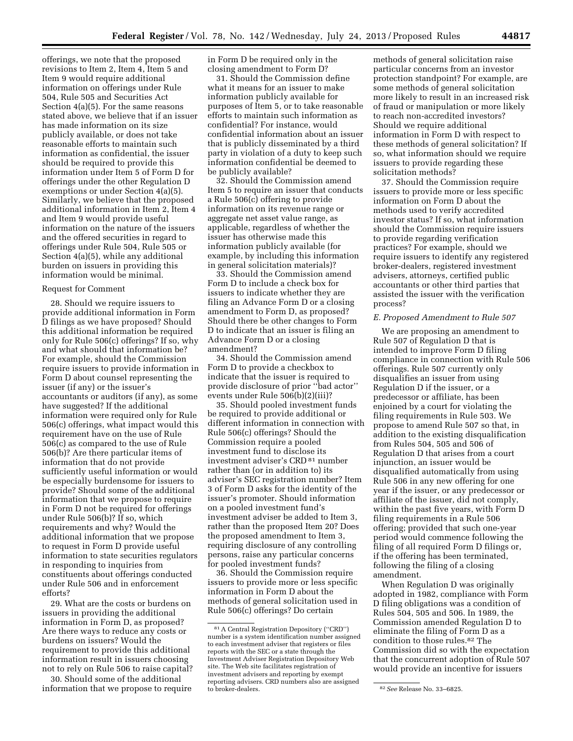offerings, we note that the proposed revisions to Item 2, Item 4, Item 5 and Item 9 would require additional information on offerings under Rule 504, Rule 505 and Securities Act Section 4(a)(5). For the same reasons stated above, we believe that if an issuer has made information on its size publicly available, or does not take reasonable efforts to maintain such information as confidential, the issuer should be required to provide this information under Item 5 of Form D for offerings under the other Regulation D exemptions or under Section 4(a)(5). Similarly, we believe that the proposed additional information in Item 2, Item 4 and Item 9 would provide useful information on the nature of the issuers and the offered securities in regard to offerings under Rule 504, Rule 505 or Section 4(a)(5), while any additional burden on issuers in providing this information would be minimal.

Request for Comment

28. Should we require issuers to provide additional information in Form D filings as we have proposed? Should this additional information be required only for Rule 506(c) offerings? If so, why and what should that information be? For example, should the Commission require issuers to provide information in Form D about counsel representing the issuer (if any) or the issuer's accountants or auditors (if any), as some have suggested? If the additional information were required only for Rule 506(c) offerings, what impact would this requirement have on the use of Rule 506(c) as compared to the use of Rule 506(b)? Are there particular items of information that do not provide sufficiently useful information or would be especially burdensome for issuers to provide? Should some of the additional information that we propose to require in Form D not be required for offerings under Rule 506(b)? If so, which requirements and why? Would the additional information that we propose to request in Form D provide useful information to state securities regulators in responding to inquiries from constituents about offerings conducted under Rule 506 and in enforcement efforts?

29. What are the costs or burdens on issuers in providing the additional information in Form D, as proposed? Are there ways to reduce any costs or burdens on issuers? Would the requirement to provide this additional information result in issuers choosing not to rely on Rule 506 to raise capital?

30. Should some of the additional information that we propose to require in Form D be required only in the closing amendment to Form D?

31. Should the Commission define what it means for an issuer to make information publicly available for purposes of Item 5, or to take reasonable efforts to maintain such information as confidential? For instance, would confidential information about an issuer that is publicly disseminated by a third party in violation of a duty to keep such information confidential be deemed to be publicly available?

32. Should the Commission amend Item 5 to require an issuer that conducts a Rule 506(c) offering to provide information on its revenue range or aggregate net asset value range, as applicable, regardless of whether the issuer has otherwise made this information publicly available (for example, by including this information in general solicitation materials)?

33. Should the Commission amend Form D to include a check box for issuers to indicate whether they are filing an Advance Form D or a closing amendment to Form D, as proposed? Should there be other changes to Form D to indicate that an issuer is filing an Advance Form D or a closing amendment?

34. Should the Commission amend Form D to provide a checkbox to indicate that the issuer is required to provide disclosure of prior "bad actor" events under Rule 506(b)(2)(iii)?

35. Should pooled investment funds be required to provide additional or different information in connection with Rule 506(c) offerings? Should the Commission require a pooled investment fund to disclose its investment adviser's CRD[81] number rather than (or in addition to) its adviser's SEC registration number? Item 3 of Form D asks for the identity of the issuer's promoter. Should information on a pooled investment fund's investment adviser be added to Item 3, rather than the proposed Item 20? Does the proposed amendment to Item 3, requiring disclosure of any controlling persons, raise any particular concerns for pooled investment funds?

36. Should the Commission require issuers to provide more or less specific information in Form D about the methods of general solicitation used in Rule 506(c) offerings? Do certain methods of general solicitation raise particular concerns from an investor protection standpoint? For example, are some methods of general solicitation more likely to result in an increased risk of fraud or manipulation or more likely to reach non-accredited investors? Should we require additional information in Form D with respect to these methods of general solicitation? If so, what information should we require issuers to provide regarding these solicitation methods?

37. Should the Commission require issuers to provide more or less specific information on Form D about the methods used to verify accredited investor status? If so, what information should the Commission require issuers to provide regarding verification practices? For example, should we require issuers to identify any registered broker-dealers, registered investment advisers, attorneys, certified public accountants or other third parties that assisted the issuer with the verification process?

### E. Proposed Amendment to Rule 507

We are proposing an amendment to Rule 507 of Regulation D that is intended to improve Form D filing compliance in connection with Rule 506 offerings. Rule 507 currently only disqualifies an issuer from using Regulation D if the issuer, or a predecessor or affiliate, has been enjoined by a court for violating the filing requirements in Rule 503. We propose to amend Rule 507 so that, in addition to the existing disqualification from Rules 504, 505 and 506 of Regulation D that arises from a court injunction, an issuer would be disqualified automatically from using Rule 506 in any new offering for one year if the issuer, or any predecessor or affiliate of the issuer, did not comply, within the past five years, with Form D filing requirements in a Rule 506 offering; provided that such one-year period would commence following the filing of all required Form D filings or, if the offering has been terminated, following the filing of a closing amendment.

When Regulation D was originally adopted in 1982, compliance with Form D filing obligations was a condition of Rules 504, 505 and 506. In 1989, the Commission amended Regulation D to eliminate the filing of Form D as a condition to those rules.[82] The Commission did so with the expectation that the concurrent adoption of Rule 507 would provide an incentive for issuers

---

[81] A Central Registration Depository ("CRD") number is a system identification number assigned to each investment adviser that registers or files reports with the SEC or a state through the Investment Adviser Registration Depository Web site. The Web site facilitates registration of investment advisers and reporting by exempt reporting advisers. CRD numbers also are assigned to broker-dealers.

[82] *See* Release No. 33–6825.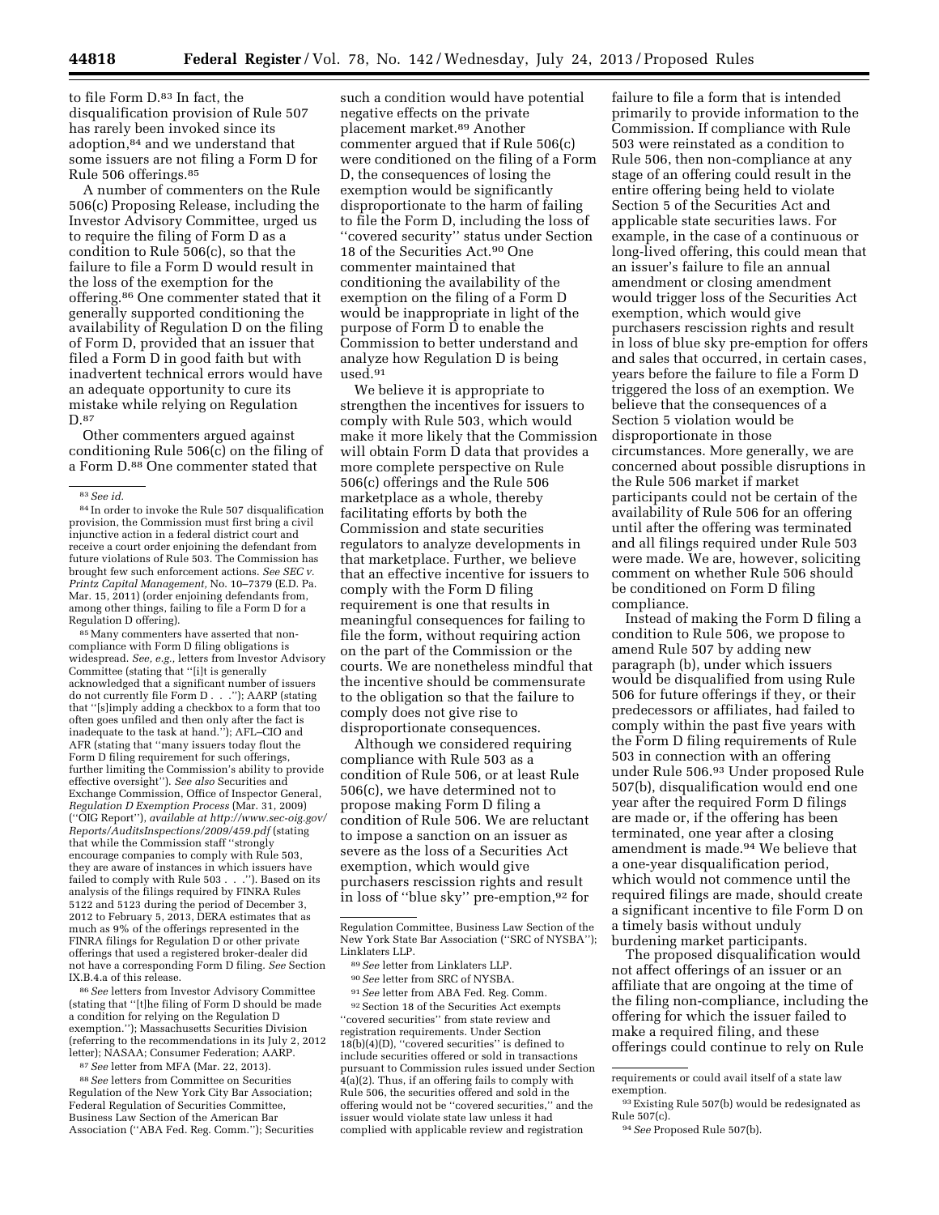to file Form D.[83] In fact, the disqualification provision of Rule 507 has rarely been invoked since its adoption,[84] and we understand that some issuers are not filing a Form D for Rule 506 offerings.[85]

A number of commenters on the Rule 506(c) Proposing Release, including the Investor Advisory Committee, urged us to require the filing of Form D as a condition to Rule 506(c), so that the failure to file a Form D would result in the loss of the exemption for the offering.[86] One commenter stated that it generally supported conditioning the availability of Regulation D on the filing of Form D, provided that an issuer that filed a Form D in good faith but with inadvertent technical errors would have an adequate opportunity to cure its mistake while relying on Regulation D.[87]

Other commenters argued against conditioning Rule 506(c) on the filing of a Form D.[88] One commenter stated that such a condition would have potential negative effects on the private placement market.[89] Another commenter argued that if Rule 506(c) were conditioned on the filing of a Form D, the consequences of losing the exemption would be significantly disproportionate to the harm of failing to file the Form D, including the loss of "covered security" status under Section 18 of the Securities Act.[90] One commenter maintained that conditioning the availability of the exemption on the filing of a Form D would be inappropriate in light of the purpose of Form D to enable the Commission to better understand and analyze how Regulation D is being used.[91]

We believe it is appropriate to strengthen the incentives for issuers to comply with Rule 503, which would make it more likely that the Commission will obtain Form D data that provides a more complete perspective on Rule 506(c) offerings and the Rule 506 marketplace as a whole, thereby facilitating efforts by both the Commission and state securities regulators to analyze developments in that marketplace. Further, we believe that an effective incentive for issuers to comply with the Form D filing requirement is one that results in meaningful consequences for failing to file the form, without requiring action on the part of the Commission or the courts. We are nonetheless mindful that the incentive should be commensurate to the obligation so that the failure to comply does not give rise to disproportionate consequences.

Although we considered requiring compliance with Rule 503 as a condition of Rule 506, or at least Rule 506(c), we have determined not to propose making Form D filing a condition of Rule 506. We are reluctant to impose a sanction on an issuer as severe as the loss of a Securities Act exemption, which would give purchasers rescission rights and result in loss of "blue sky" pre-emption,[92] for failure to file a form that is intended primarily to provide information to the Commission. If compliance with Rule 503 were reinstated as a condition to Rule 506, then non-compliance at any stage of an offering could result in the entire offering being held to violate Section 5 of the Securities Act and applicable state securities laws. For example, in the case of a continuous or long-lived offering, this could mean that an issuer's failure to file an annual amendment or closing amendment would trigger loss of the Securities Act exemption, which would give purchasers rescission rights and result in loss of blue sky pre-emption for offers and sales that occurred, in certain cases, years before the failure to file a Form D triggered the loss of an exemption. We believe that the consequences of a Section 5 violation would be disproportionate in those circumstances. More generally, we are concerned about possible disruptions in the Rule 506 market if market participants could not be certain of the availability of Rule 506 for an offering until after the offering was terminated and all filings required under Rule 503 were made. We are, however, soliciting comment on whether Rule 506 should be conditioned on Form D filing compliance.

Instead of making the Form D filing a condition to Rule 506, we propose to amend Rule 507 by adding new paragraph (b), under which issuers would be disqualified from using Rule 506 for future offerings if they, or their predecessors or affiliates, had failed to comply within the past five years with the Form D filing requirements of Rule 503 in connection with an offering under Rule 506.[93] Under proposed Rule 507(b), disqualification would end one year after the required Form D filings are made or, if the offering has been terminated, one year after a closing amendment is made.[94] We believe that a one-year disqualification period, which would not commence until the required filings are made, should create a significant incentive to file Form D on a timely basis without unduly burdening market participants.

The proposed disqualification would not affect offerings of an issuer or an affiliate that are ongoing at the time of the filing non-compliance, including the offering for which the issuer failed to make a required filing, and these offerings could continue to rely on Rule

---

[83] *See id.*

[84] In order to invoke the Rule 507 disqualification provision, the Commission must first bring a civil injunctive action in a federal district court and receive a court order enjoining the defendant from future violations of Rule 503. The Commission has brought few such enforcement actions. *See SEC v. Printz Capital Management,* No. 10–7379 (E.D. Pa. Mar. 15, 2011) (order enjoining defendants from, among other things, failing to file a Form D for a Regulation D offering).

[85] Many commenters have asserted that non-compliance with Form D filing obligations is widespread. *See, e.g.,* letters from Investor Advisory Committee (stating that "[i]t is generally acknowledged that a significant number of issuers do not currently file Form D . . ."); AARP (stating that "[s]imply adding a checkbox to a form that too often goes unfiled and then only after the fact is inadequate to the task at hand."); AFL–CIO and AFR (stating that "many issuers today flout the Form D filing requirement for such offerings, further limiting the Commission's ability to provide effective oversight"). *See also* Securities and Exchange Commission, Office of Inspector General, *Regulation D Exemption Process* (Mar. 31, 2009) ("OIG Report"), *available at http://www.sec-oig.gov/Reports/AuditsInspections/2009/459.pdf* (stating that while the Commission staff "strongly encourage companies to comply with Rule 503, they are aware of instances in which issuers have failed to comply with Rule 503 . . ."). Based on its analysis of the filings required by FINRA Rules 5122 and 5123 during the period of December 3, 2012 to February 5, 2013, DERA estimates that as much as 9% of the offerings represented in the FINRA filings for Regulation D or other private offerings that used a registered broker-dealer did not have a corresponding Form D filing. *See* Section IX.B.4.a of this release.

[86] *See* letters from Investor Advisory Committee (stating that "[t]he filing of Form D should be made a condition for relying on the Regulation D exemption."); Massachusetts Securities Division (referring to the recommendations in its July 2, 2012 letter); NASAA; Consumer Federation; AARP.

[87] *See* letter from MFA (Mar. 22, 2013).

[88] *See* letters from Committee on Securities Regulation of the New York City Bar Association; Federal Regulation of Securities Committee, Business Law Section of the American Bar Association ("ABA Fed. Reg. Comm."); Securities Regulation Committee, Business Law Section of the New York State Bar Association ("SRC of NYSBA"); Linklaters LLP.

[89] *See* letter from Linklaters LLP.

[90] *See* letter from SRC of NYSBA.

[91] *See* letter from ABA Fed. Reg. Comm.

[92] Section 18 of the Securities Act exempts "covered securities" from state review and registration requirements. Under Section 18(b)(4)(D), "covered securities" is defined to include securities offered or sold in transactions pursuant to Commission rules issued under Section 4(a)(2). Thus, if an offering fails to comply with Rule 506, the securities offered and sold in the offering would not be "covered securities," and the issuer would violate state law unless it had complied with applicable review and registration requirements or could avail itself of a state law exemption.

[93] Existing Rule 507(b) would be redesignated as Rule 507(c).

[94] *See* Proposed Rule 507(b).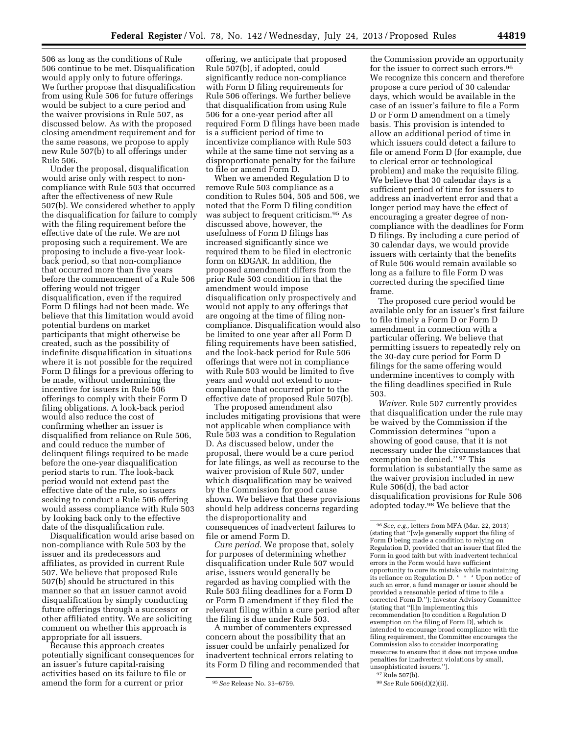506 as long as the conditions of Rule 506 continue to be met. Disqualification would apply only to future offerings. We further propose that disqualification from using Rule 506 for future offerings would be subject to a cure period and the waiver provisions in Rule 507, as discussed below. As with the proposed closing amendment requirement and for the same reasons, we propose to apply new Rule 507(b) to all offerings under Rule 506.

Under the proposal, disqualification would arise only with respect to non-compliance with Rule 503 that occurred after the effectiveness of new Rule 507(b). We considered whether to apply the disqualification for failure to comply with the filing requirement before the effective date of the rule. We are not proposing such a requirement. We are proposing to include a five-year look-back period, so that non-compliance that occurred more than five years before the commencement of a Rule 506 offering would not trigger disqualification, even if the required Form D filings had not been made. We believe that this limitation would avoid potential burdens on market participants that might otherwise be created, such as the possibility of indefinite disqualification in situations where it is not possible for the required Form D filings for a previous offering to be made, without undermining the incentive for issuers in Rule 506 offerings to comply with their Form D filing obligations. A look-back period would also reduce the cost of confirming whether an issuer is disqualified from reliance on Rule 506, and could reduce the number of delinquent filings required to be made before the one-year disqualification period starts to run. The look-back period would not extend past the effective date of the rule, so issuers seeking to conduct a Rule 506 offering would assess compliance with Rule 503 by looking back only to the effective date of the disqualification rule.

Disqualification would arise based on non-compliance with Rule 503 by the issuer and its predecessors and affiliates, as provided in current Rule 507. We believe that proposed Rule 507(b) should be structured in this manner so that an issuer cannot avoid disqualification by simply conducting future offerings through a successor or other affiliated entity. We are soliciting comment on whether this approach is appropriate for all issuers.

Because this approach creates potentially significant consequences for an issuer's future capital-raising activities based on its failure to file or amend the form for a current or prior offering, we anticipate that proposed Rule 507(b), if adopted, could significantly reduce non-compliance with Form D filing requirements for Rule 506 offerings. We further believe that disqualification from using Rule 506 for a one-year period after all required Form D filings have been made is a sufficient period of time to incentivize compliance with Rule 503 while at the same time not serving as a disproportionate penalty for the failure to file or amend Form D.

When we amended Regulation D to remove Rule 503 compliance as a condition to Rules 504, 505 and 506, we noted that the Form D filing condition was subject to frequent criticism.[95] As discussed above, however, the usefulness of Form D filings has increased significantly since we required them to be filed in electronic form on EDGAR. In addition, the proposed amendment differs from the prior Rule 503 condition in that the amendment would impose disqualification only prospectively and would not apply to any offerings that are ongoing at the time of filing non-compliance. Disqualification would also be limited to one year after all Form D filing requirements have been satisfied, and the look-back period for Rule 506 offerings that were not in compliance with Rule 503 would be limited to five years and would not extend to non-compliance that occurred prior to the effective date of proposed Rule 507(b).

The proposed amendment also includes mitigating provisions that were not applicable when compliance with Rule 503 was a condition to Regulation D. As discussed below, under the proposal, there would be a cure period for late filings, as well as recourse to the waiver provision of Rule 507, under which disqualification may be waived by the Commission for good cause shown. We believe that these provisions should help address concerns regarding the disproportionality and consequences of inadvertent failures to file or amend Form D.

*Cure period.* We propose that, solely for purposes of determining whether disqualification under Rule 507 would arise, issuers would generally be regarded as having complied with the Rule 503 filing deadlines for a Form D or Form D amendment if they filed the relevant filing within a cure period after the filing is due under Rule 503.

A number of commenters expressed concern about the possibility that an issuer could be unfairly penalized for inadvertent technical errors relating to its Form D filing and recommended that the Commission provide an opportunity for the issuer to correct such errors.[96] We recognize this concern and therefore propose a cure period of 30 calendar days, which would be available in the case of an issuer's failure to file a Form D or Form D amendment on a timely basis. This provision is intended to allow an additional period of time in which issuers could detect a failure to file or amend Form D (for example, due to clerical error or technological problem) and make the requisite filing. We believe that 30 calendar days is a sufficient period of time for issuers to address an inadvertent error and that a longer period may have the effect of encouraging a greater degree of non-compliance with the deadlines for Form D filings. By including a cure period of 30 calendar days, we would provide issuers with certainty that the benefits of Rule 506 would remain available so long as a failure to file Form D was corrected during the specified time frame.

The proposed cure period would be available only for an issuer's first failure to file timely a Form D or Form D amendment in connection with a particular offering. We believe that permitting issuers to repeatedly rely on the 30-day cure period for Form D filings for the same offering would undermine incentives to comply with the filing deadlines specified in Rule 503.

*Waiver.* Rule 507 currently provides that disqualification under the rule may be waived by the Commission if the Commission determines ''upon a showing of good cause, that it is not necessary under the circumstances that exemption be denied.'' [97] This formulation is substantially the same as the waiver provision included in new Rule 506(d), the bad actor disqualification provisions for Rule 506 adopted today.[98] We believe that the

---

[95] *See* Release No. 33–6759.

[96] *See, e.g.,* letters from MFA (Mar. 22, 2013) (stating that ''[w]e generally support the filing of Form D being made a condition to relying on Regulation D, provided that an issuer that filed the Form in good faith but with inadvertent technical errors in the Form would have sufficient opportunity to cure its mistake while maintaining its reliance on Regulation D. * * * Upon notice of such an error, a fund manager or issuer should be provided a reasonable period of time to file a corrected Form D.''); Investor Advisory Committee (stating that ''[i]n implementing this recommendation [to condition a Regulation D exemption on the filing of Form D], which is intended to encourage broad compliance with the filing requirement, the Committee encourages the Commission also to consider incorporating measures to ensure that it does not impose undue penalties for inadvertent violations by small, unsophisticated issuers.'').

[97] Rule 507(b).

[98] *See* Rule 506(d)(2)(ii).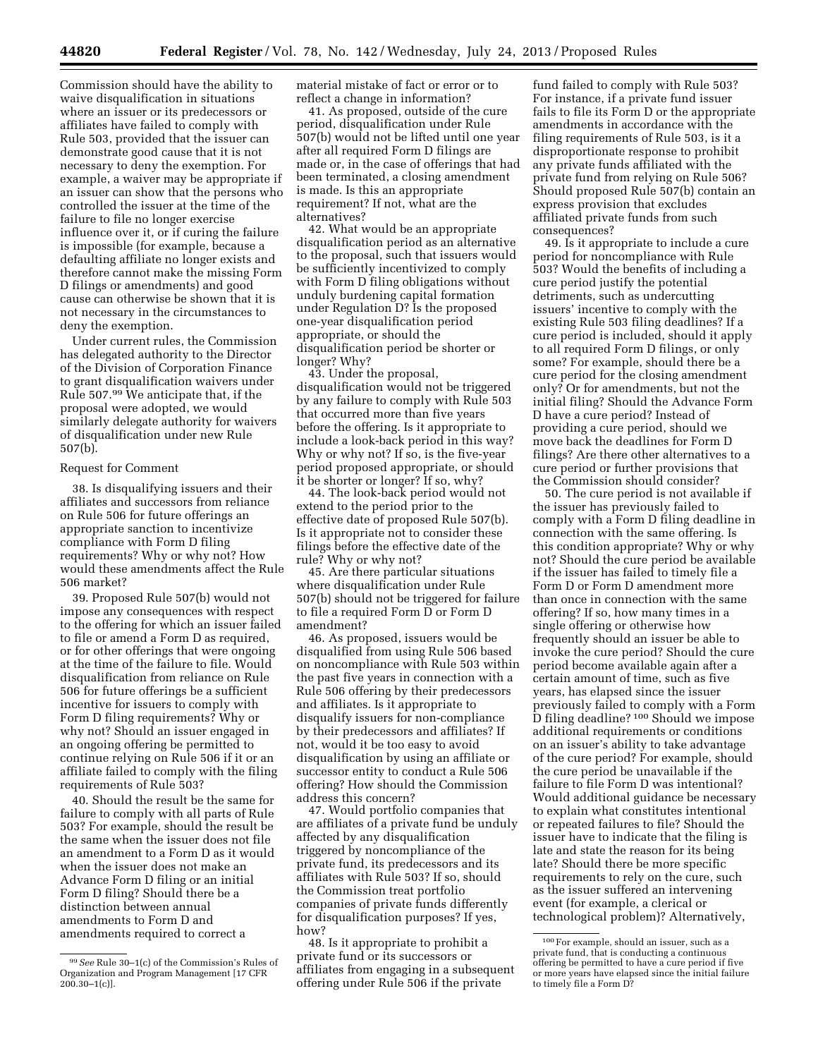Commission should have the ability to waive disqualification in situations where an issuer or its predecessors or affiliates have failed to comply with Rule 503, provided that the issuer can demonstrate good cause that it is not necessary to deny the exemption. For example, a waiver may be appropriate if an issuer can show that the persons who controlled the issuer at the time of the failure to file no longer exercise influence over it, or if curing the failure is impossible (for example, because a defaulting affiliate no longer exists and therefore cannot make the missing Form D filings or amendments) and good cause can otherwise be shown that it is not necessary in the circumstances to deny the exemption.

Under current rules, the Commission has delegated authority to the Director of the Division of Corporation Finance to grant disqualification waivers under Rule 507.[99] We anticipate that, if the proposal were adopted, we would similarly delegate authority for waivers of disqualification under new Rule 507(b).

Request for Comment

38. Is disqualifying issuers and their affiliates and successors from reliance on Rule 506 for future offerings an appropriate sanction to incentivize compliance with Form D filing requirements? Why or why not? How would these amendments affect the Rule 506 market?

39. Proposed Rule 507(b) would not impose any consequences with respect to the offering for which an issuer failed to file or amend a Form D as required, or for other offerings that were ongoing at the time of the failure to file. Would disqualification from reliance on Rule 506 for future offerings be a sufficient incentive for issuers to comply with Form D filing requirements? Why or why not? Should an issuer engaged in an ongoing offering be permitted to continue relying on Rule 506 if it or an affiliate failed to comply with the filing requirements of Rule 503?

40. Should the result be the same for failure to comply with all parts of Rule 503? For example, should the result be the same when the issuer does not file an amendment to a Form D as it would when the issuer does not make an Advance Form D filing or an initial Form D filing? Should there be a distinction between annual amendments to Form D and amendments required to correct a material mistake of fact or error or to reflect a change in information?

41. As proposed, outside of the cure period, disqualification under Rule 507(b) would not be lifted until one year after all required Form D filings are made or, in the case of offerings that had been terminated, a closing amendment is made. Is this an appropriate requirement? If not, what are the alternatives?

42. What would be an appropriate disqualification period as an alternative to the proposal, such that issuers would be sufficiently incentivized to comply with Form D filing obligations without unduly burdening capital formation under Regulation D? Is the proposed one-year disqualification period appropriate, or should the disqualification period be shorter or longer? Why?

43. Under the proposal, disqualification would not be triggered by any failure to comply with Rule 503 that occurred more than five years before the offering. Is it appropriate to include a look-back period in this way? Why or why not? If so, is the five-year period proposed appropriate, or should it be shorter or longer? If so, why?

44. The look-back period would not extend to the period prior to the effective date of proposed Rule 507(b). Is it appropriate not to consider these filings before the effective date of the rule? Why or why not?

45. Are there particular situations where disqualification under Rule 507(b) should not be triggered for failure to file a required Form D or Form D amendment?

46. As proposed, issuers would be disqualified from using Rule 506 based on noncompliance with Rule 503 within the past five years in connection with a Rule 506 offering by their predecessors and affiliates. Is it appropriate to disqualify issuers for non-compliance by their predecessors and affiliates? If not, would it be too easy to avoid disqualification by using an affiliate or successor entity to conduct a Rule 506 offering? How should the Commission address this concern?

47. Would portfolio companies that are affiliates of a private fund be unduly affected by any disqualification triggered by noncompliance of the private fund, its predecessors and its affiliates with Rule 503? If so, should the Commission treat portfolio companies of private funds differently for disqualification purposes? If yes, how?

48. Is it appropriate to prohibit a private fund or its successors or affiliates from engaging in a subsequent offering under Rule 506 if the private fund failed to comply with Rule 503? For instance, if a private fund issuer fails to file its Form D or the appropriate amendments in accordance with the filing requirements of Rule 503, is it a disproportionate response to prohibit any private funds affiliated with the private fund from relying on Rule 506? Should proposed Rule 507(b) contain an express provision that excludes affiliated private funds from such consequences?

49. Is it appropriate to include a cure period for noncompliance with Rule 503? Would the benefits of including a cure period justify the potential detriments, such as undercutting issuers' incentive to comply with the existing Rule 503 filing deadlines? If a cure period is included, should it apply to all required Form D filings, or only some? For example, should there be a cure period for the closing amendment only? Or for amendments, but not the initial filing? Should the Advance Form D have a cure period? Instead of providing a cure period, should we move back the deadlines for Form D filings? Are there other alternatives to a cure period or further provisions that the Commission should consider?

50. The cure period is not available if the issuer has previously failed to comply with a Form D filing deadline in connection with the same offering. Is this condition appropriate? Why or why not? Should the cure period be available if the issuer has failed to timely file a Form D or Form D amendment more than once in connection with the same offering? If so, how many times in a single offering or otherwise how frequently should an issuer be able to invoke the cure period? Should the cure period become available again after a certain amount of time, such as five years, has elapsed since the issuer previously failed to comply with a Form D filing deadline?[100] Should we impose additional requirements or conditions on an issuer's ability to take advantage of the cure period? For example, should the cure period be unavailable if the failure to file Form D was intentional? Would additional guidance be necessary to explain what constitutes intentional or repeated failures to file? Should the issuer have to indicate that the filing is late and state the reason for its being late? Should there be more specific requirements to rely on the cure, such as the issuer suffered an intervening event (for example, a clerical or technological problem)? Alternatively,

---

[99] *See* Rule 30–1(c) of the Commission's Rules of Organization and Program Management [17 CFR 200.30–1(c)].

[100] For example, should an issuer, such as a private fund, that is conducting a continuous offering be permitted to have a cure period if five or more years have elapsed since the initial failure to timely file a Form D?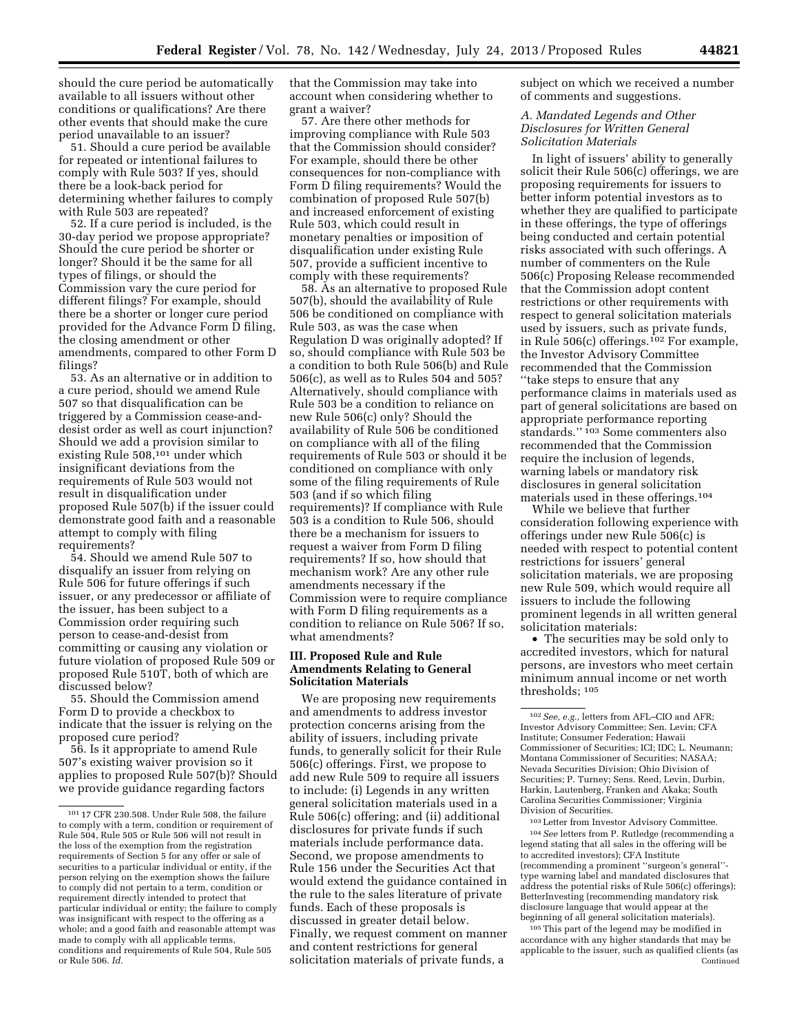should the cure period be automatically available to all issuers without other conditions or qualifications? Are there other events that should make the cure period unavailable to an issuer?

51. Should a cure period be available for repeated or intentional failures to comply with Rule 503? If yes, should there be a look-back period for determining whether failures to comply with Rule 503 are repeated?

52. If a cure period is included, is the 30-day period we propose appropriate? Should the cure period be shorter or longer? Should it be the same for all types of filings, or should the Commission vary the cure period for different filings? For example, should there be a shorter or longer cure period provided for the Advance Form D filing, the closing amendment or other amendments, compared to other Form D filings?

53. As an alternative or in addition to a cure period, should we amend Rule 507 so that disqualification can be triggered by a Commission cease-and-desist order as well as court injunction? Should we add a provision similar to existing Rule 508,[101] under which insignificant deviations from the requirements of Rule 503 would not result in disqualification under proposed Rule 507(b) if the issuer could demonstrate good faith and a reasonable attempt to comply with filing requirements?

54. Should we amend Rule 507 to disqualify an issuer from relying on Rule 506 for future offerings if such issuer, or any predecessor or affiliate of the issuer, has been subject to a Commission order requiring such person to cease-and-desist from committing or causing any violation or future violation of proposed Rule 509 or proposed Rule 510T, both of which are discussed below?

55. Should the Commission amend Form D to provide a checkbox to indicate that the issuer is relying on the proposed cure period?

56. Is it appropriate to amend Rule 507's existing waiver provision so it applies to proposed Rule 507(b)? Should we provide guidance regarding factors that the Commission may take into account when considering whether to grant a waiver?

57. Are there other methods for improving compliance with Rule 503 that the Commission should consider? For example, should there be other consequences for non-compliance with Form D filing requirements? Would the combination of proposed Rule 507(b) and increased enforcement of existing Rule 503, which could result in monetary penalties or imposition of disqualification under existing Rule 507, provide a sufficient incentive to comply with these requirements?

58. As an alternative to proposed Rule 507(b), should the availability of Rule 506 be conditioned on compliance with Rule 503, as was the case when Regulation D was originally adopted? If so, should compliance with Rule 503 be a condition to both Rule 506(b) and Rule 506(c), as well as to Rules 504 and 505? Alternatively, should compliance with Rule 503 be a condition to reliance on new Rule 506(c) only? Should the availability of Rule 506 be conditioned on compliance with all of the filing requirements of Rule 503 or should it be conditioned on compliance with only some of the filing requirements of Rule 503 (and if so which filing requirements)? If compliance with Rule 503 is a condition to Rule 506, should there be a mechanism for issuers to request a waiver from Form D filing requirements? If so, how should that mechanism work? Are any other rule amendments necessary if the Commission were to require compliance with Form D filing requirements as a condition to reliance on Rule 506? If so, what amendments?

## III. Proposed Rule and Rule Amendments Relating to General Solicitation Materials

We are proposing new requirements and amendments to address investor protection concerns arising from the ability of issuers, including private funds, to generally solicit for their Rule 506(c) offerings. First, we propose to add new Rule 509 to require all issuers to include: (i) Legends in any written general solicitation materials used in a Rule 506(c) offering; and (ii) additional disclosures for private funds if such materials include performance data. Second, we propose amendments to Rule 156 under the Securities Act that would extend the guidance contained in the rule to the sales literature of private funds. Each of these proposals is discussed in greater detail below. Finally, we request comment on manner and content restrictions for general solicitation materials of private funds, a subject on which we received a number of comments and suggestions.

### A. Mandated Legends and Other Disclosures for Written General Solicitation Materials

In light of issuers' ability to generally solicit their Rule 506(c) offerings, we are proposing requirements for issuers to better inform potential investors as to whether they are qualified to participate in these offerings, the type of offerings being conducted and certain potential risks associated with such offerings. A number of commenters on the Rule 506(c) Proposing Release recommended that the Commission adopt content restrictions or other requirements with respect to general solicitation materials used by issuers, such as private funds, in Rule 506(c) offerings.[102] For example, the Investor Advisory Committee recommended that the Commission "take steps to ensure that any performance claims in materials used as part of general solicitations are based on appropriate performance reporting standards."[103] Some commenters also recommended that the Commission require the inclusion of legends, warning labels or mandatory risk disclosures in general solicitation materials used in these offerings.[104]

While we believe that further consideration following experience with offerings under new Rule 506(c) is needed with respect to potential content restrictions for issuers' general solicitation materials, we are proposing new Rule 509, which would require all issuers to include the following prominent legends in all written general solicitation materials:

- The securities may be sold only to accredited investors, which for natural persons, are investors who meet certain minimum annual income or net worth thresholds; [105]

---

[101] 17 CFR 230.508. Under Rule 508, the failure to comply with a term, condition or requirement of Rule 504, Rule 505 or Rule 506 will not result in the loss of the exemption from the registration requirements of Section 5 for any offer or sale of securities to a particular individual or entity, if the person relying on the exemption shows the failure to comply did not pertain to a term, condition or requirement directly intended to protect that particular individual or entity; the failure to comply was insignificant with respect to the offering as a whole; and a good faith and reasonable attempt was made to comply with all applicable terms, conditions and requirements of Rule 504, Rule 505 or Rule 506. *Id.*

[102] *See, e.g.,* letters from AFL–CIO and AFR; Investor Advisory Committee; Sen. Levin; CFA Institute; Consumer Federation; Hawaii Commissioner of Securities; ICI; IDC; L. Neumann; Montana Commissioner of Securities; NASAA; Nevada Securities Division; Ohio Division of Securities; P. Turney; Sens. Reed, Levin, Durbin, Harkin, Lautenberg, Franken and Akaka; South Carolina Securities Commissioner; Virginia Division of Securities.

[103] Letter from Investor Advisory Committee.

[104] *See* letters from P. Rutledge (recommending a legend stating that all sales in the offering will be to accredited investors); CFA Institute (recommending a prominent "surgeon's general"-type warning label and mandated disclosures that address the potential risks of Rule 506(c) offerings); BetterInvesting (recommending mandatory risk disclosure language that would appear at the beginning of all general solicitation materials).

[105] This part of the legend may be modified in accordance with any higher standards that may be applicable to the issuer, such as qualified clients (as Continued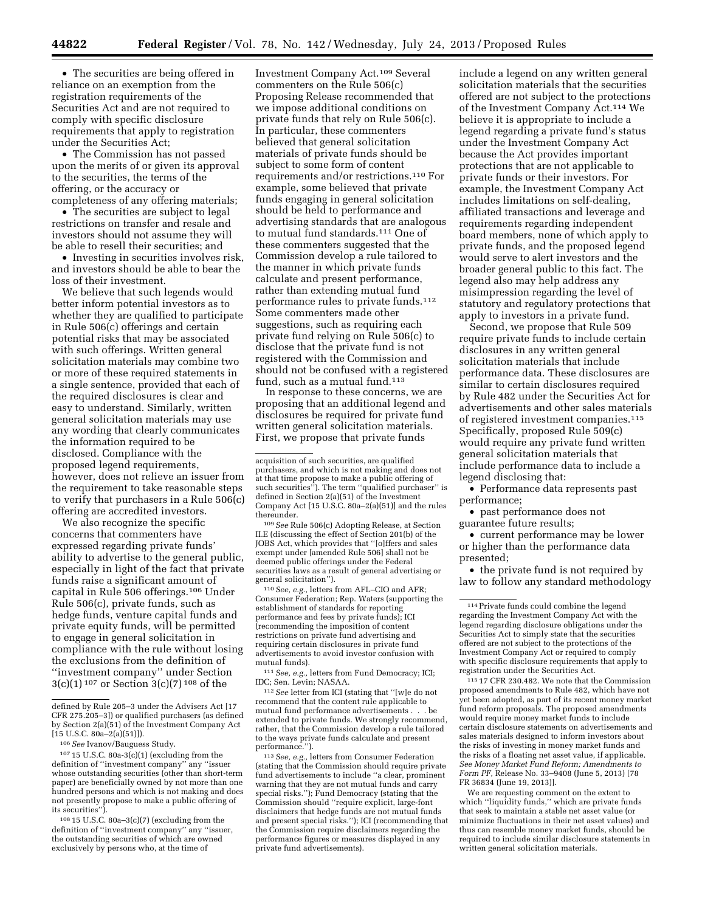- The securities are being offered in reliance on an exemption from the registration requirements of the Securities Act and are not required to comply with specific disclosure requirements that apply to registration under the Securities Act;
- The Commission has not passed upon the merits of or given its approval to the securities, the terms of the offering, or the accuracy or completeness of any offering materials;
- The securities are subject to legal restrictions on transfer and resale and investors should not assume they will be able to resell their securities; and
- Investing in securities involves risk, and investors should be able to bear the loss of their investment.

We believe that such legends would better inform potential investors as to whether they are qualified to participate in Rule 506(c) offerings and certain potential risks that may be associated with such offerings. Written general solicitation materials may combine two or more of these required statements in a single sentence, provided that each of the required disclosures is clear and easy to understand. Similarly, written general solicitation materials may use any wording that clearly communicates the information required to be disclosed. Compliance with the proposed legend requirements, however, does not relieve an issuer from the requirement to take reasonable steps to verify that purchasers in a Rule 506(c) offering are accredited investors.

We also recognize the specific concerns that commenters have expressed regarding private funds' ability to advertise to the general public, especially in light of the fact that private funds raise a significant amount of capital in Rule 506 offerings.[106] Under Rule 506(c), private funds, such as hedge funds, venture capital funds and private equity funds, will be permitted to engage in general solicitation in compliance with the rule without losing the exclusions from the definition of "investment company" under Section 3(c)(1)[107] or Section 3(c)(7)[108] of the Investment Company Act.[109] Several commenters on the Rule 506(c) Proposing Release recommended that we impose additional conditions on private funds that rely on Rule 506(c). In particular, these commenters believed that general solicitation materials of private funds should be subject to some form of content requirements and/or restrictions.[110] For example, some believed that private funds engaging in general solicitation should be held to performance and advertising standards that are analogous to mutual fund standards.[111] One of these commenters suggested that the Commission develop a rule tailored to the manner in which private funds calculate and present performance, rather than extending mutual fund performance rules to private funds.[112] Some commenters made other suggestions, such as requiring each private fund relying on Rule 506(c) to disclose that the private fund is not registered with the Commission and should not be confused with a registered fund, such as a mutual fund.[113]

In response to these concerns, we are proposing that an additional legend and disclosures be required for private fund written general solicitation materials. First, we propose that private funds include a legend on any written general solicitation materials that the securities offered are not subject to the protections of the Investment Company Act.[114] We believe it is appropriate to include a legend regarding a private fund's status under the Investment Company Act because the Act provides important protections that are not applicable to private funds or their investors. For example, the Investment Company Act includes limitations on self-dealing, affiliated transactions and leverage and requirements regarding independent board members, none of which apply to private funds, and the proposed legend would serve to alert investors and the broader general public to this fact. The legend also may help address any misimpression regarding the level of statutory and regulatory protections that apply to investors in a private fund.

Second, we propose that Rule 509 require private funds to include certain disclosures in any written general solicitation materials that include performance data. These disclosures are similar to certain disclosures required by Rule 482 under the Securities Act for advertisements and other sales materials of registered investment companies.[115] Specifically, proposed Rule 509(c) would require any private fund written general solicitation materials that include performance data to include a legend disclosing that:

- Performance data represents past performance;
- past performance does not guarantee future results;
- current performance may be lower or higher than the performance data presented;
- the private fund is not required by law to follow any standard methodology

---

defined by Rule 205–3 under the Advisers Act [17 CFR 275.205–3]) or qualified purchasers (as defined by Section 2(a)(51) of the Investment Company Act [15 U.S.C. 80a–2(a)(51)]).

[106] *See* Ivanov/Bauguess Study.

[107] 15 U.S.C. 80a-3(c)(1) (excluding from the definition of "investment company" any "issuer whose outstanding securities (other than short-term paper) are beneficially owned by not more than one hundred persons and which is not making and does not presently propose to make a public offering of its securities").

[108] 15 U.S.C. 80a–3(c)(7) (excluding from the definition of "investment company" any "issuer, the outstanding securities of which are owned exclusively by persons who, at the time of acquisition of such securities, are qualified purchasers, and which is not making and does not at that time propose to make a public offering of such securities"). The term "qualified purchaser" is defined in Section 2(a)(51) of the Investment Company Act [15 U.S.C. 80a–2(a)(51)] and the rules thereunder.

[109] *See* Rule 506(c) Adopting Release, at Section II.E (discussing the effect of Section 201(b) of the JOBS Act, which provides that "[o]ffers and sales exempt under [amended Rule 506] shall not be deemed public offerings under the Federal securities laws as a result of general advertising or general solicitation").

[110] *See, e.g.,* letters from AFL–CIO and AFR; Consumer Federation; Rep. Waters (supporting the establishment of standards for reporting performance and fees by private funds); ICI (recommending the imposition of content restrictions on private fund advertising and requiring certain disclosures in private fund advertisements to avoid investor confusion with mutual funds).

[111] *See, e.g.,* letters from Fund Democracy; ICI; IDC; Sen. Levin; NASAA.

[112] *See* letter from ICI (stating that "[w]e do not recommend that the content rule applicable to mutual fund performance advertisements . . . be extended to private funds. We strongly recommend, rather, that the Commission develop a rule tailored to the ways private funds calculate and present performance.").

[113] *See, e.g.,* letters from Consumer Federation (stating that the Commission should require private fund advertisements to include "a clear, prominent warning that they are not mutual funds and carry special risks."); Fund Democracy (stating that the Commission should "require explicit, large-font disclaimers that hedge funds are not mutual funds and present special risks."); ICI (recommending that the Commission require disclaimers regarding the performance figures or measures displayed in any private fund advertisements).

[114] Private funds could combine the legend regarding the Investment Company Act with the legend regarding disclosure obligations under the Securities Act to simply state that the securities offered are not subject to the protections of the Investment Company Act or required to comply with specific disclosure requirements that apply to registration under the Securities Act.

[115] 17 CFR 230.482. We note that the Commission proposed amendments to Rule 482, which have not yet been adopted, as part of its recent money market fund reform proposals. The proposed amendments would require money market funds to include certain disclosure statements on advertisements and sales materials designed to inform investors about the risks of investing in money market funds and the risks of a floating net asset value, if applicable. *See Money Market Fund Reform; Amendments to Form PF,* Release No. 33–9408 (June 5, 2013) [78 FR 36834 (June 19, 2013)].

We are requesting comment on the extent to which "liquidity funds," which are private funds that seek to maintain a stable net asset value (or minimize fluctuations in their net asset values) and thus can resemble money market funds, should be required to include similar disclosure statements in written general solicitation materials.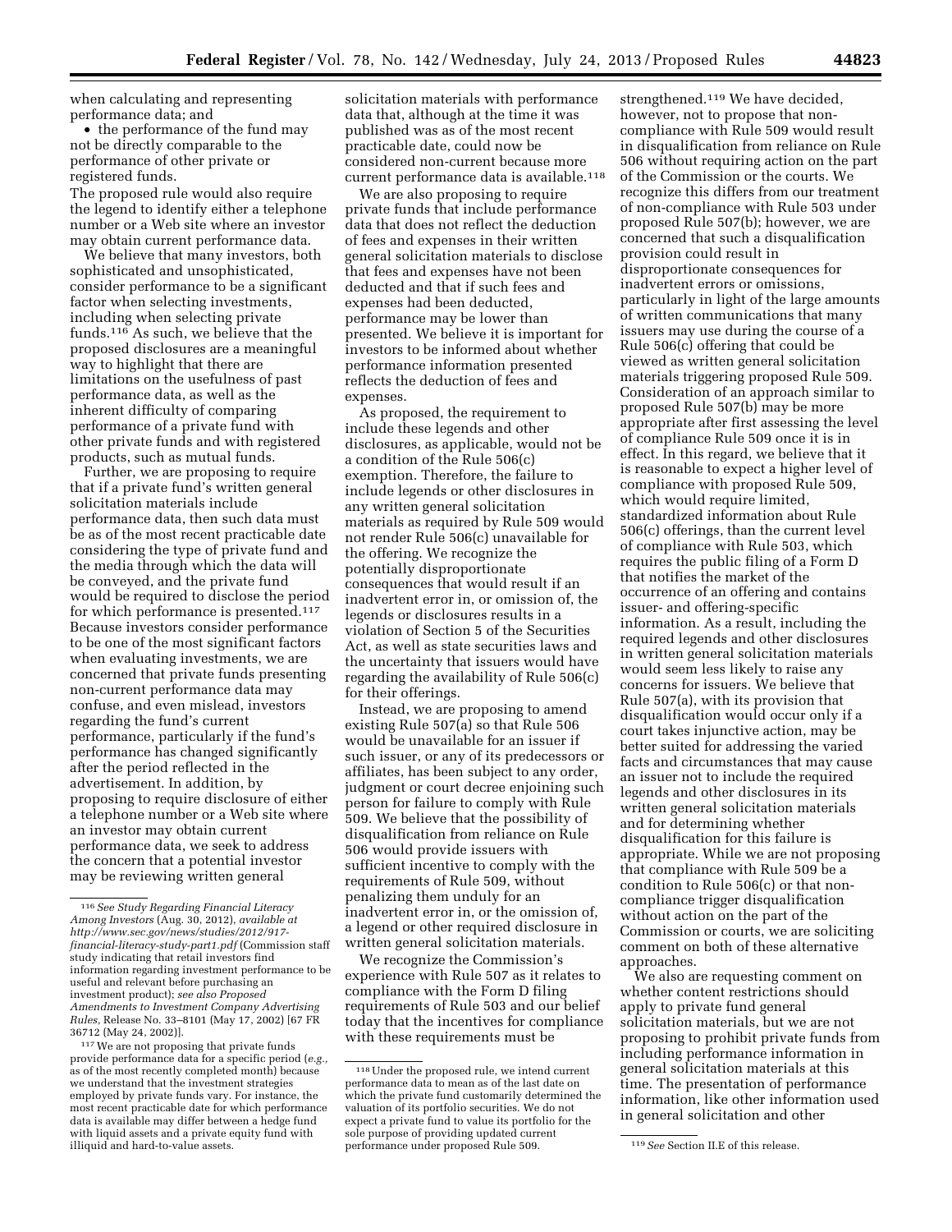when calculating and representing performance data; and

- the performance of the fund may not be directly comparable to the performance of other private or registered funds.

The proposed rule would also require the legend to identify either a telephone number or a Web site where an investor may obtain current performance data.

We believe that many investors, both sophisticated and unsophisticated, consider performance to be a significant factor when selecting investments, including when selecting private funds.[116] As such, we believe that the proposed disclosures are a meaningful way to highlight that there are limitations on the usefulness of past performance data, as well as the inherent difficulty of comparing performance of a private fund with other private funds and with registered products, such as mutual funds.

Further, we are proposing to require that if a private fund's written general solicitation materials include performance data, then such data must be as of the most recent practicable date considering the type of private fund and the media through which the data will be conveyed, and the private fund would be required to disclose the period for which performance is presented.[117] Because investors consider performance to be one of the most significant factors when evaluating investments, we are concerned that private funds presenting non-current performance data may confuse, and even mislead, investors regarding the fund's current performance, particularly if the fund's performance has changed significantly after the period reflected in the advertisement. In addition, by proposing to require disclosure of either a telephone number or a Web site where an investor may obtain current performance data, we seek to address the concern that a potential investor may be reviewing written general solicitation materials with performance data that, although at the time it was published was as of the most recent practicable date, could now be considered non-current because more current performance data is available.[118]

We are also proposing to require private funds that include performance data that does not reflect the deduction of fees and expenses in their written general solicitation materials to disclose that fees and expenses have not been deducted and that if such fees and expenses had been deducted, performance may be lower than presented. We believe it is important for investors to be informed about whether performance information presented reflects the deduction of fees and expenses.

As proposed, the requirement to include these legends and other disclosures, as applicable, would not be a condition of the Rule 506(c) exemption. Therefore, the failure to include legends or other disclosures in any written general solicitation materials as required by Rule 509 would not render Rule 506(c) unavailable for the offering. We recognize the potentially disproportionate consequences that would result if an inadvertent error in, or omission of, the legends or disclosures results in a violation of Section 5 of the Securities Act, as well as state securities laws and the uncertainty that issuers would have regarding the availability of Rule 506(c) for their offerings.

Instead, we are proposing to amend existing Rule 507(a) so that Rule 506 would be unavailable for an issuer if such issuer, or any of its predecessors or affiliates, has been subject to any order, judgment or court decree enjoining such person for failure to comply with Rule 509. We believe that the possibility of disqualification from reliance on Rule 506 would provide issuers with sufficient incentive to comply with the requirements of Rule 509, without penalizing them unduly for an inadvertent error in, or the omission of, a legend or other required disclosure in written general solicitation materials.

We recognize the Commission's experience with Rule 507 as it relates to compliance with the Form D filing requirements of Rule 503 and our belief today that the incentives for compliance with these requirements must be strengthened.[119] We have decided, however, not to propose that non-compliance with Rule 509 would result in disqualification from reliance on Rule 506 without requiring action on the part of the Commission or the courts. We recognize this differs from our treatment of non-compliance with Rule 503 under proposed Rule 507(b); however, we are concerned that such a disqualification provision could result in disproportionate consequences for inadvertent errors or omissions, particularly in light of the large amounts of written communications that many issuers may use during the course of a Rule 506(c) offering that could be viewed as written general solicitation materials triggering proposed Rule 509. Consideration of an approach similar to proposed Rule 507(b) may be more appropriate after first assessing the level of compliance Rule 509 once it is in effect. In this regard, we believe that it is reasonable to expect a higher level of compliance with proposed Rule 509, which would require limited, standardized information about Rule 506(c) offerings, than the current level of compliance with Rule 503, which requires the public filing of a Form D that notifies the market of the occurrence of an offering and contains issuer- and offering-specific information. As a result, including the required legends and other disclosures in written general solicitation materials would seem less likely to raise any concerns for issuers. We believe that Rule 507(a), with its provision that disqualification would occur only if a court takes injunctive action, may be better suited for addressing the varied facts and circumstances that may cause an issuer not to include the required legends and other disclosures in its written general solicitation materials and for determining whether disqualification for this failure is appropriate. While we are not proposing that compliance with Rule 509 be a condition to Rule 506(c) or that non-compliance trigger disqualification without action on the part of the Commission or courts, we are soliciting comment on both of these alternative approaches.

We also are requesting comment on whether content restrictions should apply to private fund general solicitation materials, but we are not proposing to prohibit private funds from including performance information in general solicitation materials at this time. The presentation of performance information, like other information used in general solicitation and other

[116] *See Study Regarding Financial Literacy Among Investors* (Aug. 30, 2012), *available at http://www.sec.gov/news/studies/2012/917-financial-literacy-study-part1.pdf* (Commission staff study indicating that retail investors find information regarding investment performance to be useful and relevant before purchasing an investment product); *see also Proposed Amendments to Investment Company Advertising Rules*, Release No. 33–8101 (May 17, 2002) [67 FR 36712 (May 24, 2002)].

[117] We are not proposing that private funds provide performance data for a specific period (*e.g.*, as of the most recently completed month) because we understand that the investment strategies employed by private funds vary. For instance, the most recent practicable date for which performance data is available may differ between a hedge fund with liquid assets and a private equity fund with illiquid and hard-to-value assets.

[118] Under the proposed rule, we intend current performance data to mean as of the last date on which the private fund customarily determined the valuation of its portfolio securities. We do not expect a private fund to value its portfolio for the sole purpose of providing updated current performance under proposed Rule 509.

[119] *See* Section II.E of this release.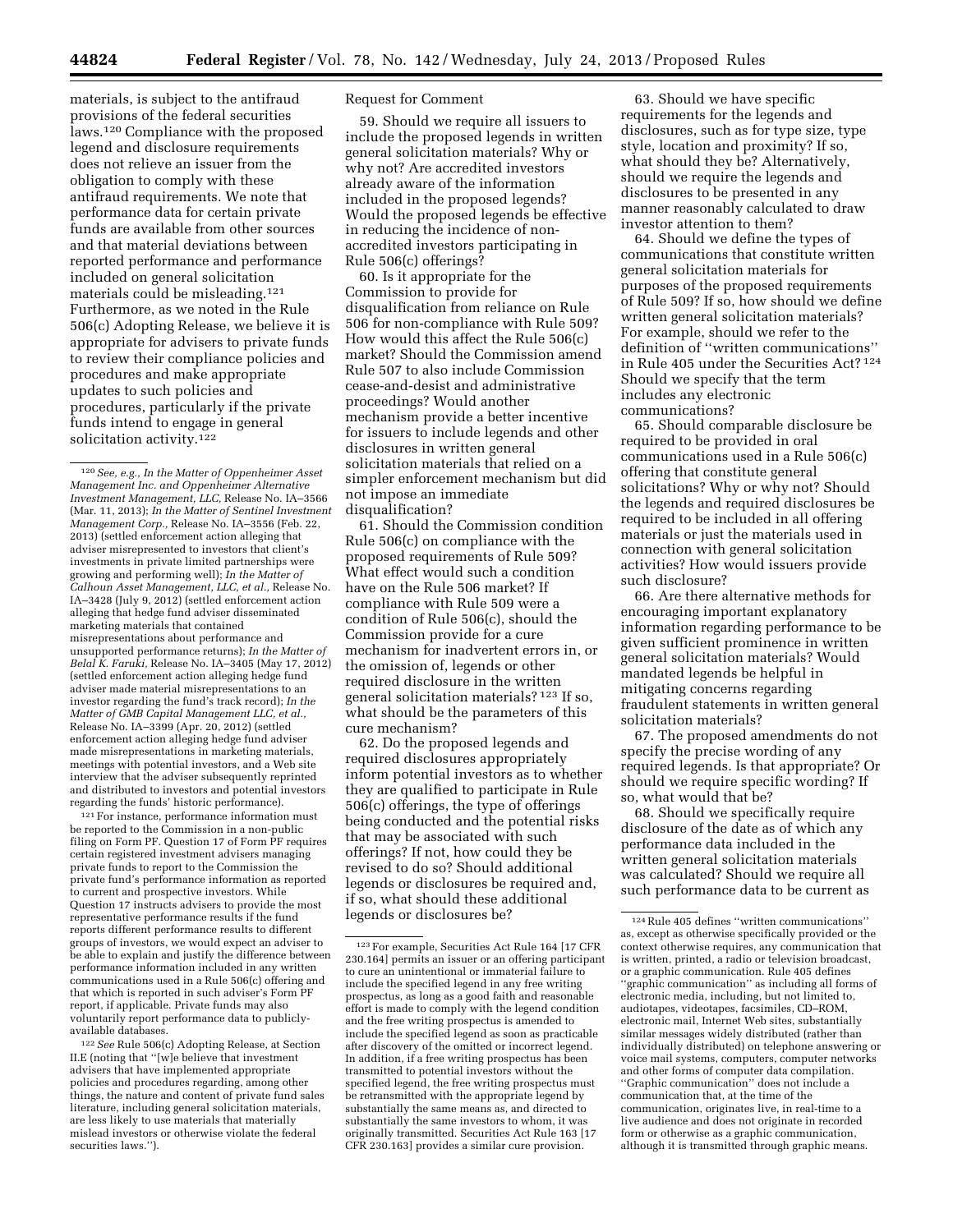materials, is subject to the antifraud provisions of the federal securities laws.[120] Compliance with the proposed legend and disclosure requirements does not relieve an issuer from the obligation to comply with these antifraud requirements. We note that performance data for certain private funds are available from other sources and that material deviations between reported performance and performance included on general solicitation materials could be misleading.[121] Furthermore, as we noted in the Rule 506(c) Adopting Release, we believe it is appropriate for advisers to private funds to review their compliance policies and procedures and make appropriate updates to such policies and procedures, particularly if the private funds intend to engage in general solicitation activity.[122]

Request for Comment

59. Should we require all issuers to include the proposed legends in written general solicitation materials? Why or why not? Are accredited investors already aware of the information included in the proposed legends? Would the proposed legends be effective in reducing the incidence of non-accredited investors participating in Rule 506(c) offerings?

60. Is it appropriate for the Commission to provide for disqualification from reliance on Rule 506 for non-compliance with Rule 509? How would this affect the Rule 506(c) market? Should the Commission amend Rule 507 to also include Commission cease-and-desist and administrative proceedings? Would another mechanism provide a better incentive for issuers to include legends and other disclosures in written general solicitation materials that relied on a simpler enforcement mechanism but did not impose an immediate disqualification?

61. Should the Commission condition Rule 506(c) on compliance with the proposed requirements of Rule 509? What effect would such a condition have on the Rule 506 market? If compliance with Rule 509 were a condition of Rule 506(c), should the Commission provide for a cure mechanism for inadvertent errors in, or the omission of, legends or other required disclosure in the written general solicitation materials?[123] If so, what should be the parameters of this cure mechanism?

62. Do the proposed legends and required disclosures appropriately inform potential investors as to whether they are qualified to participate in Rule 506(c) offerings, the type of offerings being conducted and the potential risks that may be associated with such offerings? If not, how could they be revised to do so? Should additional legends or disclosures be required and, if so, what should these additional legends or disclosures be?

63. Should we have specific requirements for the legends and disclosures, such as for type size, type style, location and proximity? If so, what should they be? Alternatively, should we require the legends and disclosures to be presented in any manner reasonably calculated to draw investor attention to them?

64. Should we define the types of communications that constitute written general solicitation materials for purposes of the proposed requirements of Rule 509? If so, how should we define written general solicitation materials? For example, should we refer to the definition of "written communications" in Rule 405 under the Securities Act?[124] Should we specify that the term includes any electronic communications?

65. Should comparable disclosure be required to be provided in oral communications used in a Rule 506(c) offering that constitute general solicitations? Why or why not? Should the legends and required disclosures be required to be included in all offering materials or just the materials used in connection with general solicitation activities? How would issuers provide such disclosure?

66. Are there alternative methods for encouraging important explanatory information regarding performance to be given sufficient prominence in written general solicitation materials? Would mandated legends be helpful in mitigating concerns regarding fraudulent statements in written general solicitation materials?

67. The proposed amendments do not specify the precise wording of any required legends. Is that appropriate? Or should we require specific wording? If so, what would that be?

68. Should we specifically require disclosure of the date as of which any performance data included in the written general solicitation materials was calculated? Should we require all such performance data to be current as

---

[120] *See, e.g., In the Matter of Oppenheimer Asset Management Inc. and Oppenheimer Alternative Investment Management, LLC,* Release No. IA–3566 (Mar. 11, 2013); *In the Matter of Sentinel Investment Management Corp.,* Release No. IA–3556 (Feb. 22, 2013) (settled enforcement action alleging that adviser misrepresented to investors that client's investments in private limited partnerships were growing and performing well); *In the Matter of Calhoun Asset Management, LLC, et al.,* Release No. IA–3428 (July 9, 2012) (settled enforcement action alleging that hedge fund adviser disseminated marketing materials that contained misrepresentations about performance and unsupported performance returns); *In the Matter of Belal K. Faruki,* Release No. IA–3405 (May 17, 2012) (settled enforcement action alleging hedge fund adviser made material misrepresentations to an investor regarding the fund's track record); *In the Matter of GMB Capital Management LLC, et al.,* Release No. IA–3399 (Apr. 20, 2012) (settled enforcement action alleging hedge fund adviser made misrepresentations in marketing materials, meetings with potential investors, and a Web site interview that the adviser subsequently reprinted and distributed to investors and potential investors regarding the funds' historic performance).

[121] For instance, performance information must be reported to the Commission in a non-public filing on Form PF. Question 17 of Form PF requires certain registered investment advisers managing private funds to report to the Commission the private fund's performance information as reported to current and prospective investors. While Question 17 instructs advisers to provide the most representative performance results if the fund reports different performance results to different groups of investors, we would expect an adviser to be able to explain and justify the difference between performance information included in any written communications used in a Rule 506(c) offering and that which is reported in such adviser's Form PF report, if applicable. Private funds may also voluntarily report performance data to publicly-available databases.

[122] *See* Rule 506(c) Adopting Release, at Section II.E (noting that "[w]e believe that investment advisers that have implemented appropriate policies and procedures regarding, among other things, the nature and content of private fund sales literature, including general solicitation materials, are less likely to use materials that materially mislead investors or otherwise violate the federal securities laws.").

[123] For example, Securities Act Rule 164 [17 CFR 230.164] permits an issuer or an offering participant to cure an unintentional or immaterial failure to include the specified legend in any free writing prospectus, as long as a good faith and reasonable effort is made to comply with the legend condition and the free writing prospectus is amended to include the specified legend as soon as practicable after discovery of the omitted or incorrect legend. In addition, if a free writing prospectus has been transmitted to potential investors without the specified legend, the free writing prospectus must be retransmitted with the appropriate legend by substantially the same means as, and directed to substantially the same investors to whom, it was originally transmitted. Securities Act Rule 163 [17 CFR 230.163] provides a similar cure provision.

[124] Rule 405 defines "written communications" as, except as otherwise specifically provided or the context otherwise requires, any communication that is written, printed, a radio or television broadcast, or a graphic communication. Rule 405 defines "graphic communication" as including all forms of electronic media, including, but not limited to, audiotapes, videotapes, facsimiles, CD–ROM, electronic mail, Internet Web sites, substantially similar messages widely distributed (rather than individually distributed) on telephone answering or voice mail systems, computers, computer networks and other forms of computer data compilation. "Graphic communication" does not include a communication that, at the time of the communication, originates live, in real-time to a live audience and does not originate in recorded form or otherwise as a graphic communication, although it is transmitted through graphic means.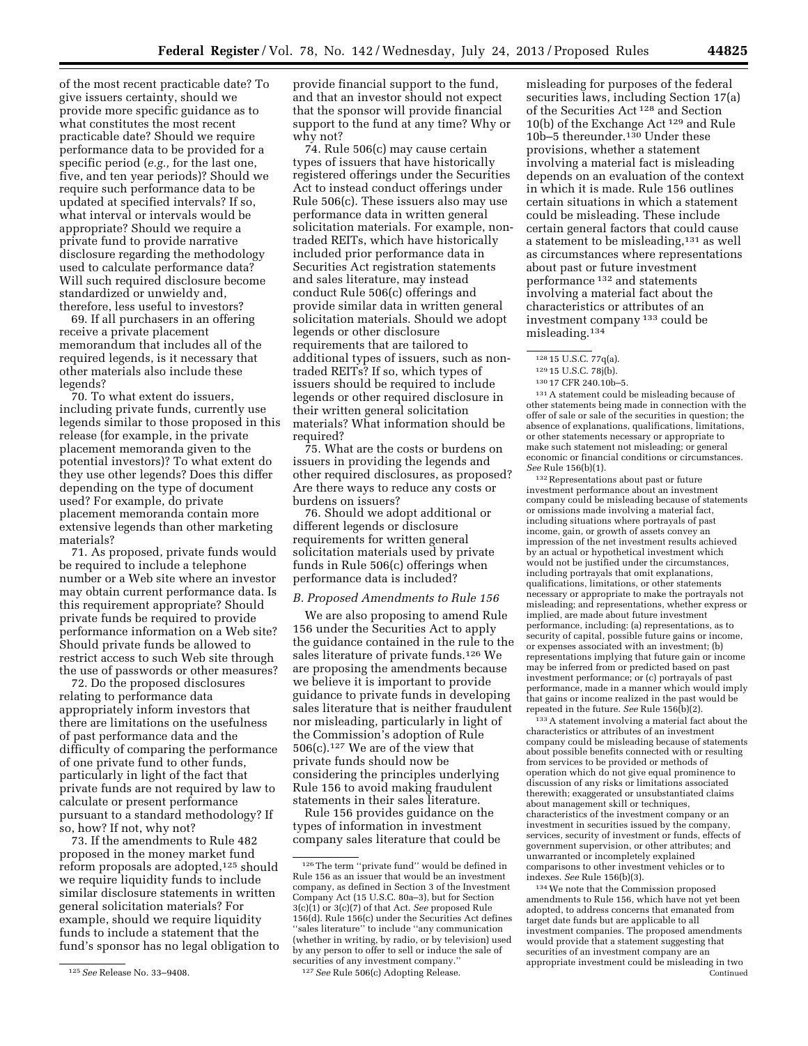of the most recent practicable date? To give issuers certainty, should we provide more specific guidance as to what constitutes the most recent practicable date? Should we require performance data to be provided for a specific period (*e.g.,* for the last one, five, and ten year periods)? Should we require such performance data to be updated at specified intervals? If so, what interval or intervals would be appropriate? Should we require a private fund to provide narrative disclosure regarding the methodology used to calculate performance data? Will such required disclosure become standardized or unwieldy and, therefore, less useful to investors?

69. If all purchasers in an offering receive a private placement memorandum that includes all of the required legends, is it necessary that other materials also include these legends?

70. To what extent do issuers, including private funds, currently use legends similar to those proposed in this release (for example, in the private placement memoranda given to the potential investors)? To what extent do they use other legends? Does this differ depending on the type of document used? For example, do private placement memoranda contain more extensive legends than other marketing materials?

71. As proposed, private funds would be required to include a telephone number or a Web site where an investor may obtain current performance data. Is this requirement appropriate? Should private funds be required to provide performance information on a Web site? Should private funds be allowed to restrict access to such Web site through the use of passwords or other measures?

72. Do the proposed disclosures relating to performance data appropriately inform investors that there are limitations on the usefulness of past performance data and the difficulty of comparing the performance of one private fund to other funds, particularly in light of the fact that private funds are not required by law to calculate or present performance pursuant to a standard methodology? If so, how? If not, why not?

73. If the amendments to Rule 482 proposed in the money market fund reform proposals are adopted,[125] should we require liquidity funds to include similar disclosure statements in written general solicitation materials? For example, should we require liquidity funds to include a statement that the fund's sponsor has no legal obligation to provide financial support to the fund, and that an investor should not expect that the sponsor will provide financial support to the fund at any time? Why or why not?

74. Rule 506(c) may cause certain types of issuers that have historically registered offerings under the Securities Act to instead conduct offerings under Rule 506(c). These issuers also may use performance data in written general solicitation materials. For example, non-traded REITs, which have historically included prior performance data in Securities Act registration statements and sales literature, may instead conduct Rule 506(c) offerings and provide similar data in written general solicitation materials. Should we adopt legends or other disclosure requirements that are tailored to additional types of issuers, such as non-traded REITs? If so, which types of issuers should be required to include legends or other required disclosure in their written general solicitation materials? What information should be required?

75. What are the costs or burdens on issuers in providing the legends and other required disclosures, as proposed? Are there ways to reduce any costs or burdens on issuers?

76. Should we adopt additional or different legends or disclosure requirements for written general solicitation materials used by private funds in Rule 506(c) offerings when performance data is included?

### *B. Proposed Amendments to Rule 156*

We are also proposing to amend Rule 156 under the Securities Act to apply the guidance contained in the rule to the sales literature of private funds.[126] We are proposing the amendments because we believe it is important to provide guidance to private funds in developing sales literature that is neither fraudulent nor misleading, particularly in light of the Commission's adoption of Rule 506(c).[127] We are of the view that private funds should now be considering the principles underlying Rule 156 to avoid making fraudulent statements in their sales literature.

Rule 156 provides guidance on the types of information in investment company sales literature that could be misleading for purposes of the federal securities laws, including Section 17(a) of the Securities Act[128] and Section 10(b) of the Exchange Act[129] and Rule 10b–5 thereunder.[130] Under these provisions, whether a statement involving a material fact is misleading depends on an evaluation of the context in which it is made. Rule 156 outlines certain situations in which a statement could be misleading. These include certain general factors that could cause a statement to be misleading,[131] as well as circumstances where representations about past or future investment performance[132] and statements involving a material fact about the characteristics or attributes of an investment company[133] could be misleading.[134]

---

[125] *See* Release No. 33–9408.

[126] The term ''private fund'' would be defined in Rule 156 as an issuer that would be an investment company, as defined in Section 3 of the Investment Company Act (15 U.S.C. 80a–3), but for Section 3(c)(1) or 3(c)(7) of that Act. *See* proposed Rule 156(d). Rule 156(c) under the Securities Act defines ''sales literature'' to include ''any communication (whether in writing, by radio, or by television) used by any person to offer to sell or induce the sale of securities of any investment company.''

[127] *See* Rule 506(c) Adopting Release.

[128] 15 U.S.C. 77q(a).

[129] 15 U.S.C. 78j(b).

[130] 17 CFR 240.10b–5.

[131] A statement could be misleading because of other statements being made in connection with the offer of sale or sale of the securities in question; the absence of explanations, qualifications, limitations, or other statements necessary or appropriate to make such statement not misleading; or general economic or financial conditions or circumstances. *See* Rule 156(b)(1).

[132] Representations about past or future investment performance about an investment company could be misleading because of statements or omissions made involving a material fact, including situations where portrayals of past income, gain, or growth of assets convey an impression of the net investment results achieved by an actual or hypothetical investment which would not be justified under the circumstances, including portrayals that omit explanations, qualifications, limitations, or other statements necessary or appropriate to make the portrayals not misleading; and representations, whether express or implied, are made about future investment performance, including: (a) representations, as to security of capital, possible future gains or income, or expenses associated with an investment; (b) representations implying that future gain or income may be inferred from or predicted based on past investment performance; or (c) portrayals of past performance, made in a manner which would imply that gains or income realized in the past would be repeated in the future. *See* Rule 156(b)(2).

[133] A statement involving a material fact about the characteristics or attributes of an investment company could be misleading because of statements about possible benefits connected with or resulting from services to be provided or methods of operation which do not give equal prominence to discussion of any risks or limitations associated therewith; exaggerated or unsubstantiated claims about management skill or techniques, characteristics of the investment company or an investment in securities issued by the company, services, security of investment or funds, effects of government supervision, or other attributes; and unwarranted or incompletely explained comparisons to other investment vehicles or to indexes. *See* Rule 156(b)(3).

[134] We note that the Commission proposed amendments to Rule 156, which have not yet been adopted, to address concerns that emanated from target date funds but are applicable to all investment companies. The proposed amendments would provide that a statement suggesting that securities of an investment company are an appropriate investment could be misleading in two

Continued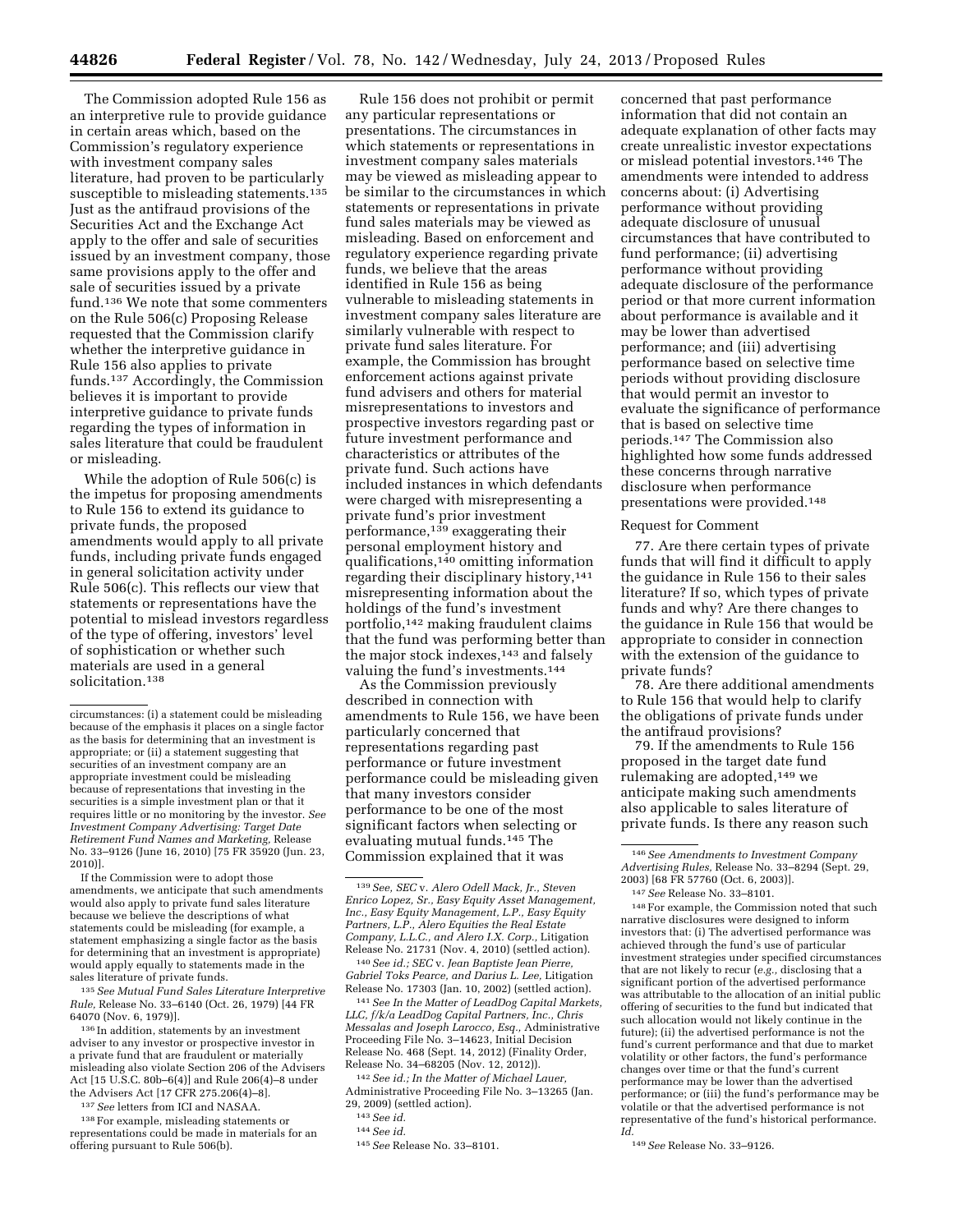The Commission adopted Rule 156 as an interpretive rule to provide guidance in certain areas which, based on the Commission's regulatory experience with investment company sales literature, had proven to be particularly susceptible to misleading statements.[135] Just as the antifraud provisions of the Securities Act and the Exchange Act apply to the offer and sale of securities issued by an investment company, those same provisions apply to the offer and sale of securities issued by a private fund.[136] We note that some commenters on the Rule 506(c) Proposing Release requested that the Commission clarify whether the interpretive guidance in Rule 156 also applies to private funds.[137] Accordingly, the Commission believes it is important to provide interpretive guidance to private funds regarding the types of information in sales literature that could be fraudulent or misleading.

While the adoption of Rule 506(c) is the impetus for proposing amendments to Rule 156 to extend its guidance to private funds, the proposed amendments would apply to all private funds, including private funds engaged in general solicitation activity under Rule 506(c). This reflects our view that statements or representations have the potential to mislead investors regardless of the type of offering, investors' level of sophistication or whether such materials are used in a general solicitation.[138]

Rule 156 does not prohibit or permit any particular representations or presentations. The circumstances in which statements or representations in investment company sales materials may be viewed as misleading appear to be similar to the circumstances in which statements or representations in private fund sales materials may be viewed as misleading. Based on enforcement and regulatory experience regarding private funds, we believe that the areas identified in Rule 156 as being vulnerable to misleading statements in investment company sales literature are similarly vulnerable with respect to private fund sales literature. For example, the Commission has brought enforcement actions against private fund advisers and others for material misrepresentations to investors and prospective investors regarding past or future investment performance and characteristics or attributes of the private fund. Such actions have included instances in which defendants were charged with misrepresenting a private fund's prior investment performance,[139] exaggerating their personal employment history and qualifications,[140] omitting information regarding their disciplinary history,[141] misrepresenting information about the holdings of the fund's investment portfolio,[142] making fraudulent claims that the fund was performing better than the major stock indexes,[143] and falsely valuing the fund's investments.[144]

As the Commission previously described in connection with amendments to Rule 156, we have been particularly concerned that representations regarding past performance or future investment performance could be misleading given that many investors consider performance to be one of the most significant factors when selecting or evaluating mutual funds.[145] The Commission explained that it was concerned that past performance information that did not contain an adequate explanation of other facts may create unrealistic investor expectations or mislead potential investors.[146] The amendments were intended to address concerns about: (i) Advertising performance without providing adequate disclosure of unusual circumstances that have contributed to fund performance; (ii) advertising performance without providing adequate disclosure of the performance period or that more current information about performance is available and it may be lower than advertised performance; and (iii) advertising performance based on selective time periods without providing disclosure that would permit an investor to evaluate the significance of performance that is based on selective time periods.[147] The Commission also highlighted how some funds addressed these concerns through narrative disclosure when performance presentations were provided.[148]

Request for Comment

77. Are there certain types of private funds that will find it difficult to apply the guidance in Rule 156 to their sales literature? If so, which types of private funds and why? Are there changes to the guidance in Rule 156 that would be appropriate to consider in connection with the extension of the guidance to private funds?

78. Are there additional amendments to Rule 156 that would help to clarify the obligations of private funds under the antifraud provisions?

79. If the amendments to Rule 156 proposed in the target date fund rulemaking are adopted,[149] we anticipate making such amendments also applicable to sales literature of private funds. Is there any reason such

---

circumstances: (i) a statement could be misleading because of the emphasis it places on a single factor as the basis for determining that an investment is appropriate; or (ii) a statement suggesting that securities of an investment company are an appropriate investment could be misleading because of representations that investing in the securities is a simple investment plan or that it requires little or no monitoring by the investor. *See Investment Company Advertising: Target Date Retirement Fund Names and Marketing,* Release No. 33–9126 (June 16, 2010) [75 FR 35920 (Jun. 23, 2010)].

If the Commission were to adopt those amendments, we anticipate that such amendments would also apply to private fund sales literature because we believe the descriptions of what statements could be misleading (for example, a statement emphasizing a single factor as the basis for determining that an investment is appropriate) would apply equally to statements made in the sales literature of private funds.

[135] *See Mutual Fund Sales Literature Interpretive Rule,* Release No. 33–6140 (Oct. 26, 1979) [44 FR 64070 (Nov. 6, 1979)].

[136] In addition, statements by an investment adviser to any investor or prospective investor in a private fund that are fraudulent or materially misleading also violate Section 206 of the Advisers Act [15 U.S.C. 80b–6(4)] and Rule 206(4)–8 under the Advisers Act [17 CFR 275.206(4)–8].

[137] *See* letters from ICI and NASAA.

[138] For example, misleading statements or representations could be made in materials for an offering pursuant to Rule 506(b).

[139] *See, SEC* v. *Alero Odell Mack, Jr., Steven Enrico Lopez, Sr., Easy Equity Asset Management, Inc., Easy Equity Management, L.P., Easy Equity Partners, L.P., Alero Equities the Real Estate Company, L.L.C., and Alero I.X. Corp.,* Litigation Release No. 21731 (Nov. 4, 2010) (settled action).

[140] *See id.; SEC* v. *Jean Baptiste Jean Pierre, Gabriel Toks Pearce, and Darius L. Lee,* Litigation Release No. 17303 (Jan. 10, 2002) (settled action).

[141] *See In the Matter of LeadDog Capital Markets, LLC, f/k/a LeadDog Capital Partners, Inc., Chris Messalas and Joseph Larocco, Esq.,* Administrative Proceeding File No. 3–14623, Initial Decision Release No. 468 (Sept. 14, 2012) (Finality Order, Release No. 34–68205 (Nov. 12, 2012)).

[142] *See id.; In the Matter of Michael Lauer,* Administrative Proceeding File No. 3–13265 (Jan. 29, 2009) (settled action).

[143] *See id.*

[144] *See id.*

[145] *See* Release No. 33–8101.

[146] *See Amendments to Investment Company Advertising Rules,* Release No. 33–8294 (Sept. 29, 2003) [68 FR 57760 (Oct. 6, 2003)].

[147] *See* Release No. 33–8101.

[148] For example, the Commission noted that such narrative disclosures were designed to inform investors that: (i) The advertised performance was achieved through the fund's use of particular investment strategies under specified circumstances that are not likely to recur (*e.g.,* disclosing that a significant portion of the advertised performance was attributable to the allocation of an initial public offering of securities to the fund but indicated that such allocation would not likely continue in the future); (ii) the advertised performance is not the fund's current performance and that due to market volatility or other factors, the fund's performance changes over time or that the fund's current performance may be lower than the advertised performance; or (iii) the fund's performance may be volatile or that the advertised performance is not representative of the fund's historical performance. *Id.*

[149] *See* Release No. 33–9126.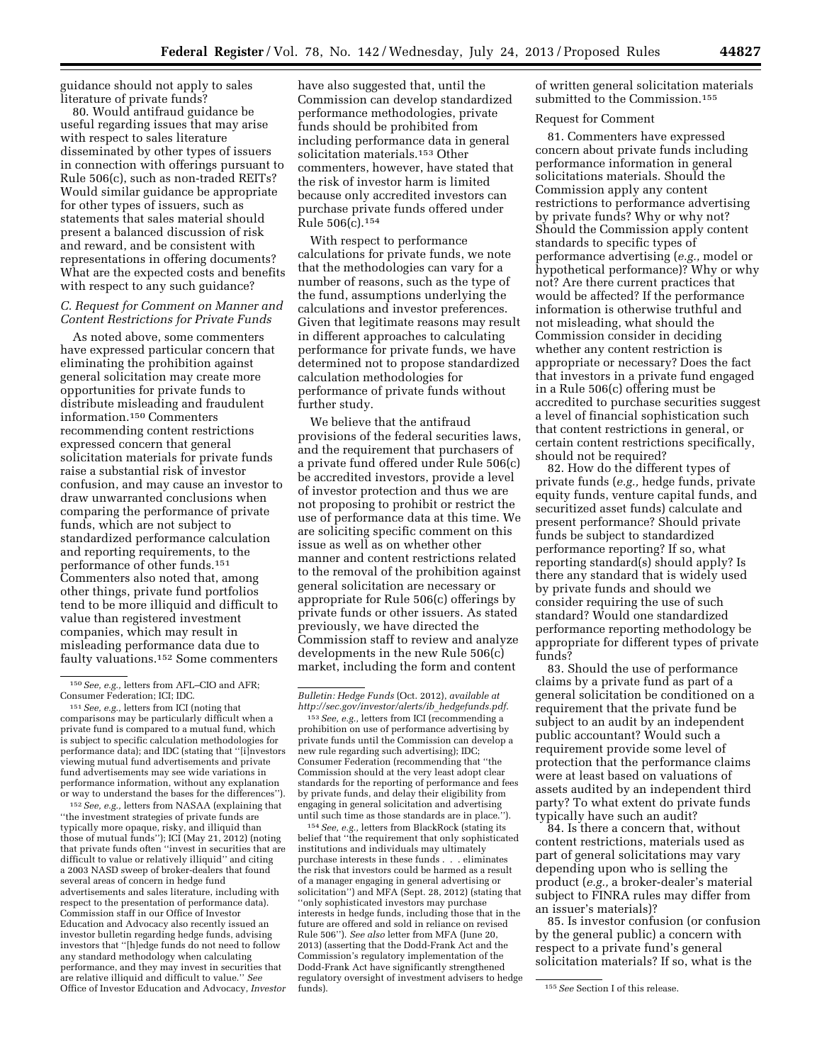guidance should not apply to sales literature of private funds?

80. Would antifraud guidance be useful regarding issues that may arise with respect to sales literature disseminated by other types of issuers in connection with offerings pursuant to Rule 506(c), such as non-traded REITs? Would similar guidance be appropriate for other types of issuers, such as statements that sales material should present a balanced discussion of risk and reward, and be consistent with representations in offering documents? What are the expected costs and benefits with respect to any such guidance?

### *C. Request for Comment on Manner and Content Restrictions for Private Funds*

As noted above, some commenters have expressed particular concern that eliminating the prohibition against general solicitation may create more opportunities for private funds to distribute misleading and fraudulent information.[150] Commenters recommending content restrictions expressed concern that general solicitation materials for private funds raise a substantial risk of investor confusion, and may cause an investor to draw unwarranted conclusions when comparing the performance of private funds, which are not subject to standardized performance calculation and reporting requirements, to the performance of other funds.[151] Commenters also noted that, among other things, private fund portfolios tend to be more illiquid and difficult to value than registered investment companies, which may result in misleading performance data due to faulty valuations.[152] Some commenters have also suggested that, until the Commission can develop standardized performance methodologies, private funds should be prohibited from including performance data in general solicitation materials.[153] Other commenters, however, have stated that the risk of investor harm is limited because only accredited investors can purchase private funds offered under Rule 506(c).[154]

With respect to performance calculations for private funds, we note that the methodologies can vary for a number of reasons, such as the type of the fund, assumptions underlying the calculations and investor preferences. Given that legitimate reasons may result in different approaches to calculating performance for private funds, we have determined not to propose standardized calculation methodologies for performance of private funds without further study.

We believe that the antifraud provisions of the federal securities laws, and the requirement that purchasers of a private fund offered under Rule 506(c) be accredited investors, provide a level of investor protection and thus we are not proposing to prohibit or restrict the use of performance data at this time. We are soliciting specific comment on this issue as well as on whether other manner and content restrictions related to the removal of the prohibition against general solicitation are necessary or appropriate for Rule 506(c) offerings by private funds or other issuers. As stated previously, we have directed the Commission staff to review and analyze developments in the new Rule 506(c) market, including the form and content of written general solicitation materials submitted to the Commission.[155]

Request for Comment

81. Commenters have expressed concern about private funds including performance information in general solicitations materials. Should the Commission apply any content restrictions to performance advertising by private funds? Why or why not? Should the Commission apply content standards to specific types of performance advertising (*e.g.,* model or hypothetical performance)? Why or why not? Are there current practices that would be affected? If the performance information is otherwise truthful and not misleading, what should the Commission consider in deciding whether any content restriction is appropriate or necessary? Does the fact that investors in a private fund engaged in a Rule 506(c) offering must be accredited to purchase securities suggest a level of financial sophistication such that content restrictions in general, or certain content restrictions specifically, should not be required?

82. How do the different types of private funds (*e.g.,* hedge funds, private equity funds, venture capital funds, and securitized asset funds) calculate and present performance? Should private funds be subject to standardized performance reporting? If so, what reporting standard(s) should apply? Is there any standard that is widely used by private funds and should we consider requiring the use of such standard? Would one standardized performance reporting methodology be appropriate for different types of private funds?

83. Should the use of performance claims by a private fund as part of a general solicitation be conditioned on a requirement that the private fund be subject to an audit by an independent public accountant? Would such a requirement provide some level of protection that the performance claims were at least based on valuations of assets audited by an independent third party? To what extent do private funds typically have such an audit?

84. Is there a concern that, without content restrictions, materials used as part of general solicitations may vary depending upon who is selling the product (*e.g.,* a broker-dealer's material subject to FINRA rules may differ from an issuer's materials)?

85. Is investor confusion (or confusion by the general public) a concern with respect to a private fund's general solicitation materials? If so, what is the

---

[150] *See, e.g.,* letters from AFL–CIO and AFR; Consumer Federation; ICI; IDC.

[151] *See, e.g.,* letters from ICI (noting that comparisons may be particularly difficult when a private fund is compared to a mutual fund, which is subject to specific calculation methodologies for performance data); and IDC (stating that "[i]nvestors viewing mutual fund advertisements and private fund advertisements may see wide variations in performance information, without any explanation or way to understand the bases for the differences").

[152] *See, e.g.,* letters from NASAA (explaining that "the investment strategies of private funds are typically more opaque, risky, and illiquid than those of mutual funds"); ICI (May 21, 2012) (noting that private funds often "invest in securities that are difficult to value or relatively illiquid" and citing a 2003 NASD sweep of broker-dealers that found several areas of concern in hedge fund advertisements and sales literature, including with respect to the presentation of performance data). Commission staff in our Office of Investor Education and Advocacy also recently issued an investor bulletin regarding hedge funds, advising investors that "[h]edge funds do not need to follow any standard methodology when calculating performance, and they may invest in securities that are relative illiquid and difficult to value." *See* Office of Investor Education and Advocacy, *Investor Bulletin: Hedge Funds* (Oct. 2012), *available at http://sec.gov/investor/alerts/ib_hedgefunds.pdf.*

[153] *See, e.g.,* letters from ICI (recommending a prohibition on use of performance advertising by private funds until the Commission can develop a new rule regarding such advertising); IDC; Consumer Federation (recommending that "the Commission should at the very least adopt clear standards for the reporting of performance and fees by private funds, and delay their eligibility from engaging in general solicitation and advertising until such time as those standards are in place.").

[154] *See, e.g.,* letters from BlackRock (stating its belief that "the requirement that only sophisticated institutions and individuals may ultimately purchase interests in these funds . . . eliminates the risk that investors could be harmed as a result of a manager engaging in general advertising or solicitation") and MFA (Sept. 28, 2012) (stating that "only sophisticated investors may purchase interests in hedge funds, including those that in the future are offered and sold in reliance on revised Rule 506"). *See also* letter from MFA (June 20, 2013) (asserting that the Dodd-Frank Act and the Commission's regulatory implementation of the Dodd-Frank Act have significantly strengthened regulatory oversight of investment advisers to hedge funds).

[155] *See* Section I of this release.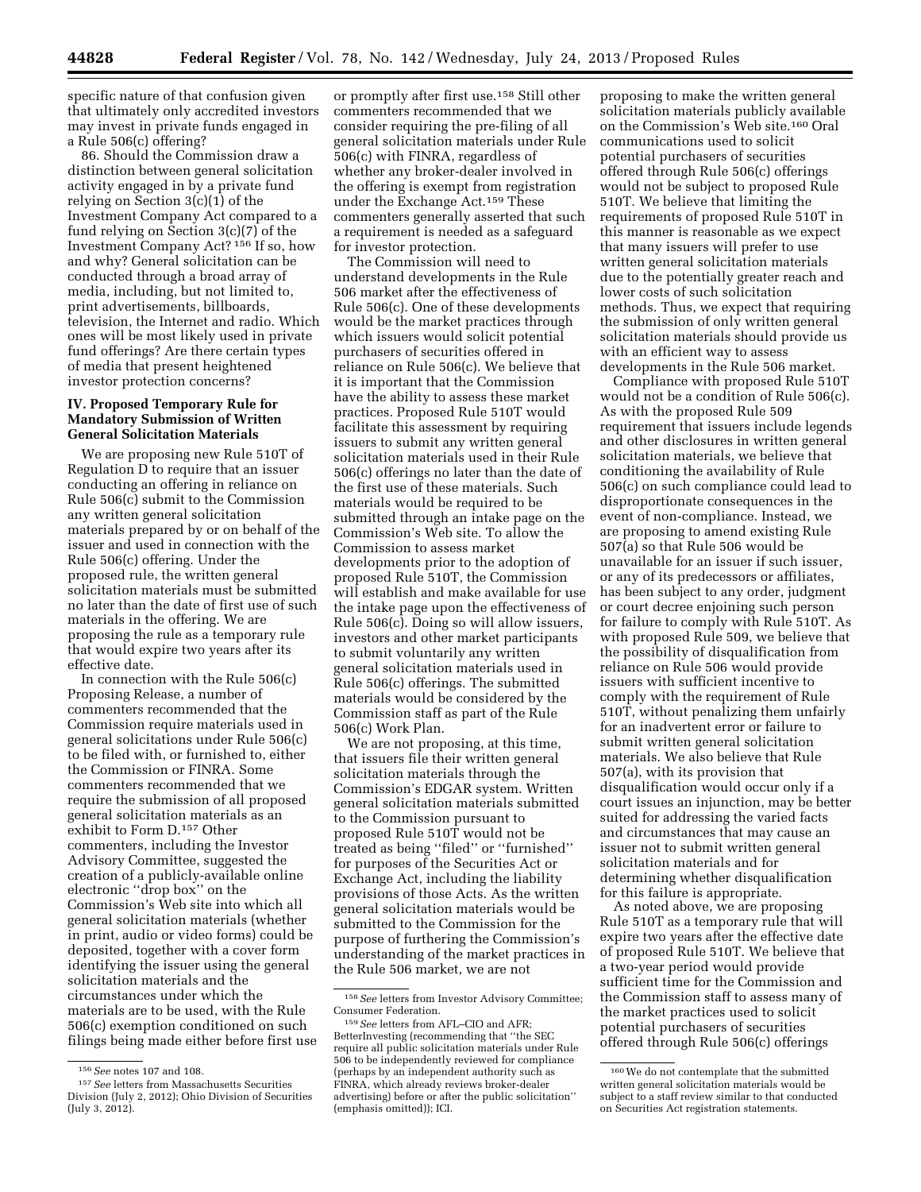specific nature of that confusion given that ultimately only accredited investors may invest in private funds engaged in a Rule 506(c) offering?

86. Should the Commission draw a distinction between general solicitation activity engaged in by a private fund relying on Section 3(c)(1) of the Investment Company Act compared to a fund relying on Section 3(c)(7) of the Investment Company Act?[156] If so, how and why? General solicitation can be conducted through a broad array of media, including, but not limited to, print advertisements, billboards, television, the Internet and radio. Which ones will be most likely used in private fund offerings? Are there certain types of media that present heightened investor protection concerns?

## IV. Proposed Temporary Rule for Mandatory Submission of Written General Solicitation Materials

We are proposing new Rule 510T of Regulation D to require that an issuer conducting an offering in reliance on Rule 506(c) submit to the Commission any written general solicitation materials prepared by or on behalf of the issuer and used in connection with the Rule 506(c) offering. Under the proposed rule, the written general solicitation materials must be submitted no later than the date of first use of such materials in the offering. We are proposing the rule as a temporary rule that would expire two years after its effective date.

In connection with the Rule 506(c) Proposing Release, a number of commenters recommended that the Commission require materials used in general solicitations under Rule 506(c) to be filed with, or furnished to, either the Commission or FINRA. Some commenters recommended that we require the submission of all proposed general solicitation materials as an exhibit to Form D.[157] Other commenters, including the Investor Advisory Committee, suggested the creation of a publicly-available online electronic ''drop box'' on the Commission's Web site into which all general solicitation materials (whether in print, audio or video forms) could be deposited, together with a cover form identifying the issuer using the general solicitation materials and the circumstances under which the materials are to be used, with the Rule 506(c) exemption conditioned on such filings being made either before first use or promptly after first use.[158] Still other commenters recommended that we consider requiring the pre-filing of all general solicitation materials under Rule 506(c) with FINRA, regardless of whether any broker-dealer involved in the offering is exempt from registration under the Exchange Act.[159] These commenters generally asserted that such a requirement is needed as a safeguard for investor protection.

The Commission will need to understand developments in the Rule 506 market after the effectiveness of Rule 506(c). One of these developments would be the market practices through which issuers would solicit potential purchasers of securities offered in reliance on Rule 506(c). We believe that it is important that the Commission have the ability to assess these market practices. Proposed Rule 510T would facilitate this assessment by requiring issuers to submit any written general solicitation materials used in their Rule 506(c) offerings no later than the date of the first use of these materials. Such materials would be required to be submitted through an intake page on the Commission's Web site. To allow the Commission to assess market developments prior to the adoption of proposed Rule 510T, the Commission will establish and make available for use the intake page upon the effectiveness of Rule 506(c). Doing so will allow issuers, investors and other market participants to submit voluntarily any written general solicitation materials used in Rule 506(c) offerings. The submitted materials would be considered by the Commission staff as part of the Rule 506(c) Work Plan.

We are not proposing, at this time, that issuers file their written general solicitation materials through the Commission's EDGAR system. Written general solicitation materials submitted to the Commission pursuant to proposed Rule 510T would not be treated as being ''filed'' or ''furnished'' for purposes of the Securities Act or Exchange Act, including the liability provisions of those Acts. As the written general solicitation materials would be submitted to the Commission for the purpose of furthering the Commission's understanding of the market practices in the Rule 506 market, we are not proposing to make the written general solicitation materials publicly available on the Commission's Web site.[160] Oral communications used to solicit potential purchasers of securities offered through Rule 506(c) offerings would not be subject to proposed Rule 510T. We believe that limiting the requirements of proposed Rule 510T in this manner is reasonable as we expect that many issuers will prefer to use written general solicitation materials due to the potentially greater reach and lower costs of such solicitation methods. Thus, we expect that requiring the submission of only written general solicitation materials should provide us with an efficient way to assess developments in the Rule 506 market.

Compliance with proposed Rule 510T would not be a condition of Rule 506(c). As with the proposed Rule 509 requirement that issuers include legends and other disclosures in written general solicitation materials, we believe that conditioning the availability of Rule 506(c) on such compliance could lead to disproportionate consequences in the event of non-compliance. Instead, we are proposing to amend existing Rule 507(a) so that Rule 506 would be unavailable for an issuer if such issuer, or any of its predecessors or affiliates, has been subject to any order, judgment or court decree enjoining such person for failure to comply with Rule 510T. As with proposed Rule 509, we believe that the possibility of disqualification from reliance on Rule 506 would provide issuers with sufficient incentive to comply with the requirement of Rule 510T, without penalizing them unfairly for an inadvertent error or failure to submit written general solicitation materials. We also believe that Rule 507(a), with its provision that disqualification would occur only if a court issues an injunction, may be better suited for addressing the varied facts and circumstances that may cause an issuer not to submit written general solicitation materials and for determining whether disqualification for this failure is appropriate.

As noted above, we are proposing Rule 510T as a temporary rule that will expire two years after the effective date of proposed Rule 510T. We believe that a two-year period would provide sufficient time for the Commission and the Commission staff to assess many of the market practices used to solicit potential purchasers of securities offered through Rule 506(c) offerings

---

[156] *See* notes 107 and 108.

[157] *See* letters from Massachusetts Securities Division (July 2, 2012); Ohio Division of Securities (July 3, 2012).

[158] *See* letters from Investor Advisory Committee; Consumer Federation.

[159] *See* letters from AFL–CIO and AFR; BetterInvesting (recommending that ''the SEC require all public solicitation materials under Rule 506 to be independently reviewed for compliance (perhaps by an independent authority such as FINRA, which already reviews broker-dealer advertising) before or after the public solicitation'' (emphasis omitted)); ICI.

[160] We do not contemplate that the submitted written general solicitation materials would be subject to a staff review similar to that conducted on Securities Act registration statements.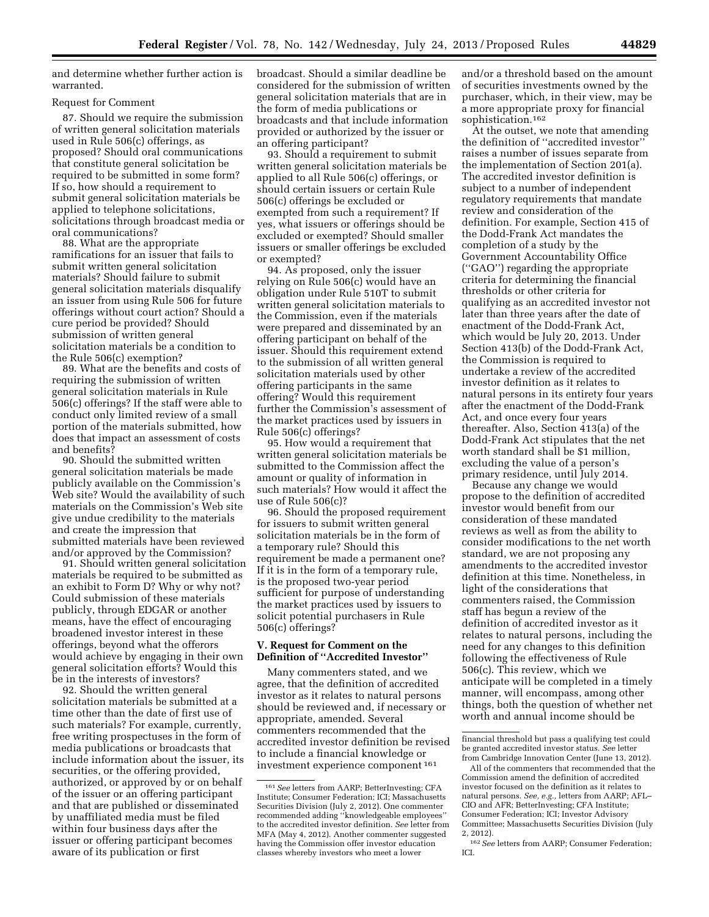and determine whether further action is warranted.

Request for Comment

87. Should we require the submission of written general solicitation materials used in Rule 506(c) offerings, as proposed? Should oral communications that constitute general solicitation be required to be submitted in some form? If so, how should a requirement to submit general solicitation materials be applied to telephone solicitations, solicitations through broadcast media or oral communications?

88. What are the appropriate ramifications for an issuer that fails to submit written general solicitation materials? Should failure to submit general solicitation materials disqualify an issuer from using Rule 506 for future offerings without court action? Should a cure period be provided? Should submission of written general solicitation materials be a condition to the Rule 506(c) exemption?

89. What are the benefits and costs of requiring the submission of written general solicitation materials in Rule 506(c) offerings? If the staff were able to conduct only limited review of a small portion of the materials submitted, how does that impact an assessment of costs and benefits?

90. Should the submitted written general solicitation materials be made publicly available on the Commission's Web site? Would the availability of such materials on the Commission's Web site give undue credibility to the materials and create the impression that submitted materials have been reviewed and/or approved by the Commission?

91. Should written general solicitation materials be required to be submitted as an exhibit to Form D? Why or why not? Could submission of these materials publicly, through EDGAR or another means, have the effect of encouraging broadened investor interest in these offerings, beyond what the offerors would achieve by engaging in their own general solicitation efforts? Would this be in the interests of investors?

92. Should the written general solicitation materials be submitted at a time other than the date of first use of such materials? For example, currently, free writing prospectuses in the form of media publications or broadcasts that include information about the issuer, its securities, or the offering provided, authorized, or approved by or on behalf of the issuer or an offering participant and that are published or disseminated by unaffiliated media must be filed within four business days after the issuer or offering participant becomes aware of its publication or first broadcast. Should a similar deadline be considered for the submission of written general solicitation materials that are in the form of media publications or broadcasts and that include information provided or authorized by the issuer or an offering participant?

93. Should a requirement to submit written general solicitation materials be applied to all Rule 506(c) offerings, or should certain issuers or certain Rule 506(c) offerings be excluded or exempted from such a requirement? If yes, what issuers or offerings should be excluded or exempted? Should smaller issuers or smaller offerings be excluded or exempted?

94. As proposed, only the issuer relying on Rule 506(c) would have an obligation under Rule 510T to submit written general solicitation materials to the Commission, even if the materials were prepared and disseminated by an offering participant on behalf of the issuer. Should this requirement extend to the submission of all written general solicitation materials used by other offering participants in the same offering? Would this requirement further the Commission's assessment of the market practices used by issuers in Rule 506(c) offerings?

95. How would a requirement that written general solicitation materials be submitted to the Commission affect the amount or quality of information in such materials? How would it affect the use of Rule 506(c)?

96. Should the proposed requirement for issuers to submit written general solicitation materials be in the form of a temporary rule? Should this requirement be made a permanent one? If it is in the form of a temporary rule, is the proposed two-year period sufficient for purpose of understanding the market practices used by issuers to solicit potential purchasers in Rule 506(c) offerings?

## V. Request for Comment on the Definition of "Accredited Investor"

Many commenters stated, and we agree, that the definition of accredited investor as it relates to natural persons should be reviewed and, if necessary or appropriate, amended. Several commenters recommended that the accredited investor definition be revised to include a financial knowledge or investment experience component[161] and/or a threshold based on the amount of securities investments owned by the purchaser, which, in their view, may be a more appropriate proxy for financial sophistication.[162]

At the outset, we note that amending the definition of "accredited investor" raises a number of issues separate from the implementation of Section 201(a). The accredited investor definition is subject to a number of independent regulatory requirements that mandate review and consideration of the definition. For example, Section 415 of the Dodd-Frank Act mandates the completion of a study by the Government Accountability Office ("GAO") regarding the appropriate criteria for determining the financial thresholds or other criteria for qualifying as an accredited investor not later than three years after the date of enactment of the Dodd-Frank Act, which would be July 20, 2013. Under Section 413(b) of the Dodd-Frank Act, the Commission is required to undertake a review of the accredited investor definition as it relates to natural persons in its entirety four years after the enactment of the Dodd-Frank Act, and once every four years thereafter. Also, Section 413(a) of the Dodd-Frank Act stipulates that the net worth standard shall be $1 million, excluding the value of a person's primary residence, until July 2014.

Because any change we would propose to the definition of accredited investor would benefit from our consideration of these mandated reviews as well as from the ability to consider modifications to the net worth standard, we are not proposing any amendments to the accredited investor definition at this time. Nonetheless, in light of the considerations that commenters raised, the Commission staff has begun a review of the definition of accredited investor as it relates to natural persons, including the need for any changes to this definition following the effectiveness of Rule 506(c). This review, which we anticipate will be completed in a timely manner, will encompass, among other things, both the question of whether net worth and annual income should be

---

[161] *See* letters from AARP; BetterInvesting; CFA Institute; Consumer Federation; ICI; Massachusetts Securities Division (July 2, 2012). One commenter recommended adding "knowledgeable employees" to the accredited investor definition. *See* letter from MFA (May 4, 2012). Another commenter suggested having the Commission offer investor education classes whereby investors who meet a lower financial threshold but pass a qualifying test could be granted accredited investor status. *See* letter from Cambridge Innovation Center (June 13, 2012).

All of the commenters that recommended that the Commission amend the definition of accredited investor focused on the definition as it relates to natural persons. *See, e.g.,* letters from AARP; AFL–CIO and AFR; BetterInvesting; CFA Institute; Consumer Federation; ICI; Investor Advisory Committee; Massachusetts Securities Division (July 2, 2012).

[162] *See* letters from AARP; Consumer Federation; ICI.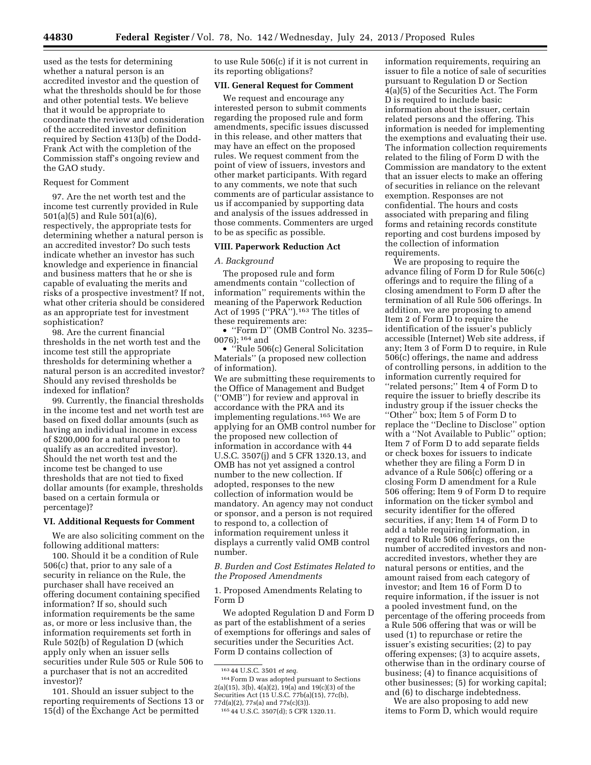used as the tests for determining whether a natural person is an accredited investor and the question of what the thresholds should be for those and other potential tests. We believe that it would be appropriate to coordinate the review and consideration of the accredited investor definition required by Section 413(b) of the Dodd-Frank Act with the completion of the Commission staff's ongoing review and the GAO study.

Request for Comment

97. Are the net worth test and the income test currently provided in Rule 501(a)(5) and Rule 501(a)(6), respectively, the appropriate tests for determining whether a natural person is an accredited investor? Do such tests indicate whether an investor has such knowledge and experience in financial and business matters that he or she is capable of evaluating the merits and risks of a prospective investment? If not, what other criteria should be considered as an appropriate test for investment sophistication?

98. Are the current financial thresholds in the net worth test and the income test still the appropriate thresholds for determining whether a natural person is an accredited investor? Should any revised thresholds be indexed for inflation?

99. Currently, the financial thresholds in the income test and net worth test are based on fixed dollar amounts (such as having an individual income in excess of $200,000 for a natural person to qualify as an accredited investor). Should the net worth test and the income test be changed to use thresholds that are not tied to fixed dollar amounts (for example, thresholds based on a certain formula or percentage)?

## VI. Additional Requests for Comment

We are also soliciting comment on the following additional matters:

100. Should it be a condition of Rule 506(c) that, prior to any sale of a security in reliance on the Rule, the purchaser shall have received an offering document containing specified information? If so, should such information requirements be the same as, or more or less inclusive than, the information requirements set forth in Rule 502(b) of Regulation D (which apply only when an issuer sells securities under Rule 505 or Rule 506 to a purchaser that is not an accredited investor)?

101. Should an issuer subject to the reporting requirements of Sections 13 or 15(d) of the Exchange Act be permitted to use Rule 506(c) if it is not current in its reporting obligations?

## VII. General Request for Comment

We request and encourage any interested person to submit comments regarding the proposed rule and form amendments, specific issues discussed in this release, and other matters that may have an effect on the proposed rules. We request comment from the point of view of issuers, investors and other market participants. With regard to any comments, we note that such comments are of particular assistance to us if accompanied by supporting data and analysis of the issues addressed in those comments. Commenters are urged to be as specific as possible.

## VIII. Paperwork Reduction Act

### *A. Background*

The proposed rule and form amendments contain "collection of information" requirements within the meaning of the Paperwork Reduction Act of 1995 ("PRA").[163] The titles of these requirements are:

- "Form D" (OMB Control No. 3235–0076); [164] and
- "Rule 506(c) General Solicitation Materials" (a proposed new collection of information).

We are submitting these requirements to the Office of Management and Budget ("OMB") for review and approval in accordance with the PRA and its implementing regulations.[165] We are applying for an OMB control number for the proposed new collection of information in accordance with 44 U.S.C. 3507(j) and 5 CFR 1320.13, and OMB has not yet assigned a control number to the new collection. If adopted, responses to the new collection of information would be mandatory. An agency may not conduct or sponsor, and a person is not required to respond to, a collection of information requirement unless it displays a currently valid OMB control number.

### *B. Burden and Cost Estimates Related to the Proposed Amendments*

1. Proposed Amendments Relating to Form D

We adopted Regulation D and Form D as part of the establishment of a series of exemptions for offerings and sales of securities under the Securities Act. Form D contains collection of information requirements, requiring an issuer to file a notice of sale of securities pursuant to Regulation D or Section 4(a)(5) of the Securities Act. The Form D is required to include basic information about the issuer, certain related persons and the offering. This information is needed for implementing the exemptions and evaluating their use. The information collection requirements related to the filing of Form D with the Commission are mandatory to the extent that an issuer elects to make an offering of securities in reliance on the relevant exemption. Responses are not confidential. The hours and costs associated with preparing and filing forms and retaining records constitute reporting and cost burdens imposed by the collection of information requirements.

We are proposing to require the advance filing of Form D for Rule 506(c) offerings and to require the filing of a closing amendment to Form D after the termination of all Rule 506 offerings. In addition, we are proposing to amend Item 2 of Form D to require the identification of the issuer's publicly accessible (Internet) Web site address, if any; Item 3 of Form D to require, in Rule 506(c) offerings, the name and address of controlling persons, in addition to the information currently required for "related persons;" Item 4 of Form D to require the issuer to briefly describe its industry group if the issuer checks the "Other" box; Item 5 of Form D to replace the "Decline to Disclose" option with a "Not Available to Public" option; Item 7 of Form D to add separate fields or check boxes for issuers to indicate whether they are filing a Form D in advance of a Rule 506(c) offering or a closing Form D amendment for a Rule 506 offering; Item 9 of Form D to require information on the ticker symbol and security identifier for the offered securities, if any; Item 14 of Form D to add a table requiring information, in regard to Rule 506 offerings, on the number of accredited investors and non-accredited investors, whether they are natural persons or entities, and the amount raised from each category of investor; and Item 16 of Form D to require information, if the issuer is not a pooled investment fund, on the percentage of the offering proceeds from a Rule 506 offering that was or will be used (1) to repurchase or retire the issuer's existing securities; (2) to pay offering expenses; (3) to acquire assets, otherwise than in the ordinary course of business; (4) to finance acquisitions of other businesses; (5) for working capital; and (6) to discharge indebtedness.

We are also proposing to add new items to Form D, which would require

---

[163] 44 U.S.C. 3501 *et seq.*

[164] Form D was adopted pursuant to Sections 2(a)(15), 3(b), 4(a)(2), 19(a) and 19(c)(3) of the Securities Act (15 U.S.C. 77b(a)(15), 77c(b), 77d(a)(2), 77s(a) and 77s(c)(3)).

[165] 44 U.S.C. 3507(d); 5 CFR 1320.11.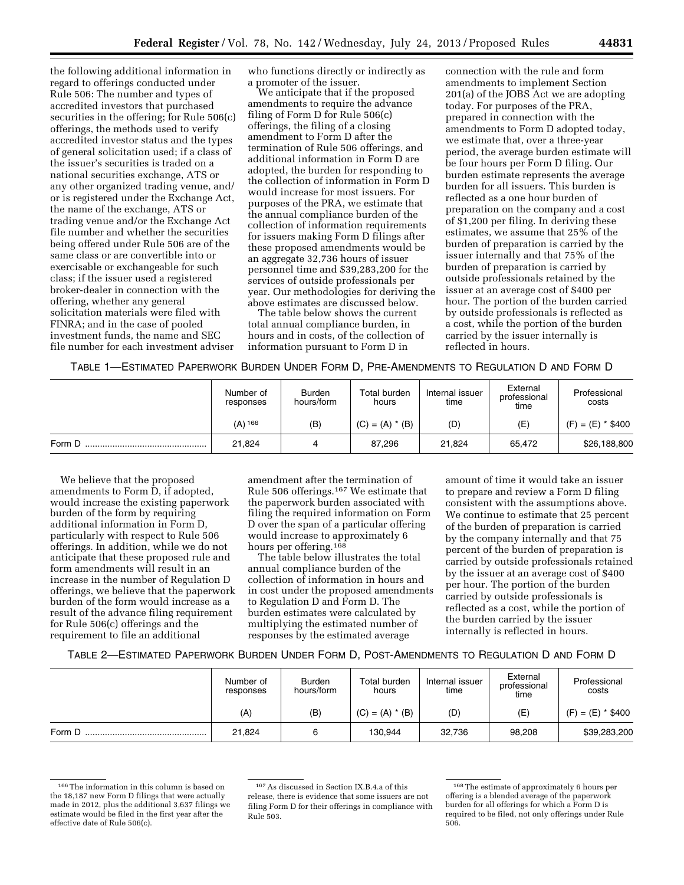the following additional information in regard to offerings conducted under Rule 506: The number and types of accredited investors that purchased securities in the offering; for Rule 506(c) offerings, the methods used to verify accredited investor status and the types of general solicitation used; if a class of the issuer's securities is traded on a national securities exchange, ATS or any other organized trading venue, and/or is registered under the Exchange Act, the name of the exchange, ATS or trading venue and/or the Exchange Act file number and whether the securities being offered under Rule 506 are of the same class or are convertible into or exercisable or exchangeable for such class; if the issuer used a registered broker-dealer in connection with the offering, whether any general solicitation materials were filed with FINRA; and in the case of pooled investment funds, the name and SEC file number for each investment adviser who functions directly or indirectly as a promoter of the issuer.

We anticipate that if the proposed amendments to require the advance filing of Form D for Rule 506(c) offerings, the filing of a closing amendment to Form D after the termination of Rule 506 offerings, and additional information in Form D are adopted, the burden for responding to the collection of information in Form D would increase for most issuers. For purposes of the PRA, we estimate that the annual compliance burden of the collection of information requirements for issuers making Form D filings after these proposed amendments would be an aggregate 32,736 hours of issuer personnel time and $39,283,200 for the services of outside professionals per year. Our methodologies for deriving the above estimates are discussed below.

The table below shows the current total annual compliance burden, in hours and in costs, of the collection of information pursuant to Form D in connection with the rule and form amendments to implement Section 201(a) of the JOBS Act we are adopting today. For purposes of the PRA, prepared in connection with the amendments to Form D adopted today, we estimate that, over a three-year period, the average burden estimate will be four hours per Form D filing. Our burden estimate represents the average burden for all issuers. This burden is reflected as a one hour burden of preparation on the company and a cost of $1,200 per filing. In deriving these estimates, we assume that 25% of the burden of preparation is carried by the issuer internally and that 75% of the burden of preparation is carried by outside professionals retained by the issuer at an average cost of $400 per hour. The portion of the burden carried by outside professionals is reflected as a cost, while the portion of the burden carried by the issuer internally is reflected in hours.

TABLE 1—ESTIMATED PAPERWORK BURDEN UNDER FORM D, PRE-AMENDMENTS TO REGULATION D AND FORM D

| | Number of responses | Burden hours/form | Total burden hours | Internal issuer time | External professional time | Professional costs |
|---|---|---|---|---|---|---|
| | (A) [166] | (B) | (C) = (A) * (B) | (D) | (E) | (F) = (E) * $400 |
| Form D | 21,824 | 4 | 87,296 | 21,824 | 65,472 | $26,188,800 |

We believe that the proposed amendments to Form D, if adopted, would increase the existing paperwork burden of the form by requiring additional information in Form D, particularly with respect to Rule 506 offerings. In addition, while we do not anticipate that these proposed rule and form amendments will result in an increase in the number of Regulation D offerings, we believe that the paperwork burden of the form would increase as a result of the advance filing requirement for Rule 506(c) offerings and the requirement to file an additional amendment after the termination of Rule 506 offerings.[167] We estimate that the paperwork burden associated with filing the required information on Form D over the span of a particular offering would increase to approximately 6 hours per offering.[168]

The table below illustrates the total annual compliance burden of the collection of information in hours and in cost under the proposed amendments to Regulation D and Form D. The burden estimates were calculated by multiplying the estimated number of responses by the estimated average amount of time it would take an issuer to prepare and review a Form D filing consistent with the assumptions above. We continue to estimate that 25 percent of the burden of preparation is carried by the company internally and that 75 percent of the burden of preparation is carried by outside professionals retained by the issuer at an average cost of $400 per hour. The portion of the burden carried by outside professionals is reflected as a cost, while the portion of the burden carried by the issuer internally is reflected in hours.

TABLE 2—ESTIMATED PAPERWORK BURDEN UNDER FORM D, POST-AMENDMENTS TO REGULATION D AND FORM D

| | Number of responses | Burden hours/form | Total burden hours | Internal issuer time | External professional time | Professional costs |
|---|---|---|---|---|---|---|
| | (A) | (B) | (C) = (A) * (B) | (D) | (E) | (F) = (E) * $400 |
| Form D | 21,824 | 6 | 130,944 | 32,736 | 98,208 | $39,283,200 |

[166] The information in this column is based on the 18,187 new Form D filings that were actually made in 2012, plus the additional 3,637 filings we estimate would be filed in the first year after the effective date of Rule 506(c).

[167] As discussed in Section IX.B.4.a of this release, there is evidence that some issuers are not filing Form D for their offerings in compliance with Rule 503.

[168] The estimate of approximately 6 hours per offering is a blended average of the paperwork burden for all offerings for which a Form D is required to be filed, not only offerings under Rule 506.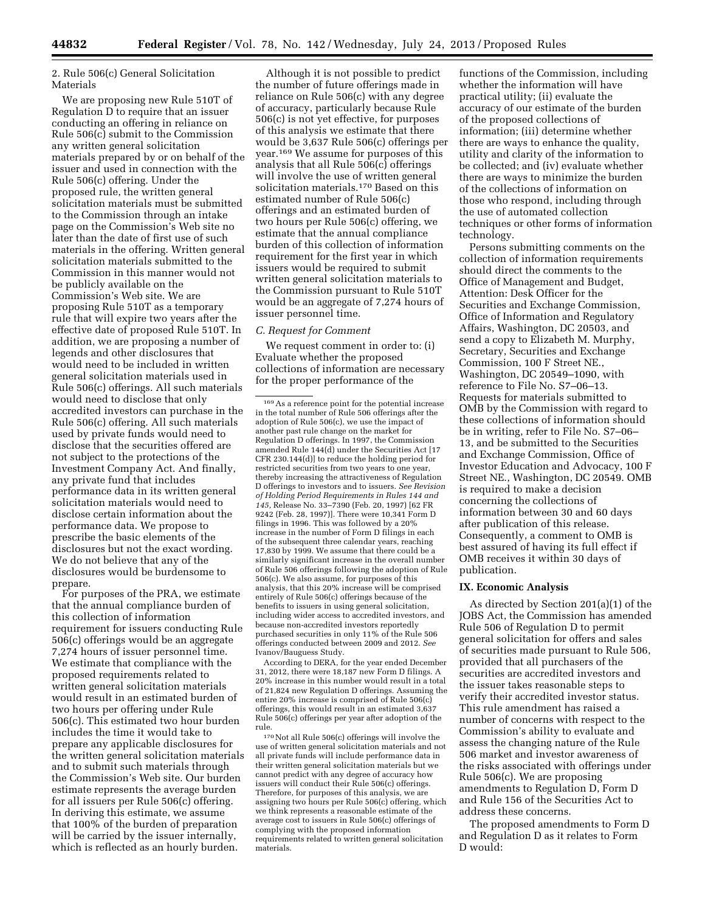2. Rule 506(c) General Solicitation Materials

We are proposing new Rule 510T of Regulation D to require that an issuer conducting an offering in reliance on Rule 506(c) submit to the Commission any written general solicitation materials prepared by or on behalf of the issuer and used in connection with the Rule 506(c) offering. Under the proposed rule, the written general solicitation materials must be submitted to the Commission through an intake page on the Commission's Web site no later than the date of first use of such materials in the offering. Written general solicitation materials submitted to the Commission in this manner would not be publicly available on the Commission's Web site. We are proposing Rule 510T as a temporary rule that will expire two years after the effective date of proposed Rule 510T. In addition, we are proposing a number of legends and other disclosures that would need to be included in written general solicitation materials used in Rule 506(c) offerings. All such materials would need to disclose that only accredited investors can purchase in the Rule 506(c) offering. All such materials used by private funds would need to disclose that the securities offered are not subject to the protections of the Investment Company Act. And finally, any private fund that includes performance data in its written general solicitation materials would need to disclose certain information about the performance data. We propose to prescribe the basic elements of the disclosures but not the exact wording. We do not believe that any of the disclosures would be burdensome to prepare.

For purposes of the PRA, we estimate that the annual compliance burden of this collection of information requirement for issuers conducting Rule 506(c) offerings would be an aggregate 7,274 hours of issuer personnel time. We estimate that compliance with the proposed requirements related to written general solicitation materials would result in an estimated burden of two hours per offering under Rule 506(c). This estimated two hour burden includes the time it would take to prepare any applicable disclosures for the written general solicitation materials and to submit such materials through the Commission's Web site. Our burden estimate represents the average burden for all issuers per Rule 506(c) offering. In deriving this estimate, we assume that 100% of the burden of preparation will be carried by the issuer internally, which is reflected as an hourly burden.

Although it is not possible to predict the number of future offerings made in reliance on Rule 506(c) with any degree of accuracy, particularly because Rule 506(c) is not yet effective, for purposes of this analysis we estimate that there would be 3,637 Rule 506(c) offerings per year.[169] We assume for purposes of this analysis that all Rule 506(c) offerings will involve the use of written general solicitation materials.[170] Based on this estimated number of Rule 506(c) offerings and an estimated burden of two hours per Rule 506(c) offering, we estimate that the annual compliance burden of this collection of information requirement for the first year in which issuers would be required to submit written general solicitation materials to the Commission pursuant to Rule 510T would be an aggregate of 7,274 hours of issuer personnel time.

### C. Request for Comment

We request comment in order to: (i) Evaluate whether the proposed collections of information are necessary for the proper performance of the functions of the Commission, including whether the information will have practical utility; (ii) evaluate the accuracy of our estimate of the burden of the proposed collections of information; (iii) determine whether there are ways to enhance the quality, utility and clarity of the information to be collected; and (iv) evaluate whether there are ways to minimize the burden of the collections of information on those who respond, including through the use of automated collection techniques or other forms of information technology.

Persons submitting comments on the collection of information requirements should direct the comments to the Office of Management and Budget, Attention: Desk Officer for the Securities and Exchange Commission, Office of Information and Regulatory Affairs, Washington, DC 20503, and send a copy to Elizabeth M. Murphy, Secretary, Securities and Exchange Commission, 100 F Street NE., Washington, DC 20549–1090, with reference to File No. S7–06–13. Requests for materials submitted to OMB by the Commission with regard to these collections of information should be in writing, refer to File No. S7–06–13, and be submitted to the Securities and Exchange Commission, Office of Investor Education and Advocacy, 100 F Street NE., Washington, DC 20549. OMB is required to make a decision concerning the collections of information between 30 and 60 days after publication of this release. Consequently, a comment to OMB is best assured of having its full effect if OMB receives it within 30 days of publication.

## IX. Economic Analysis

As directed by Section 201(a)(1) of the JOBS Act, the Commission has amended Rule 506 of Regulation D to permit general solicitation for offers and sales of securities made pursuant to Rule 506, provided that all purchasers of the securities are accredited investors and the issuer takes reasonable steps to verify their accredited investor status. This rule amendment has raised a number of concerns with respect to the Commission's ability to evaluate and assess the changing nature of the Rule 506 market and investor awareness of the risks associated with offerings under Rule 506(c). We are proposing amendments to Regulation D, Form D and Rule 156 of the Securities Act to address these concerns.

The proposed amendments to Form D and Regulation D as it relates to Form D would:

---

[169] As a reference point for the potential increase in the total number of Rule 506 offerings after the adoption of Rule 506(c), we use the impact of another past rule change on the market for Regulation D offerings. In 1997, the Commission amended Rule 144(d) under the Securities Act [17 CFR 230.144(d)] to reduce the holding period for restricted securities from two years to one year, thereby increasing the attractiveness of Regulation D offerings to investors and to issuers. *See Revision of Holding Period Requirements in Rules 144 and 145,* Release No. 33–7390 (Feb. 20, 1997) [62 FR 9242 (Feb. 28, 1997)]. There were 10,341 Form D filings in 1996. This was followed by a 20% increase in the number of Form D filings in each of the subsequent three calendar years, reaching 17,830 by 1999. We assume that there could be a similarly significant increase in the overall number of Rule 506 offerings following the adoption of Rule 506(c). We also assume, for purposes of this analysis, that this 20% increase will be comprised entirely of Rule 506(c) offerings because of the benefits to issuers in using general solicitation, including wider access to accredited investors, and because non-accredited investors reportedly purchased securities in only 11% of the Rule 506 offerings conducted between 2009 and 2012. *See* Ivanov/Bauguess Study.

According to DERA, for the year ended December 31, 2012, there were 18,187 new Form D filings. A 20% increase in this number would result in a total of 21,824 new Regulation D offerings. Assuming the entire 20% increase is comprised of Rule 506(c) offerings, this would result in an estimated 3,637 Rule 506(c) offerings per year after adoption of the rule.

[170] Not all Rule 506(c) offerings will involve the use of written general solicitation materials and not all private funds will include performance data in their written general solicitation materials but we cannot predict with any degree of accuracy how issuers will conduct their Rule 506(c) offerings. Therefore, for purposes of this analysis, we are assigning two hours per Rule 506(c) offering, which we think represents a reasonable estimate of the average cost to issuers in Rule 506(c) offerings of complying with the proposed information requirements related to written general solicitation materials.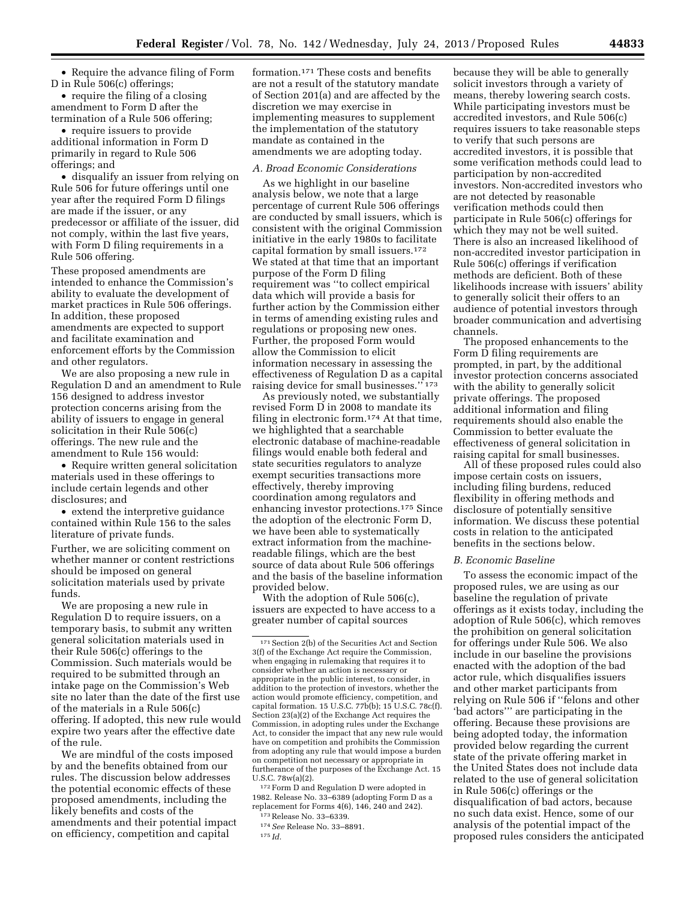- Require the advance filing of Form D in Rule 506(c) offerings;
- require the filing of a closing amendment to Form D after the termination of a Rule 506 offering;
- require issuers to provide additional information in Form D primarily in regard to Rule 506 offerings; and
- disqualify an issuer from relying on Rule 506 for future offerings until one year after the required Form D filings are made if the issuer, or any predecessor or affiliate of the issuer, did not comply, within the last five years, with Form D filing requirements in a Rule 506 offering.

These proposed amendments are intended to enhance the Commission's ability to evaluate the development of market practices in Rule 506 offerings. In addition, these proposed amendments are expected to support and facilitate examination and enforcement efforts by the Commission and other regulators.

We are also proposing a new rule in Regulation D and an amendment to Rule 156 designed to address investor protection concerns arising from the ability of issuers to engage in general solicitation in their Rule 506(c) offerings. The new rule and the amendment to Rule 156 would:

- Require written general solicitation materials used in these offerings to include certain legends and other disclosures; and
- extend the interpretive guidance contained within Rule 156 to the sales literature of private funds.

Further, we are soliciting comment on whether manner or content restrictions should be imposed on general solicitation materials used by private funds.

We are proposing a new rule in Regulation D to require issuers, on a temporary basis, to submit any written general solicitation materials used in their Rule 506(c) offerings to the Commission. Such materials would be required to be submitted through an intake page on the Commission's Web site no later than the date of the first use of the materials in a Rule 506(c) offering. If adopted, this new rule would expire two years after the effective date of the rule.

We are mindful of the costs imposed by and the benefits obtained from our rules. The discussion below addresses the potential economic effects of these proposed amendments, including the likely benefits and costs of the amendments and their potential impact on efficiency, competition and capital formation.[171] These costs and benefits are not a result of the statutory mandate of Section 201(a) and are affected by the discretion we may exercise in implementing measures to supplement the implementation of the statutory mandate as contained in the amendments we are adopting today.

### A. Broad Economic Considerations

As we highlight in our baseline analysis below, we note that a large percentage of current Rule 506 offerings are conducted by small issuers, which is consistent with the original Commission initiative in the early 1980s to facilitate capital formation by small issuers.[172] We stated at that time that an important purpose of the Form D filing requirement was "to collect empirical data which will provide a basis for further action by the Commission either in terms of amending existing rules and regulations or proposing new ones. Further, the proposed Form would allow the Commission to elicit information necessary in assessing the effectiveness of Regulation D as a capital raising device for small businesses."[173]

As previously noted, we substantially revised Form D in 2008 to mandate its filing in electronic form.[174] At that time, we highlighted that a searchable electronic database of machine-readable filings would enable both federal and state securities regulators to analyze exempt securities transactions more effectively, thereby improving coordination among regulators and enhancing investor protections.[175] Since the adoption of the electronic Form D, we have been able to systematically extract information from the machine-readable filings, which are the best source of data about Rule 506 offerings and the basis of the baseline information provided below.

With the adoption of Rule 506(c), issuers are expected to have access to a greater number of capital sources because they will be able to generally solicit investors through a variety of means, thereby lowering search costs. While participating investors must be accredited investors, and Rule 506(c) requires issuers to take reasonable steps to verify that such persons are accredited investors, it is possible that some verification methods could lead to participation by non-accredited investors. Non-accredited investors who are not detected by reasonable verification methods could then participate in Rule 506(c) offerings for which they may not be well suited. There is also an increased likelihood of non-accredited investor participation in Rule 506(c) offerings if verification methods are deficient. Both of these likelihoods increase with issuers' ability to generally solicit their offers to an audience of potential investors through broader communication and advertising channels.

The proposed enhancements to the Form D filing requirements are prompted, in part, by the additional investor protection concerns associated with the ability to generally solicit private offerings. The proposed additional information and filing requirements should also enable the Commission to better evaluate the effectiveness of general solicitation in raising capital for small businesses.

All of these proposed rules could also impose certain costs on issuers, including filing burdens, reduced flexibility in offering methods and disclosure of potentially sensitive information. We discuss these potential costs in relation to the anticipated benefits in the sections below.

### B. Economic Baseline

To assess the economic impact of the proposed rules, we are using as our baseline the regulation of private offerings as it exists today, including the adoption of Rule 506(c), which removes the prohibition on general solicitation for offerings under Rule 506. We also include in our baseline the provisions enacted with the adoption of the bad actor rule, which disqualifies issuers and other market participants from relying on Rule 506 if "felons and other 'bad actors'" are participating in the offering. Because these provisions are being adopted today, the information provided below regarding the current state of the private offering market in the United States does not include data related to the use of general solicitation in Rule 506(c) offerings or the disqualification of bad actors, because no such data exist. Hence, some of our analysis of the potential impact of the proposed rules considers the anticipated

---

[171] Section 2(b) of the Securities Act and Section 3(f) of the Exchange Act require the Commission, when engaging in rulemaking that requires it to consider whether an action is necessary or appropriate in the public interest, to consider, in addition to the protection of investors, whether the action would promote efficiency, competition, and capital formation. 15 U.S.C. 77b(b); 15 U.S.C. 78c(f). Section 23(a)(2) of the Exchange Act requires the Commission, in adopting rules under the Exchange Act, to consider the impact that any new rule would have on competition and prohibits the Commission from adopting any rule that would impose a burden on competition not necessary or appropriate in furtherance of the purposes of the Exchange Act. 15 U.S.C. 78w(a)(2).

[172] Form D and Regulation D were adopted in 1982. Release No. 33–6389 (adopting Form D as a replacement for Forms 4(6), 146, 240 and 242).

[173] Release No. 33–6339.

[174] *See* Release No. 33–8891.

[175] *Id.*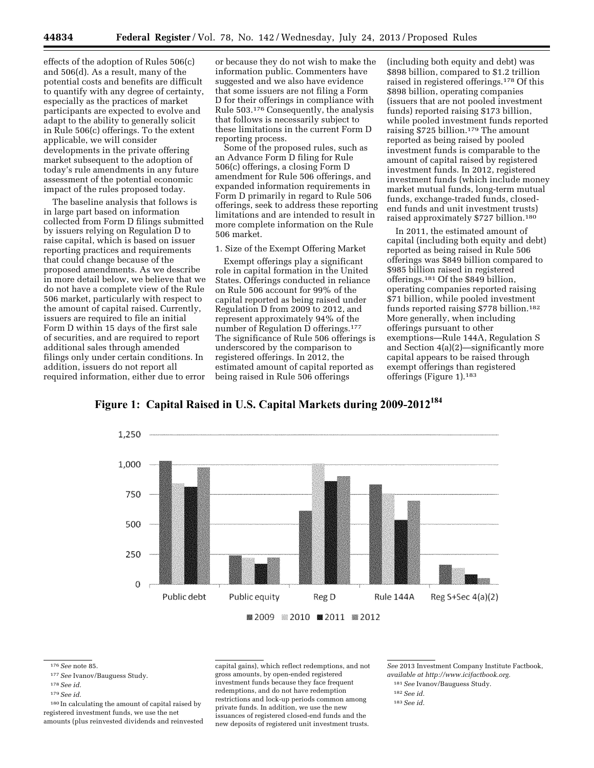effects of the adoption of Rules 506(c) and 506(d). As a result, many of the potential costs and benefits are difficult to quantify with any degree of certainty, especially as the practices of market participants are expected to evolve and adapt to the ability to generally solicit in Rule 506(c) offerings. To the extent applicable, we will consider developments in the private offering market subsequent to the adoption of today's rule amendments in any future assessment of the potential economic impact of the rules proposed today.

The baseline analysis that follows is in large part based on information collected from Form D filings submitted by issuers relying on Regulation D to raise capital, which is based on issuer reporting practices and requirements that could change because of the proposed amendments. As we describe in more detail below, we believe that we do not have a complete view of the Rule 506 market, particularly with respect to the amount of capital raised. Currently, issuers are required to file an initial Form D within 15 days of the first sale of securities, and are required to report additional sales through amended filings only under certain conditions. In addition, issuers do not report all required information, either due to error or because they do not wish to make the information public. Commenters have suggested and we also have evidence that some issuers are not filing a Form D for their offerings in compliance with Rule 503.[176] Consequently, the analysis that follows is necessarily subject to these limitations in the current Form D reporting process.

Some of the proposed rules, such as an Advance Form D filing for Rule 506(c) offerings, a closing Form D amendment for Rule 506 offerings, and expanded information requirements in Form D primarily in regard to Rule 506 offerings, seek to address these reporting limitations and are intended to result in more complete information on the Rule 506 market.

1. Size of the Exempt Offering Market

Exempt offerings play a significant role in capital formation in the United States. Offerings conducted in reliance on Rule 506 account for 99% of the capital reported as being raised under Regulation D from 2009 to 2012, and represent approximately 94% of the number of Regulation D offerings.[177] The significance of Rule 506 offerings is underscored by the comparison to registered offerings. In 2012, the estimated amount of capital reported as being raised in Rule 506 offerings (including both equity and debt) was $898 billion, compared to $1.2 trillion raised in registered offerings.[178] Of this $898 billion, operating companies (issuers that are not pooled investment funds) reported raising $173 billion, while pooled investment funds reported raising $725 billion.[179] The amount reported as being raised by pooled investment funds is comparable to the amount of capital raised by registered investment funds. In 2012, registered investment funds (which include money market mutual funds, long-term mutual funds, exchange-traded funds, closed-end funds and unit investment trusts) raised approximately $727 billion.[180]

In 2011, the estimated amount of capital (including both equity and debt) reported as being raised in Rule 506 offerings was $849 billion compared to $985 billion raised in registered offerings.[181] Of the $849 billion, operating companies reported raising $71 billion, while pooled investment funds reported raising $778 billion.[182] More generally, when including offerings pursuant to other exemptions—Rule 144A, Regulation S and Section 4(a)(2)—significantly more capital appears to be raised through exempt offerings than registered offerings (Figure 1).[183]

**Figure 1: Capital Raised in U.S. Capital Markets during 2009-2012[184]**

| | 2009 | 2010 | 2011 | 2012 |
|---|---|---|---|---|
| Public debt | ~1,030 | ~840 | ~810 | ~975 |
| Public equity | ~240 | ~220 | ~170 | ~220 |
| Reg D | ~610 | ~1,010 | ~860 | ~900 |
| Rule 144A | ~830 | ~750 | ~540 | ~700 |
| Reg S+Sec 4(a)(2) | ~160 | ~135 | ~80 | ~50 |

[176] *See* note 85.

[177] *See* Ivanov/Bauguess Study.

[178] *See id.*

[179] *See id.*

[180] In calculating the amount of capital raised by registered investment funds, we use the net amounts (plus reinvested dividends and reinvested capital gains), which reflect redemptions, and not gross amounts, by open-ended registered investment funds because they face frequent redemptions, and do not have redemption restrictions and lock-up periods common among private funds. In addition, we use the new issuances of registered closed-end funds and the new deposits of registered unit investment trusts. *See* 2013 Investment Company Institute Factbook, *available at http://www.icifactbook.org.*

[181] *See* Ivanov/Bauguess Study.

[182] *See id.*

[183] *See id.*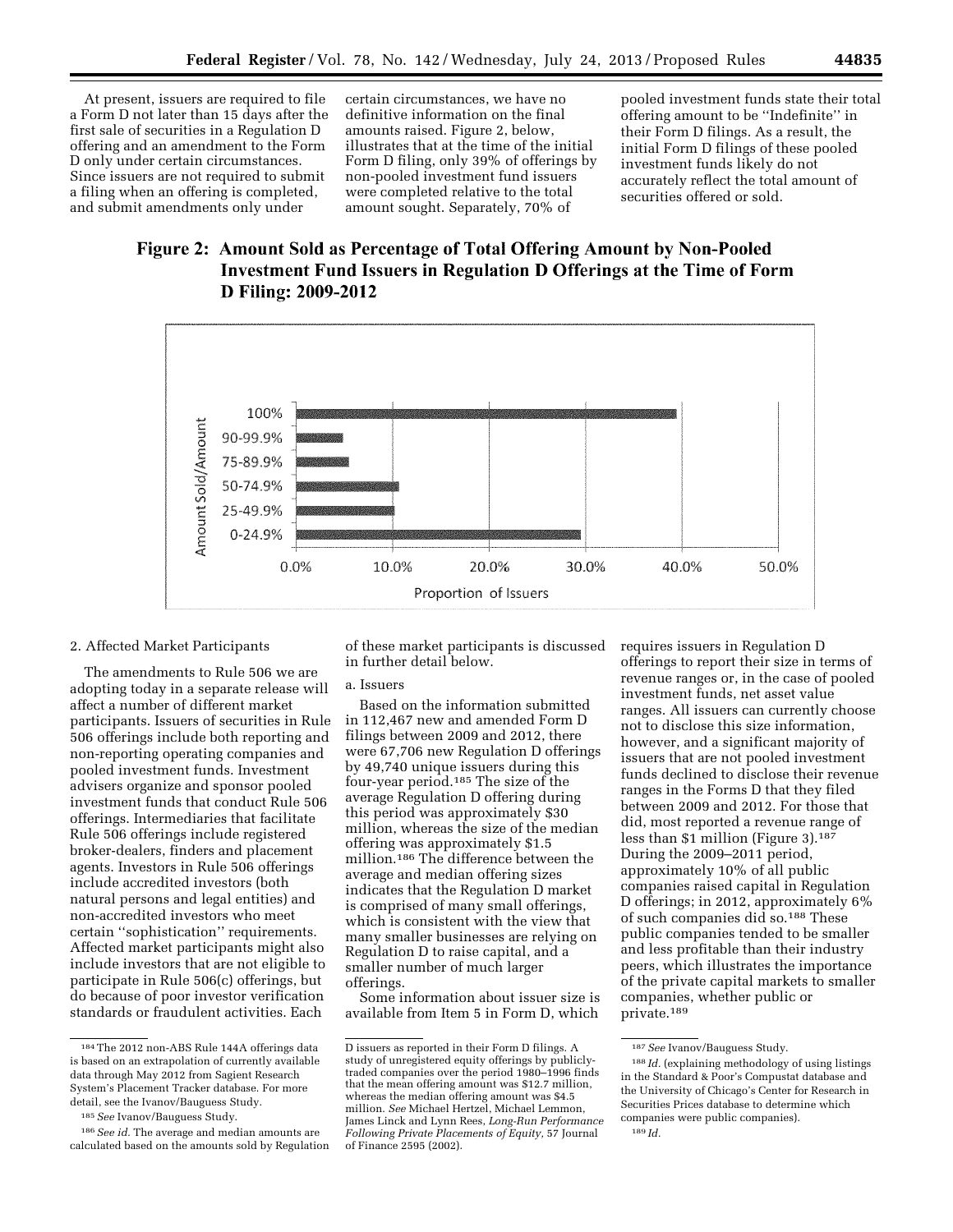At present, issuers are required to file a Form D not later than 15 days after the first sale of securities in a Regulation D offering and an amendment to the Form D only under certain circumstances. Since issuers are not required to submit a filing when an offering is completed, and submit amendments only under certain circumstances, we have no definitive information on the final amounts raised. Figure 2, below, illustrates that at the time of the initial Form D filing, only 39% of offerings by non-pooled investment fund issuers were completed relative to the total amount sought. Separately, 70% of pooled investment funds state their total offering amount to be ''Indefinite'' in their Form D filings. As a result, the initial Form D filings of these pooled investment funds likely do not accurately reflect the total amount of securities offered or sold.

**Figure 2: Amount Sold as Percentage of Total Offering Amount by Non-Pooled Investment Fund Issuers in Regulation D Offerings at the Time of Form D Filing: 2009-2012**

2. Affected Market Participants

The amendments to Rule 506 we are adopting today in a separate release will affect a number of different market participants. Issuers of securities in Rule 506 offerings include both reporting and non-reporting operating companies and pooled investment funds. Investment advisers organize and sponsor pooled investment funds that conduct Rule 506 offerings. Intermediaries that facilitate Rule 506 offerings include registered broker-dealers, finders and placement agents. Investors in Rule 506 offerings include accredited investors (both natural persons and legal entities) and non-accredited investors who meet certain ''sophistication'' requirements. Affected market participants might also include investors that are not eligible to participate in Rule 506(c) offerings, but do because of poor investor verification standards or fraudulent activities. Each of these market participants is discussed in further detail below.

a. Issuers

Based on the information submitted in 112,467 new and amended Form D filings between 2009 and 2012, there were 67,706 new Regulation D offerings by 49,740 unique issuers during this four-year period.[185] The size of the average Regulation D offering during this period was approximately $30 million, whereas the size of the median offering was approximately $1.5 million.[186] The difference between the average and median offering sizes indicates that the Regulation D market is comprised of many small offerings, which is consistent with the view that many smaller businesses are relying on Regulation D to raise capital, and a smaller number of much larger offerings.

Some information about issuer size is available from Item 5 in Form D, which requires issuers in Regulation D offerings to report their size in terms of revenue ranges or, in the case of pooled investment funds, net asset value ranges. All issuers can currently choose not to disclose this size information, however, and a significant majority of issuers that are not pooled investment funds declined to disclose their revenue ranges in the Forms D that they filed between 2009 and 2012. For those that did, most reported a revenue range of less than $1 million (Figure 3).[187] During the 2009–2011 period, approximately 10% of all public companies raised capital in Regulation D offerings; in 2012, approximately 6% of such companies did so.[188] These public companies tended to be smaller and less profitable than their industry peers, which illustrates the importance of the private capital markets to smaller companies, whether public or private.[189]

---

[184] The 2012 non-ABS Rule 144A offerings data is based on an extrapolation of currently available data through May 2012 from Sagient Research System's Placement Tracker database. For more detail, see the Ivanov/Bauguess Study.

[185] *See* Ivanov/Bauguess Study.

[186] *See id.* The average and median amounts are calculated based on the amounts sold by Regulation D issuers as reported in their Form D filings. A study of unregistered equity offerings by publicly-traded companies over the period 1980–1996 finds that the mean offering amount was $12.7 million, whereas the median offering amount was $4.5 million. *See* Michael Hertzel, Michael Lemmon, James Linck and Lynn Rees, *Long-Run Performance Following Private Placements of Equity,* 57 Journal of Finance 2595 (2002).

[187] *See* Ivanov/Bauguess Study.

[188] *Id.* (explaining methodology of using listings in the Standard & Poor's Compustat database and the University of Chicago's Center for Research in Securities Prices database to determine which companies were public companies).

[189] *Id.*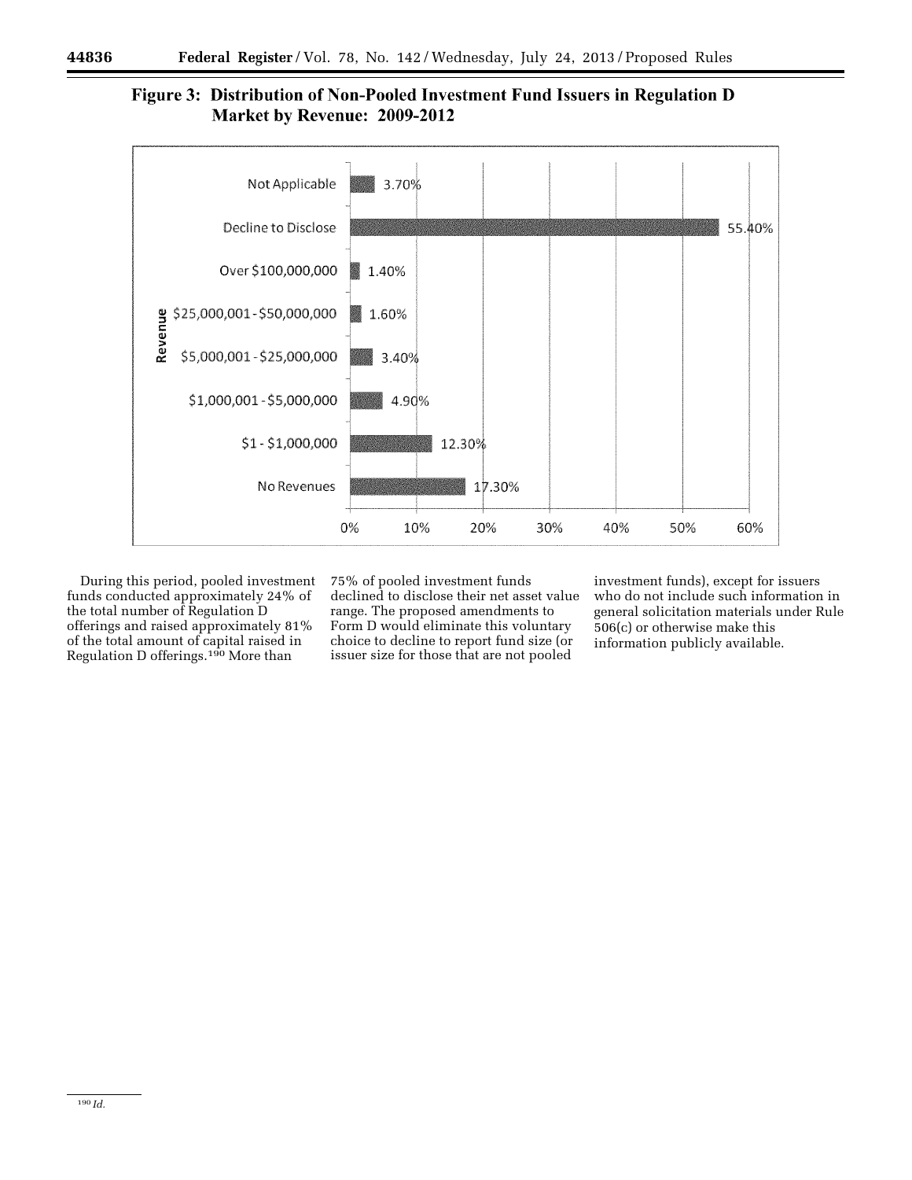**Figure 3: Distribution of Non-Pooled Investment Fund Issuers in Regulation D Market by Revenue: 2009-2012**

| Revenue | Percentage |
| --- | --- |
| Not Applicable | 3.70% |
| Decline to Disclose | 55.40% |
| Over $100,000,000 | 1.40% |
| $25,000,001 - $50,000,000 | 1.60% |
| $5,000,001 - $25,000,000 | 3.40% |
| $1,000,001 - $5,000,000 | 4.90% |
| $1 - $1,000,000 | 12.30% |
| No Revenues | 17.30% |

During this period, pooled investment funds conducted approximately 24% of the total number of Regulation D offerings and raised approximately 81% of the total amount of capital raised in Regulation D offerings.[190] More than 75% of pooled investment funds declined to disclose their net asset value range. The proposed amendments to Form D would eliminate this voluntary choice to decline to report fund size (or issuer size for those that are not pooled investment funds), except for issuers who do not include such information in general solicitation materials under Rule 506(c) or otherwise make this information publicly available.

[190] *Id.*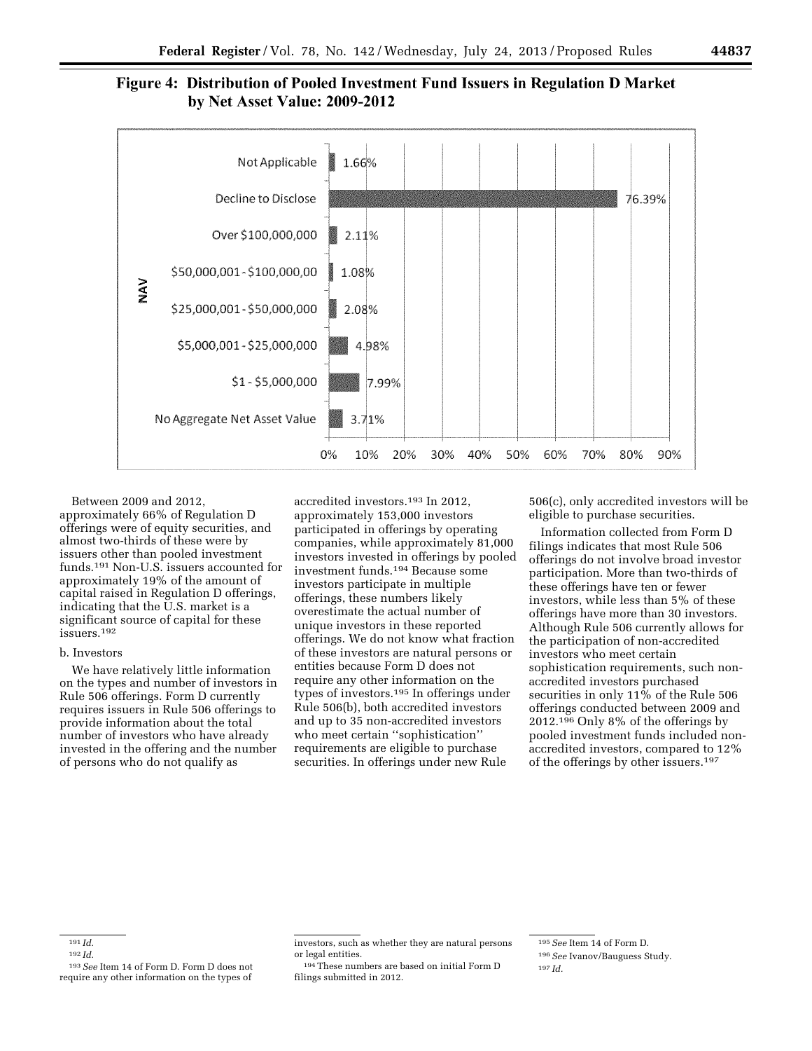**Figure 4: Distribution of Pooled Investment Fund Issuers in Regulation D Market by Net Asset Value: 2009-2012**

| NAV | Percentage |
|---|---|
| Not Applicable | 1.66% |
| Decline to Disclose | 76.39% |
| Over $100,000,000 | 2.11% |
| $50,000,001 - $100,000,00 | 1.08% |
| $25,000,001 - $50,000,000 | 2.08% |
| $5,000,001 - $25,000,000 | 4.98% |
| $1 - $5,000,000 | 7.99% |
| No Aggregate Net Asset Value | 3.71% |

Between 2009 and 2012, approximately 66% of Regulation D offerings were of equity securities, and almost two-thirds of these were by issuers other than pooled investment funds.[191] Non-U.S. issuers accounted for approximately 19% of the amount of capital raised in Regulation D offerings, indicating that the U.S. market is a significant source of capital for these issuers.[192]

b. Investors

We have relatively little information on the types and number of investors in Rule 506 offerings. Form D currently requires issuers in Rule 506 offerings to provide information about the total number of investors who have already invested in the offering and the number of persons who do not qualify as accredited investors.[193] In 2012, approximately 153,000 investors participated in offerings by operating companies, while approximately 81,000 investors invested in offerings by pooled investment funds.[194] Because some investors participate in multiple offerings, these numbers likely overestimate the actual number of unique investors in these reported offerings. We do not know what fraction of these investors are natural persons or entities because Form D does not require any other information on the types of investors.[195] In offerings under Rule 506(b), both accredited investors and up to 35 non-accredited investors who meet certain ''sophistication'' requirements are eligible to purchase securities. In offerings under new Rule 506(c), only accredited investors will be eligible to purchase securities.

Information collected from Form D filings indicates that most Rule 506 offerings do not involve broad investor participation. More than two-thirds of these offerings have ten or fewer investors, while less than 5% of these offerings have more than 30 investors. Although Rule 506 currently allows for the participation of non-accredited investors who meet certain sophistication requirements, such non-accredited investors purchased securities in only 11% of the Rule 506 offerings conducted between 2009 and 2012.[196] Only 8% of the offerings by pooled investment funds included non-accredited investors, compared to 12% of the offerings by other issuers.[197]

---

[191] *Id.*

[192] *Id.*

[193] *See* Item 14 of Form D. Form D does not require any other information on the types of investors, such as whether they are natural persons or legal entities.

[194] These numbers are based on initial Form D filings submitted in 2012.

[195] *See* Item 14 of Form D.

[196] *See* Ivanov/Bauguess Study.

[197] *Id.*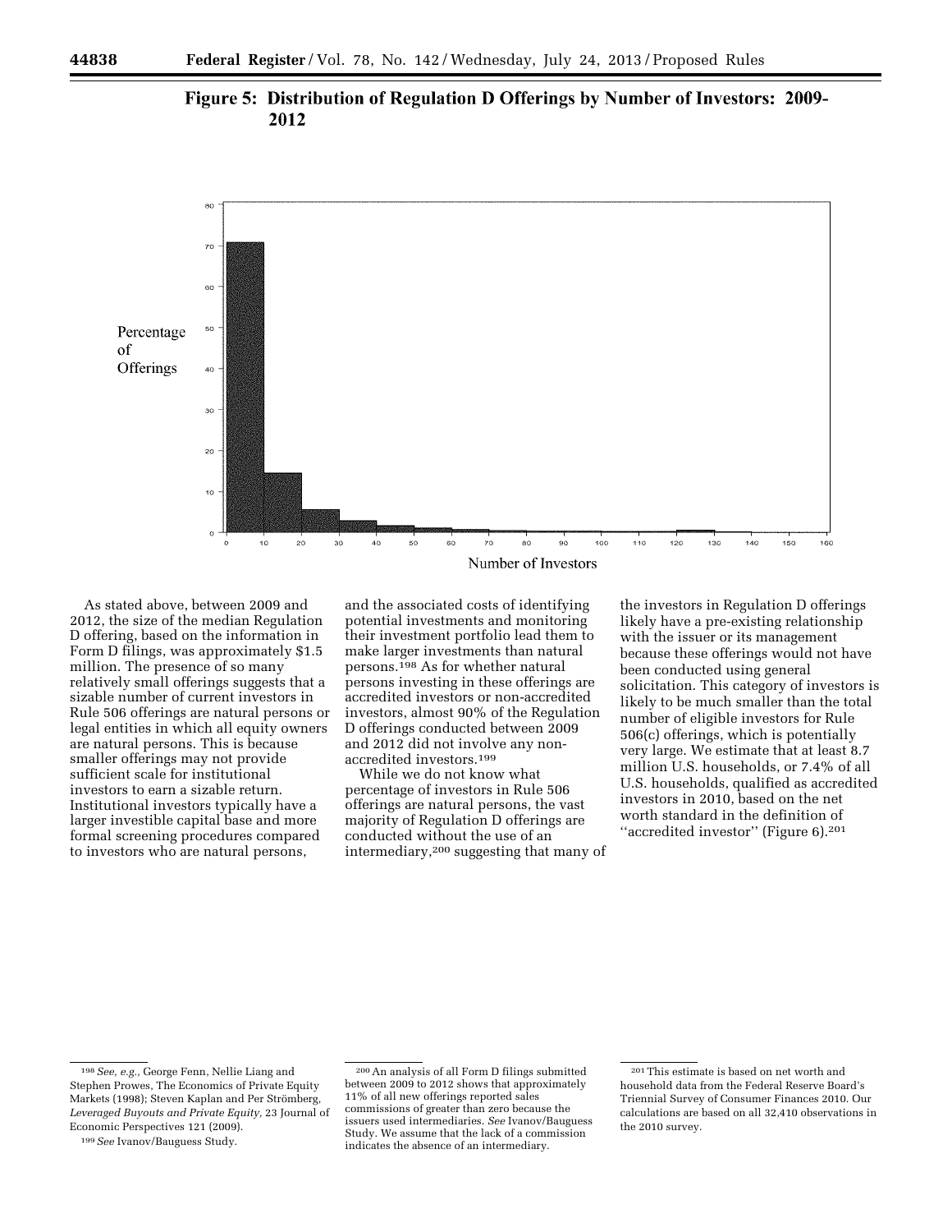**Figure 5: Distribution of Regulation D Offerings by Number of Investors: 2009-2012**

As stated above, between 2009 and 2012, the size of the median Regulation D offering, based on the information in Form D filings, was approximately $1.5 million. The presence of so many relatively small offerings suggests that a sizable number of current investors in Rule 506 offerings are natural persons or legal entities in which all equity owners are natural persons. This is because smaller offerings may not provide sufficient scale for institutional investors to earn a sizable return. Institutional investors typically have a larger investible capital base and more formal screening procedures compared to investors who are natural persons, and the associated costs of identifying potential investments and monitoring their investment portfolio lead them to make larger investments than natural persons.[198] As for whether natural persons investing in these offerings are accredited investors or non-accredited investors, almost 90% of the Regulation D offerings conducted between 2009 and 2012 did not involve any non-accredited investors.[199]

While we do not know what percentage of investors in Rule 506 offerings are natural persons, the vast majority of Regulation D offerings are conducted without the use of an intermediary,[200] suggesting that many of the investors in Regulation D offerings likely have a pre-existing relationship with the issuer or its management because these offerings would not have been conducted using general solicitation. This category of investors is likely to be much smaller than the total number of eligible investors for Rule 506(c) offerings, which is potentially very large. We estimate that at least 8.7 million U.S. households, or 7.4% of all U.S. households, qualified as accredited investors in 2010, based on the net worth standard in the definition of ''accredited investor'' (Figure 6).[201]

---

[198] *See, e.g.,* George Fenn, Nellie Liang and Stephen Prowes, The Economics of Private Equity Markets (1998); Steven Kaplan and Per Strömberg, *Leveraged Buyouts and Private Equity,* 23 Journal of Economic Perspectives 121 (2009).

[199] *See* Ivanov/Bauguess Study.

[200] An analysis of all Form D filings submitted between 2009 to 2012 shows that approximately 11% of all new offerings reported sales commissions of greater than zero because the issuers used intermediaries. *See* Ivanov/Bauguess Study. We assume that the lack of a commission indicates the absence of an intermediary.

[201] This estimate is based on net worth and household data from the Federal Reserve Board's Triennial Survey of Consumer Finances 2010. Our calculations are based on all 32,410 observations in the 2010 survey.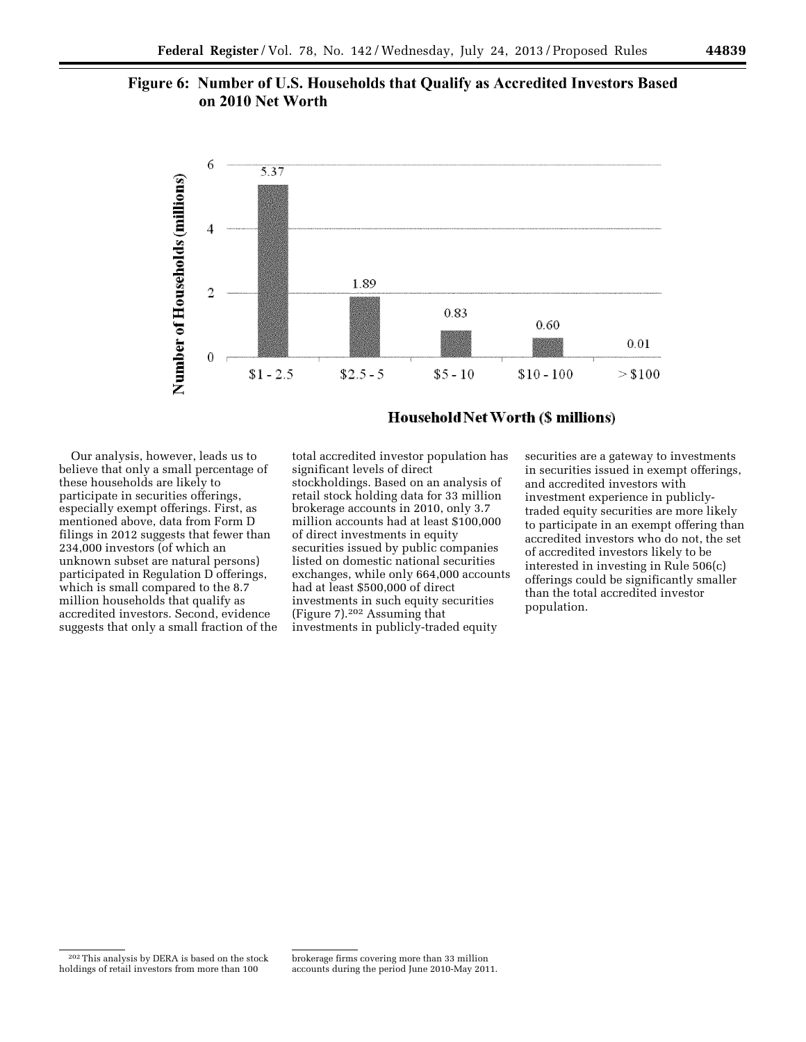**Figure 6: Number of U.S. Households that Qualify as Accredited Investors Based on 2010 Net Worth**

| Household Net Worth ($ millions) | Number of Households (millions) |
|---|---|
| $1 - 2.5 | 5.37 |
| $2.5 - 5 | 1.89 |
| $5 - 10 | 0.83 |
| $10 - 100 | 0.60 |
| > $100 | 0.01 |

Our analysis, however, leads us to believe that only a small percentage of these households are likely to participate in securities offerings, especially exempt offerings. First, as mentioned above, data from Form D filings in 2012 suggests that fewer than 234,000 investors (of which an unknown subset are natural persons) participated in Regulation D offerings, which is small compared to the 8.7 million households that qualify as accredited investors. Second, evidence suggests that only a small fraction of the total accredited investor population has significant levels of direct stockholdings. Based on an analysis of retail stock holding data for 33 million brokerage accounts in 2010, only 3.7 million accounts had at least $100,000 of direct investments in equity securities issued by public companies listed on domestic national securities exchanges, while only 664,000 accounts had at least $500,000 of direct investments in such equity securities (Figure 7).[202] Assuming that investments in publicly-traded equity securities are a gateway to investments in securities issued in exempt offerings, and accredited investors with investment experience in publicly-traded equity securities are more likely to participate in an exempt offering than accredited investors who do not, the set of accredited investors likely to be interested in investing in Rule 506(c) offerings could be significantly smaller than the total accredited investor population.

[202] This analysis by DERA is based on the stock holdings of retail investors from more than 100 brokerage firms covering more than 33 million accounts during the period June 2010-May 2011.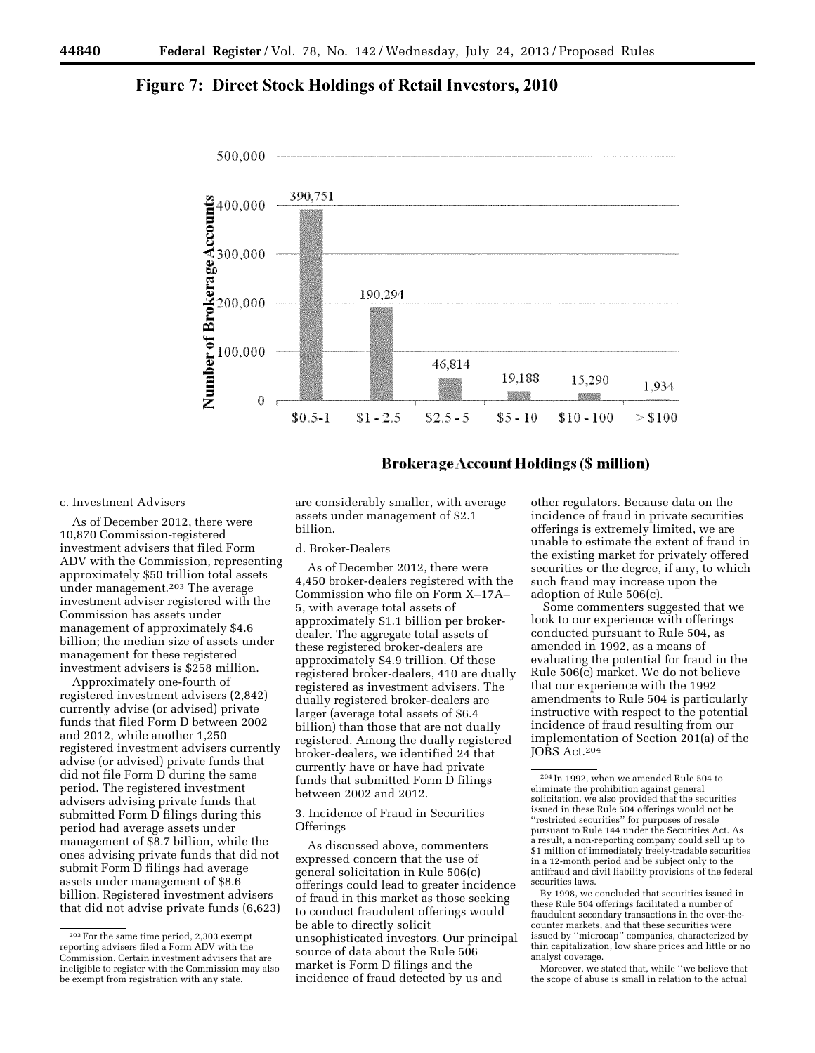## Figure 7: Direct Stock Holdings of Retail Investors, 2010

| Brokerage Account Holdings ($ million) | Number of Brokerage Accounts |
|---|---|
| $0.5-1 | 390,751 |
| $1 - 2.5 | 190,294 |
| $2.5 - 5 | 46,814 |
| $5 - 10 | 19,188 |
| $10 - 100 | 15,290 |
| > $100 | 1,934 |

c. Investment Advisers

As of December 2012, there were 10,870 Commission-registered investment advisers that filed Form ADV with the Commission, representing approximately $50 trillion total assets under management.[203] The average investment adviser registered with the Commission has assets under management of approximately $4.6 billion; the median size of assets under management for these registered investment advisers is $258 million.

Approximately one-fourth of registered investment advisers (2,842) currently advise (or advised) private funds that filed Form D between 2002 and 2012, while another 1,250 registered investment advisers currently advise (or advised) private funds that did not file Form D during the same period. The registered investment advisers advising private funds that submitted Form D filings during this period had average assets under management of $8.7 billion, while the ones advising private funds that did not submit Form D filings had average assets under management of $8.6 billion. Registered investment advisers that did not advise private funds (6,623) are considerably smaller, with average assets under management of $2.1 billion.

d. Broker-Dealers

As of December 2012, there were 4,450 broker-dealers registered with the Commission who file on Form X–17A–5, with average total assets of approximately $1.1 billion per broker-dealer. The aggregate total assets of these registered broker-dealers are approximately $4.9 trillion. Of these registered broker-dealers, 410 are dually registered as investment advisers. The dually registered broker-dealers are larger (average total assets of $6.4 billion) than those that are not dually registered. Among the dually registered broker-dealers, we identified 24 that currently have or have had private funds that submitted Form D filings between 2002 and 2012.

3. Incidence of Fraud in Securities Offerings

As discussed above, commenters expressed concern that the use of general solicitation in Rule 506(c) offerings could lead to greater incidence of fraud in this market as those seeking to conduct fraudulent offerings would be able to directly solicit unsophisticated investors. Our principal source of data about the Rule 506 market is Form D filings and the incidence of fraud detected by us and other regulators. Because data on the incidence of fraud in private securities offerings is extremely limited, we are unable to estimate the extent of fraud in the existing market for privately offered securities or the degree, if any, to which such fraud may increase upon the adoption of Rule 506(c).

Some commenters suggested that we look to our experience with offerings conducted pursuant to Rule 504, as amended in 1992, as a means of evaluating the potential for fraud in the Rule 506(c) market. We do not believe that our experience with the 1992 amendments to Rule 504 is particularly instructive with respect to the potential incidence of fraud resulting from our implementation of Section 201(a) of the JOBS Act.[204]

---

[203] For the same time period, 2,303 exempt reporting advisers filed a Form ADV with the Commission. Certain investment advisers that are ineligible to register with the Commission may also be exempt from registration with any state.

[204] In 1992, when we amended Rule 504 to eliminate the prohibition against general solicitation, we also provided that the securities issued in these Rule 504 offerings would not be ''restricted securities'' for purposes of resale pursuant to Rule 144 under the Securities Act. As a result, a non-reporting company could sell up to $1 million of immediately freely-tradable securities in a 12-month period and be subject only to the antifraud and civil liability provisions of the federal securities laws.

By 1998, we concluded that securities issued in these Rule 504 offerings facilitated a number of fraudulent secondary transactions in the over-the-counter markets, and that these securities were issued by ''microcap'' companies, characterized by thin capitalization, low share prices and little or no analyst coverage.

Moreover, we stated that, while ''we believe that the scope of abuse is small in relation to the actual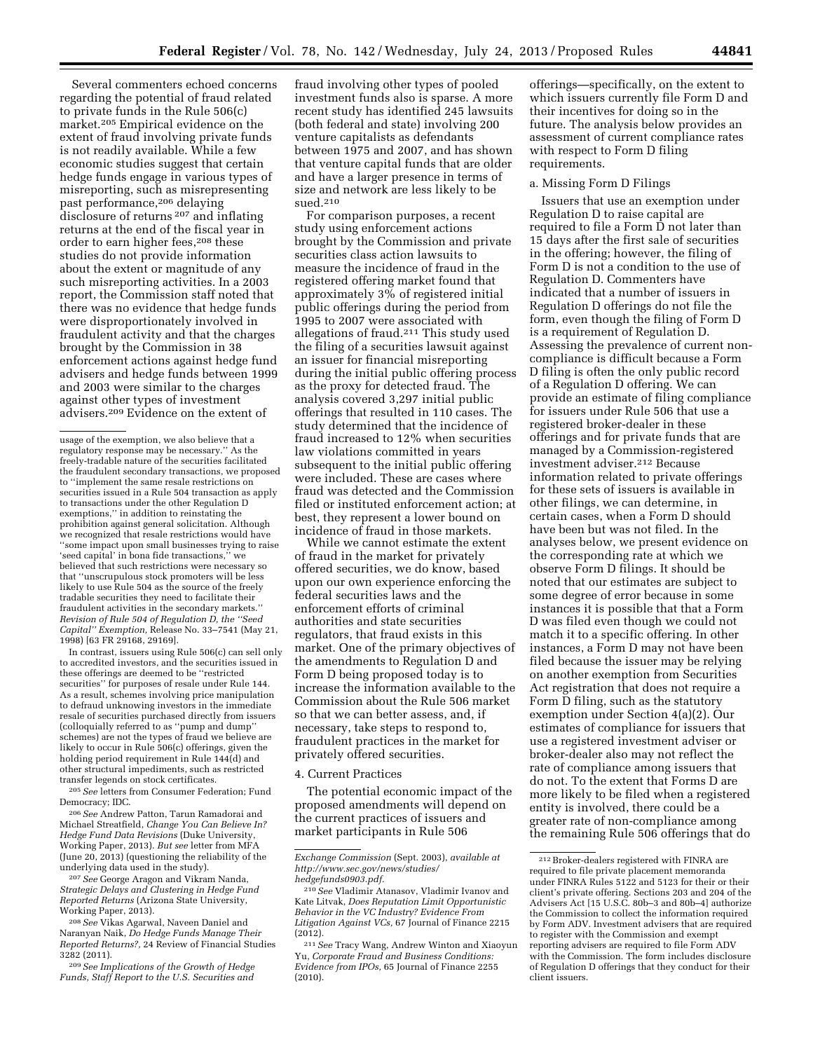Several commenters echoed concerns regarding the potential of fraud related to private funds in the Rule 506(c) market.[205] Empirical evidence on the extent of fraud involving private funds is not readily available. While a few economic studies suggest that certain hedge funds engage in various types of misreporting, such as misrepresenting past performance,[206] delaying disclosure of returns [207] and inflating returns at the end of the fiscal year in order to earn higher fees,[208] these studies do not provide information about the extent or magnitude of any such misreporting activities. In a 2003 report, the Commission staff noted that there was no evidence that hedge funds were disproportionately involved in fraudulent activity and that the charges brought by the Commission in 38 enforcement actions against hedge fund advisers and hedge funds between 1999 and 2003 were similar to the charges against other types of investment advisers.[209] Evidence on the extent of fraud involving other types of pooled investment funds also is sparse. A more recent study has identified 245 lawsuits (both federal and state) involving 200 venture capitalists as defendants between 1975 and 2007, and has shown that venture capital funds that are older and have a larger presence in terms of size and network are less likely to be sued.[210]

For comparison purposes, a recent study using enforcement actions brought by the Commission and private securities class action lawsuits to measure the incidence of fraud in the registered offering market found that approximately 3% of registered initial public offerings during the period from 1995 to 2007 were associated with allegations of fraud.[211] This study used the filing of a securities lawsuit against an issuer for financial misreporting during the initial public offering process as the proxy for detected fraud. The analysis covered 3,297 initial public offerings that resulted in 110 cases. The study determined that the incidence of fraud increased to 12% when securities law violations committed in years subsequent to the initial public offering were included. These are cases where fraud was detected and the Commission filed or instituted enforcement action; at best, they represent a lower bound on incidence of fraud in those markets.

While we cannot estimate the extent of fraud in the market for privately offered securities, we do know, based upon our own experience enforcing the federal securities laws and the enforcement efforts of criminal authorities and state securities regulators, that fraud exists in this market. One of the primary objectives of the amendments to Regulation D and Form D being proposed today is to increase the information available to the Commission about the Rule 506 market so that we can better assess, and, if necessary, take steps to respond to, fraudulent practices in the market for privately offered securities.

4. Current Practices

The potential economic impact of the proposed amendments will depend on the current practices of issuers and market participants in Rule 506 offerings—specifically, on the extent to which issuers currently file Form D and their incentives for doing so in the future. The analysis below provides an assessment of current compliance rates with respect to Form D filing requirements.

a. Missing Form D Filings

Issuers that use an exemption under Regulation D to raise capital are required to file a Form D not later than 15 days after the first sale of securities in the offering; however, the filing of Form D is not a condition to the use of Regulation D. Commenters have indicated that a number of issuers in Regulation D offerings do not file the form, even though the filing of Form D is a requirement of Regulation D. Assessing the prevalence of current non-compliance is difficult because a Form D filing is often the only public record of a Regulation D offering. We can provide an estimate of filing compliance for issuers under Rule 506 that use a registered broker-dealer in these offerings and for private funds that are managed by a Commission-registered investment adviser.[212] Because information related to private offerings for these sets of issuers is available in other filings, we can determine, in certain cases, when a Form D should have been but was not filed. In the analyses below, we present evidence on the corresponding rate at which we observe Form D filings. It should be noted that our estimates are subject to some degree of error because in some instances it is possible that that a Form D was filed even though we could not match it to a specific offering. In other instances, a Form D may not have been filed because the issuer may be relying on another exemption from Securities Act registration that does not require a Form D filing, such as the statutory exemption under Section 4(a)(2). Our estimates of compliance for issuers that use a registered investment adviser or broker-dealer also may not reflect the rate of compliance among issuers that do not. To the extent that Forms D are more likely to be filed when a registered entity is involved, there could be a greater rate of non-compliance among the remaining Rule 506 offerings that do

---

usage of the exemption, we also believe that a regulatory response may be necessary.'' As the freely-tradable nature of the securities facilitated the fraudulent secondary transactions, we proposed to ''implement the same resale restrictions on securities issued in a Rule 504 transaction as apply to transactions under the other Regulation D exemptions,'' in addition to reinstating the prohibition against general solicitation. Although we recognized that resale restrictions would have ''some impact upon small businesses trying to raise 'seed capital' in bona fide transactions,'' we believed that such restrictions were necessary so that ''unscrupulous stock promoters will be less likely to use Rule 504 as the source of the freely tradable securities they need to facilitate their fraudulent activities in the secondary markets.'' *Revision of Rule 504 of Regulation D, the ''Seed Capital'' Exemption,* Release No. 33–7541 (May 21, 1998) [63 FR 29168, 29169].

In contrast, issuers using Rule 506(c) can sell only to accredited investors, and the securities issued in these offerings are deemed to be ''restricted securities'' for purposes of resale under Rule 144. As a result, schemes involving price manipulation to defraud unknowing investors in the immediate resale of securities purchased directly from issuers (colloquially referred to as ''pump and dump'' schemes) are not the types of fraud we believe are likely to occur in Rule 506(c) offerings, given the holding period requirement in Rule 144(d) and other structural impediments, such as restricted transfer legends on stock certificates.

[205] *See* letters from Consumer Federation; Fund Democracy; IDC.

[206] *See* Andrew Patton, Tarun Ramadorai and Michael Streatfield, *Change You Can Believe In? Hedge Fund Data Revisions* (Duke University, Working Paper, 2013). *But see* letter from MFA (June 20, 2013) (questioning the reliability of the underlying data used in the study).

[207] *See* George Aragon and Vikram Nanda, *Strategic Delays and Clustering in Hedge Fund Reported Returns* (Arizona State University, Working Paper, 2013).

[208] *See* Vikas Agarwal, Naveen Daniel and Naranyan Naik, *Do Hedge Funds Manage Their Reported Returns?,* 24 Review of Financial Studies 3282 (2011).

[209] *See Implications of the Growth of Hedge Funds, Staff Report to the U.S. Securities and Exchange Commission* (Sept. 2003), *available at http://www.sec.gov/news/studies/hedgefunds0903.pdf*.

[210] *See* Vladimir Atanasov, Vladimir Ivanov and Kate Litvak, *Does Reputation Limit Opportunistic Behavior in the VC Industry? Evidence From Litigation Against VCs,* 67 Journal of Finance 2215 (2012).

[211] *See* Tracy Wang, Andrew Winton and Xiaoyun Yu, *Corporate Fraud and Business Conditions: Evidence from IPOs,* 65 Journal of Finance 2255 (2010).

[212] Broker-dealers registered with FINRA are required to file private placement memoranda under FINRA Rules 5122 and 5123 for their or their client's private offering. Sections 203 and 204 of the Advisers Act [15 U.S.C. 80b–3 and 80b–4] authorize the Commission to collect the information required by Form ADV. Investment advisers that are required to register with the Commission and exempt reporting advisers are required to file Form ADV with the Commission. The form includes disclosure of Regulation D offerings that they conduct for their client issuers.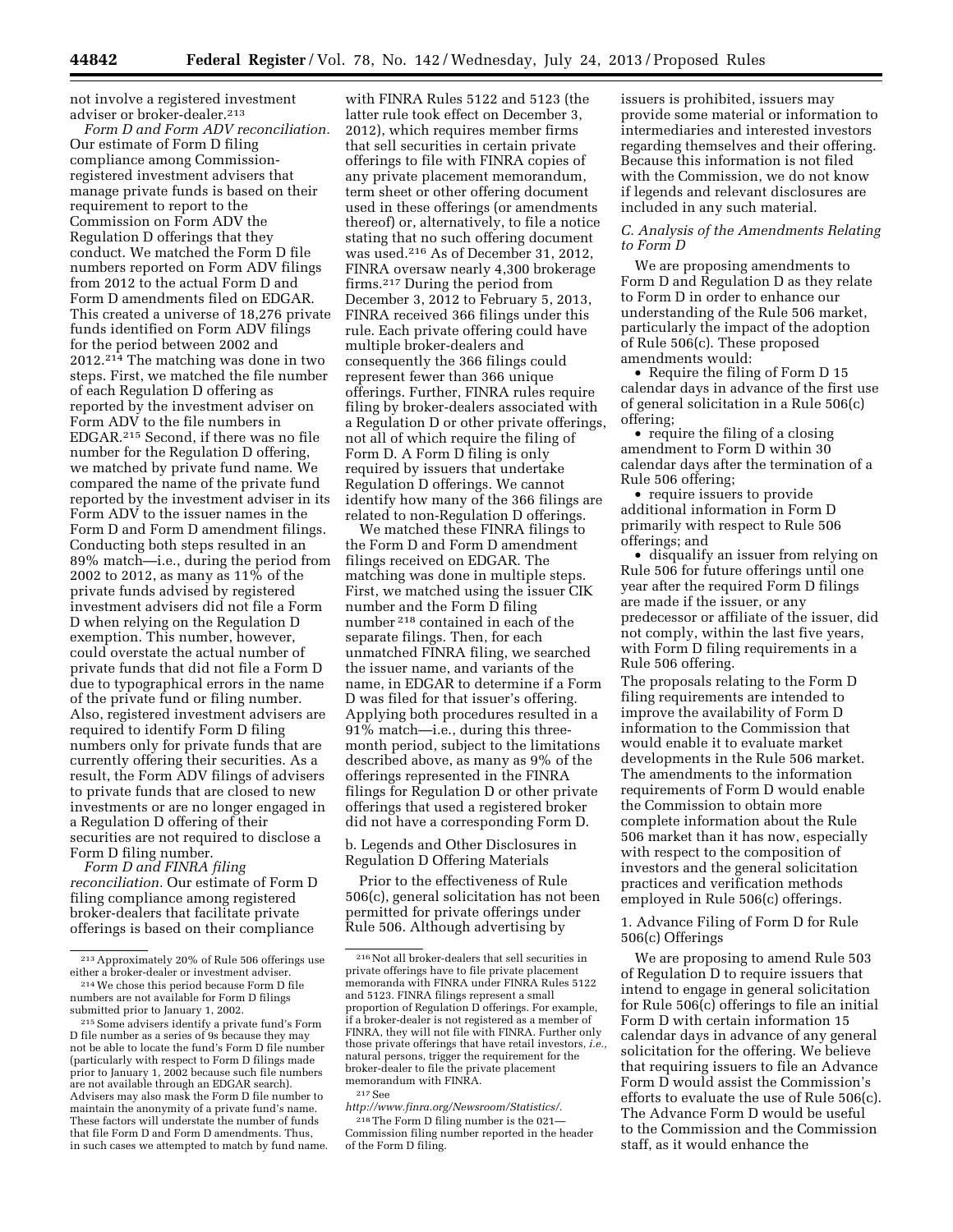not involve a registered investment adviser or broker-dealer.[213]

*Form D and Form ADV reconciliation.* Our estimate of Form D filing compliance among Commission-registered investment advisers that manage private funds is based on their requirement to report to the Commission on Form ADV the Regulation D offerings that they conduct. We matched the Form D file numbers reported on Form ADV filings from 2012 to the actual Form D and Form D amendments filed on EDGAR. This created a universe of 18,276 private funds identified on Form ADV filings for the period between 2002 and 2012.[214] The matching was done in two steps. First, we matched the file number of each Regulation D offering as reported by the investment adviser on Form ADV to the file numbers in EDGAR.[215] Second, if there was no file number for the Regulation D offering, we matched by private fund name. We compared the name of the private fund reported by the investment adviser in its Form ADV to the issuer names in the Form D and Form D amendment filings. Conducting both steps resulted in an 89% match—i.e., during the period from 2002 to 2012, as many as 11% of the private funds advised by registered investment advisers did not file a Form D when relying on the Regulation D exemption. This number, however, could overstate the actual number of private funds that did not file a Form D due to typographical errors in the name of the private fund or filing number. Also, registered investment advisers are required to identify Form D filing numbers only for private funds that are currently offering their securities. As a result, the Form ADV filings of advisers to private funds that are closed to new investments or are no longer engaged in a Regulation D offering of their securities are not required to disclose a Form D filing number.

*Form D and FINRA filing reconciliation.* Our estimate of Form D filing compliance among registered broker-dealers that facilitate private offerings is based on their compliance with FINRA Rules 5122 and 5123 (the latter rule took effect on December 3, 2012), which requires member firms that sell securities in certain private offerings to file with FINRA copies of any private placement memorandum, term sheet or other offering document used in these offerings (or amendments thereof) or, alternatively, to file a notice stating that no such offering document was used.[216] As of December 31, 2012, FINRA oversaw nearly 4,300 brokerage firms.[217] During the period from December 3, 2012 to February 5, 2013, FINRA received 366 filings under this rule. Each private offering could have multiple broker-dealers and consequently the 366 filings could represent fewer than 366 unique offerings. Further, FINRA rules require filing by broker-dealers associated with a Regulation D or other private offerings, not all of which require the filing of Form D. A Form D filing is only required by issuers that undertake Regulation D offerings. We cannot identify how many of the 366 filings are related to non-Regulation D offerings.

We matched these FINRA filings to the Form D and Form D amendment filings received on EDGAR. The matching was done in multiple steps. First, we matched using the issuer CIK number and the Form D filing number[218] contained in each of the separate filings. Then, for each unmatched FINRA filing, we searched the issuer name, and variants of the name, in EDGAR to determine if a Form D was filed for that issuer's offering. Applying both procedures resulted in a 91% match—i.e., during this three-month period, subject to the limitations described above, as many as 9% of the offerings represented in the FINRA filings for Regulation D or other private offerings that used a registered broker did not have a corresponding Form D.

b. Legends and Other Disclosures in Regulation D Offering Materials

Prior to the effectiveness of Rule 506(c), general solicitation has not been permitted for private offerings under Rule 506. Although advertising by issuers is prohibited, issuers may provide some material or information to intermediaries and interested investors regarding themselves and their offering. Because this information is not filed with the Commission, we do not know if legends and relevant disclosures are included in any such material.

### *C. Analysis of the Amendments Relating to Form D*

We are proposing amendments to Form D and Regulation D as they relate to Form D in order to enhance our understanding of the Rule 506 market, particularly the impact of the adoption of Rule 506(c). These proposed amendments would:

- Require the filing of Form D 15 calendar days in advance of the first use of general solicitation in a Rule 506(c) offering;
- require the filing of a closing amendment to Form D within 30 calendar days after the termination of a Rule 506 offering;
- require issuers to provide additional information in Form D primarily with respect to Rule 506 offerings; and
- disqualify an issuer from relying on Rule 506 for future offerings until one year after the required Form D filings are made if the issuer, or any predecessor or affiliate of the issuer, did not comply, within the last five years, with Form D filing requirements in a Rule 506 offering.

The proposals relating to the Form D filing requirements are intended to improve the availability of Form D information to the Commission that would enable it to evaluate market developments in the Rule 506 market. The amendments to the information requirements of Form D would enable the Commission to obtain more complete information about the Rule 506 market than it has now, especially with respect to the composition of investors and the general solicitation practices and verification methods employed in Rule 506(c) offerings.

1. Advance Filing of Form D for Rule 506(c) Offerings

We are proposing to amend Rule 503 of Regulation D to require issuers that intend to engage in general solicitation for Rule 506(c) offerings to file an initial Form D with certain information 15 calendar days in advance of any general solicitation for the offering. We believe that requiring issuers to file an Advance Form D would assist the Commission's efforts to evaluate the use of Rule 506(c). The Advance Form D would be useful to the Commission and the Commission staff, as it would enhance the

---

[213] Approximately 20% of Rule 506 offerings use either a broker-dealer or investment adviser.

[214] We chose this period because Form D file numbers are not available for Form D filings submitted prior to January 1, 2002.

[215] Some advisers identify a private fund's Form D file number as a series of 9s because they may not be able to locate the fund's Form D file number (particularly with respect to Form D filings made prior to January 1, 2002 because such file numbers are not available through an EDGAR search). Advisers may also mask the Form D file number to maintain the anonymity of a private fund's name. These factors will understate the number of funds that file Form D and Form D amendments. Thus, in such cases we attempted to match by fund name.

[216] Not all broker-dealers that sell securities in private offerings have to file private placement memoranda with FINRA under FINRA Rules 5122 and 5123. FINRA filings represent a small proportion of Regulation D offerings. For example, if a broker-dealer is not registered as a member of FINRA, they will not file with FINRA. Further only those private offerings that have retail investors, *i.e.,* natural persons, trigger the requirement for the broker-dealer to file the private placement memorandum with FINRA.

[217] See *http://www.finra.org/Newsroom/Statistics/.*

[218] The Form D filing number is the 021— Commission filing number reported in the header of the Form D filing.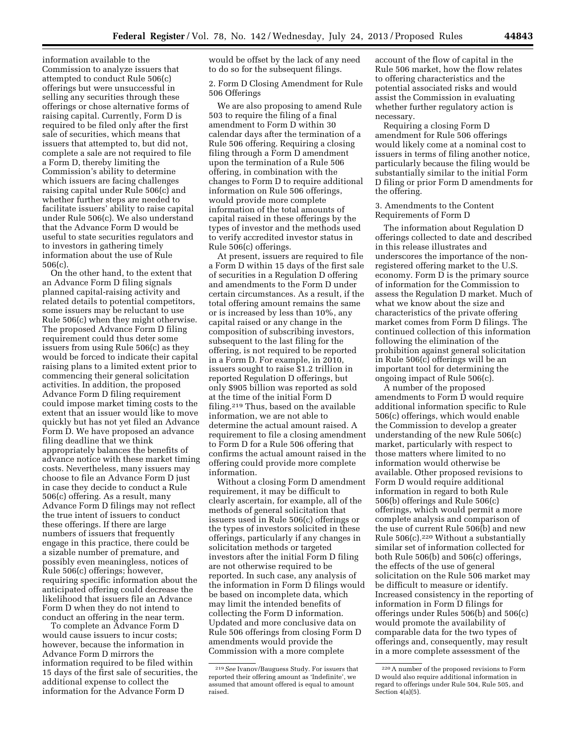information available to the Commission to analyze issuers that attempted to conduct Rule 506(c) offerings but were unsuccessful in selling any securities through these offerings or chose alternative forms of raising capital. Currently, Form D is required to be filed only after the first sale of securities, which means that issuers that attempted to, but did not, complete a sale are not required to file a Form D, thereby limiting the Commission's ability to determine which issuers are facing challenges raising capital under Rule 506(c) and whether further steps are needed to facilitate issuers' ability to raise capital under Rule 506(c). We also understand that the Advance Form D would be useful to state securities regulators and to investors in gathering timely information about the use of Rule 506(c).

On the other hand, to the extent that an Advance Form D filing signals planned capital-raising activity and related details to potential competitors, some issuers may be reluctant to use Rule 506(c) when they might otherwise. The proposed Advance Form D filing requirement could thus deter some issuers from using Rule 506(c) as they would be forced to indicate their capital raising plans to a limited extent prior to commencing their general solicitation activities. In addition, the proposed Advance Form D filing requirement could impose market timing costs to the extent that an issuer would like to move quickly but has not yet filed an Advance Form D. We have proposed an advance filing deadline that we think appropriately balances the benefits of advance notice with these market timing costs. Nevertheless, many issuers may choose to file an Advance Form D just in case they decide to conduct a Rule 506(c) offering. As a result, many Advance Form D filings may not reflect the true intent of issuers to conduct these offerings. If there are large numbers of issuers that frequently engage in this practice, there could be a sizable number of premature, and possibly even meaningless, notices of Rule 506(c) offerings; however, requiring specific information about the anticipated offering could decrease the likelihood that issuers file an Advance Form D when they do not intend to conduct an offering in the near term.

To complete an Advance Form D would cause issuers to incur costs; however, because the information in Advance Form D mirrors the information required to be filed within 15 days of the first sale of securities, the additional expense to collect the information for the Advance Form D would be offset by the lack of any need to do so for the subsequent filings.

2. Form D Closing Amendment for Rule 506 Offerings

We are also proposing to amend Rule 503 to require the filing of a final amendment to Form D within 30 calendar days after the termination of a Rule 506 offering. Requiring a closing filing through a Form D amendment upon the termination of a Rule 506 offering, in combination with the changes to Form D to require additional information on Rule 506 offerings, would provide more complete information of the total amounts of capital raised in these offerings by the types of investor and the methods used to verify accredited investor status in Rule 506(c) offerings.

At present, issuers are required to file a Form D within 15 days of the first sale of securities in a Regulation D offering and amendments to the Form D under certain circumstances. As a result, if the total offering amount remains the same or is increased by less than 10%, any capital raised or any change in the composition of subscribing investors, subsequent to the last filing for the offering, is not required to be reported in a Form D. For example, in 2010, issuers sought to raise $1.2 trillion in reported Regulation D offerings, but only $905 billion was reported as sold at the time of the initial Form D filing.[219] Thus, based on the available information, we are not able to determine the actual amount raised. A requirement to file a closing amendment to Form D for a Rule 506 offering that confirms the actual amount raised in the offering could provide more complete information.

Without a closing Form D amendment requirement, it may be difficult to clearly ascertain, for example, all of the methods of general solicitation that issuers used in Rule 506(c) offerings or the types of investors solicited in these offerings, particularly if any changes in solicitation methods or targeted investors after the initial Form D filing are not otherwise required to be reported. In such case, any analysis of the information in Form D filings would be based on incomplete data, which may limit the intended benefits of collecting the Form D information. Updated and more conclusive data on Rule 506 offerings from closing Form D amendments would provide the Commission with a more complete account of the flow of capital in the Rule 506 market, how the flow relates to offering characteristics and the potential associated risks and would assist the Commission in evaluating whether further regulatory action is necessary.

Requiring a closing Form D amendment for Rule 506 offerings would likely come at a nominal cost to issuers in terms of filing another notice, particularly because the filing would be substantially similar to the initial Form D filing or prior Form D amendments for the offering.

3. Amendments to the Content Requirements of Form D

The information about Regulation D offerings collected to date and described in this release illustrates and underscores the importance of the non-registered offering market to the U.S. economy. Form D is the primary source of information for the Commission to assess the Regulation D market. Much of what we know about the size and characteristics of the private offering market comes from Form D filings. The continued collection of this information following the elimination of the prohibition against general solicitation in Rule 506(c) offerings will be an important tool for determining the ongoing impact of Rule 506(c).

A number of the proposed amendments to Form D would require additional information specific to Rule 506(c) offerings, which would enable the Commission to develop a greater understanding of the new Rule 506(c) market, particularly with respect to those matters where limited to no information would otherwise be available. Other proposed revisions to Form D would require additional information in regard to both Rule 506(b) offerings and Rule 506(c) offerings, which would permit a more complete analysis and comparison of the use of current Rule 506(b) and new Rule 506(c).[220] Without a substantially similar set of information collected for both Rule 506(b) and 506(c) offerings, the effects of the use of general solicitation on the Rule 506 market may be difficult to measure or identify. Increased consistency in the reporting of information in Form D filings for offerings under Rules 506(b) and 506(c) would promote the availability of comparable data for the two types of offerings and, consequently, may result in a more complete assessment of the

---

[219] *See* Ivanov/Bauguess Study. For issuers that reported their offering amount as 'Indefinite', we assumed that amount offered is equal to amount raised.

[220] A number of the proposed revisions to Form D would also require additional information in regard to offerings under Rule 504, Rule 505, and Section 4(a)(5).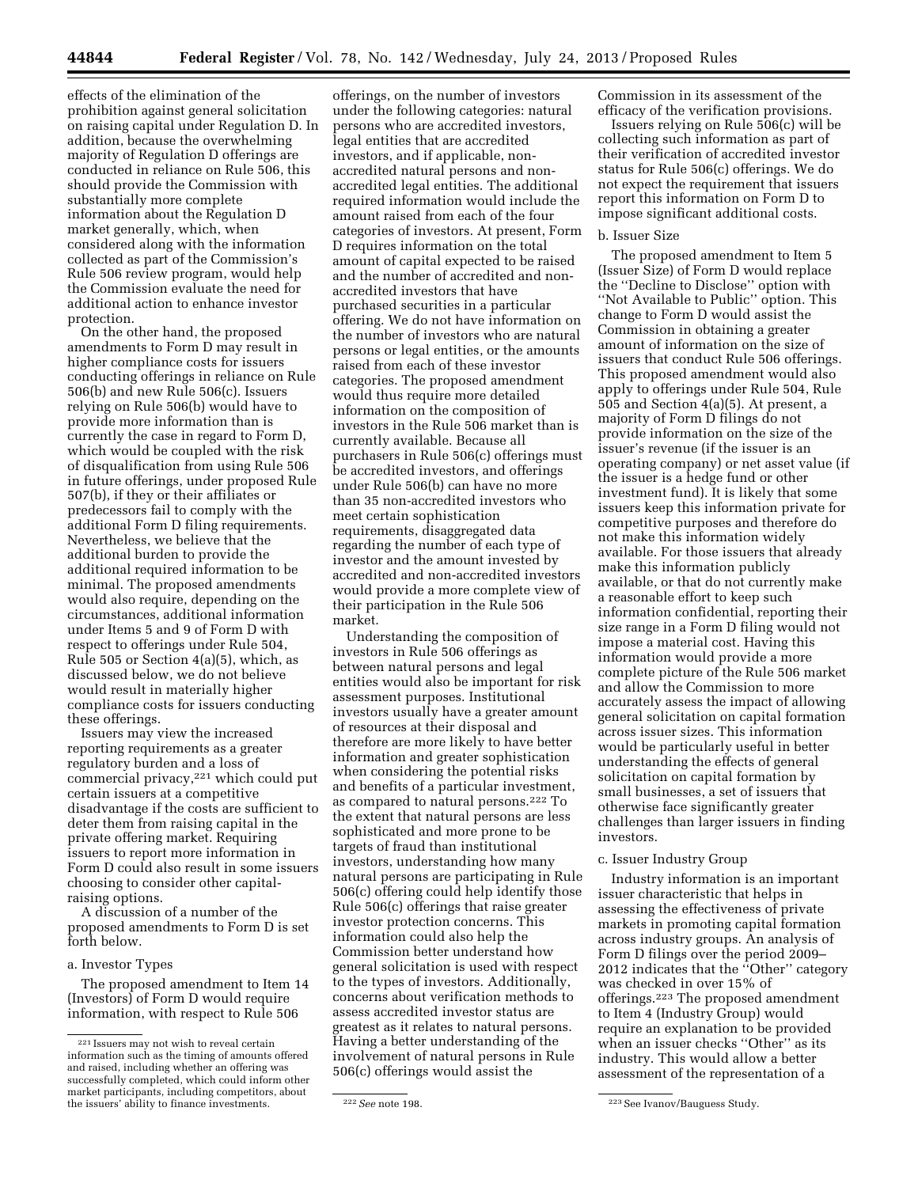effects of the elimination of the prohibition against general solicitation on raising capital under Regulation D. In addition, because the overwhelming majority of Regulation D offerings are conducted in reliance on Rule 506, this should provide the Commission with substantially more complete information about the Regulation D market generally, which, when considered along with the information collected as part of the Commission's Rule 506 review program, would help the Commission evaluate the need for additional action to enhance investor protection.

On the other hand, the proposed amendments to Form D may result in higher compliance costs for issuers conducting offerings in reliance on Rule 506(b) and new Rule 506(c). Issuers relying on Rule 506(b) would have to provide more information than is currently the case in regard to Form D, which would be coupled with the risk of disqualification from using Rule 506 in future offerings, under proposed Rule 507(b), if they or their affiliates or predecessors fail to comply with the additional Form D filing requirements. Nevertheless, we believe that the additional burden to provide the additional required information to be minimal. The proposed amendments would also require, depending on the circumstances, additional information under Items 5 and 9 of Form D with respect to offerings under Rule 504, Rule 505 or Section 4(a)(5), which, as discussed below, we do not believe would result in materially higher compliance costs for issuers conducting these offerings.

Issuers may view the increased reporting requirements as a greater regulatory burden and a loss of commercial privacy,[221] which could put certain issuers at a competitive disadvantage if the costs are sufficient to deter them from raising capital in the private offering market. Requiring issuers to report more information in Form D could also result in some issuers choosing to consider other capital-raising options.

A discussion of a number of the proposed amendments to Form D is set forth below.

a. Investor Types

The proposed amendment to Item 14 (Investors) of Form D would require information, with respect to Rule 506 offerings, on the number of investors under the following categories: natural persons who are accredited investors, legal entities that are accredited investors, and if applicable, non-accredited natural persons and non-accredited legal entities. The additional required information would include the amount raised from each of the four categories of investors. At present, Form D requires information on the total amount of capital expected to be raised and the number of accredited and non-accredited investors that have purchased securities in a particular offering. We do not have information on the number of investors who are natural persons or legal entities, or the amounts raised from each of these investor categories. The proposed amendment would thus require more detailed information on the composition of investors in the Rule 506 market than is currently available. Because all purchasers in Rule 506(c) offerings must be accredited investors, and offerings under Rule 506(b) can have no more than 35 non-accredited investors who meet certain sophistication requirements, disaggregated data regarding the number of each type of investor and the amount invested by accredited and non-accredited investors would provide a more complete view of their participation in the Rule 506 market.

Understanding the composition of investors in Rule 506 offerings as between natural persons and legal entities would also be important for risk assessment purposes. Institutional investors usually have a greater amount of resources at their disposal and therefore are more likely to have better information and greater sophistication when considering the potential risks and benefits of a particular investment, as compared to natural persons.[222] To the extent that natural persons are less sophisticated and more prone to be targets of fraud than institutional investors, understanding how many natural persons are participating in Rule 506(c) offering could help identify those Rule 506(c) offerings that raise greater investor protection concerns. This information could also help the Commission better understand how general solicitation is used with respect to the types of investors. Additionally, concerns about verification methods to assess accredited investor status are greatest as it relates to natural persons. Having a better understanding of the involvement of natural persons in Rule 506(c) offerings would assist the Commission in its assessment of the efficacy of the verification provisions.

Issuers relying on Rule 506(c) will be collecting such information as part of their verification of accredited investor status for Rule 506(c) offerings. We do not expect the requirement that issuers report this information on Form D to impose significant additional costs.

b. Issuer Size

The proposed amendment to Item 5 (Issuer Size) of Form D would replace the ''Decline to Disclose'' option with ''Not Available to Public'' option. This change to Form D would assist the Commission in obtaining a greater amount of information on the size of issuers that conduct Rule 506 offerings. This proposed amendment would also apply to offerings under Rule 504, Rule 505 and Section 4(a)(5). At present, a majority of Form D filings do not provide information on the size of the issuer's revenue (if the issuer is an operating company) or net asset value (if the issuer is a hedge fund or other investment fund). It is likely that some issuers keep this information private for competitive purposes and therefore do not make this information widely available. For those issuers that already make this information publicly available, or that do not currently make a reasonable effort to keep such information confidential, reporting their size range in a Form D filing would not impose a material cost. Having this information would provide a more complete picture of the Rule 506 market and allow the Commission to more accurately assess the impact of allowing general solicitation on capital formation across issuer sizes. This information would be particularly useful in better understanding the effects of general solicitation on capital formation by small businesses, a set of issuers that otherwise face significantly greater challenges than larger issuers in finding investors.

c. Issuer Industry Group

Industry information is an important issuer characteristic that helps in assessing the effectiveness of private markets in promoting capital formation across industry groups. An analysis of Form D filings over the period 2009–2012 indicates that the ''Other'' category was checked in over 15% of offerings.[223] The proposed amendment to Item 4 (Industry Group) would require an explanation to be provided when an issuer checks ''Other'' as its industry. This would allow a better assessment of the representation of a

---

[221] Issuers may not wish to reveal certain information such as the timing of amounts offered and raised, including whether an offering was successfully completed, which could inform other market participants, including competitors, about the issuers' ability to finance investments.

[222] *See* note 198.

[223] See Ivanov/Bauguess Study.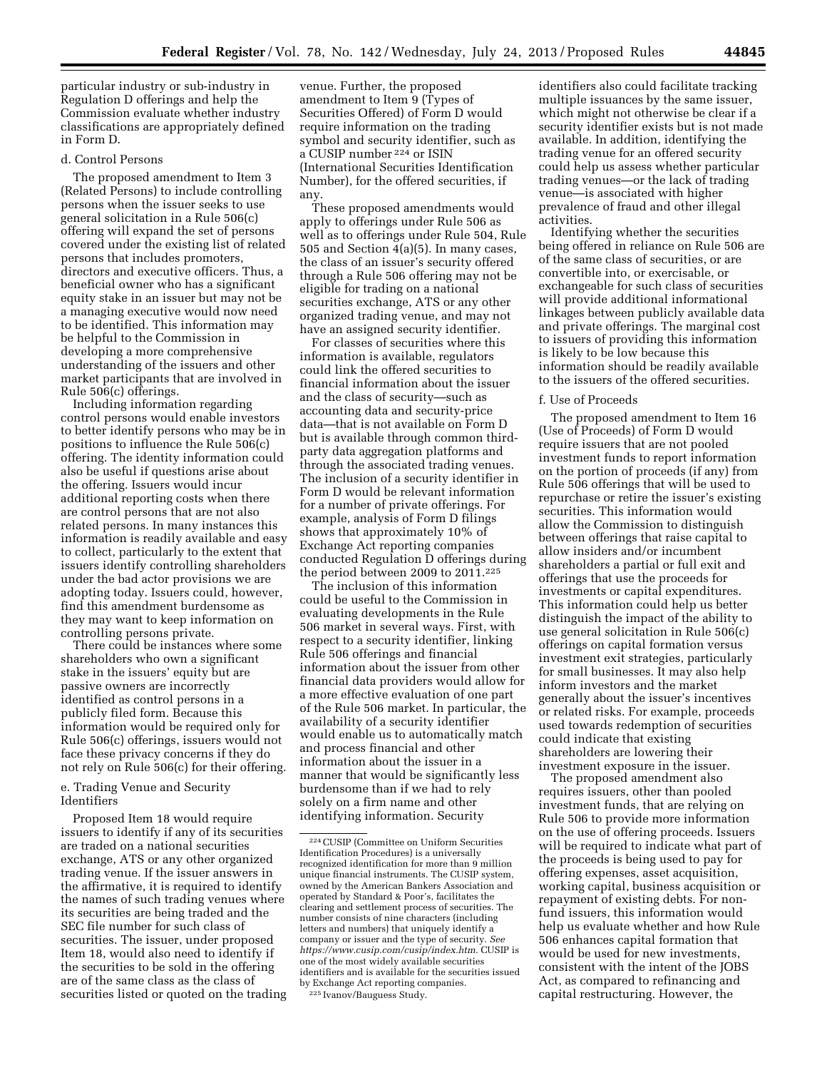particular industry or sub-industry in Regulation D offerings and help the Commission evaluate whether industry classifications are appropriately defined in Form D.

d. Control Persons

The proposed amendment to Item 3 (Related Persons) to include controlling persons when the issuer seeks to use general solicitation in a Rule 506(c) offering will expand the set of persons covered under the existing list of related persons that includes promoters, directors and executive officers. Thus, a beneficial owner who has a significant equity stake in an issuer but may not be a managing executive would now need to be identified. This information may be helpful to the Commission in developing a more comprehensive understanding of the issuers and other market participants that are involved in Rule 506(c) offerings.

Including information regarding control persons would enable investors to better identify persons who may be in positions to influence the Rule 506(c) offering. The identity information could also be useful if questions arise about the offering. Issuers would incur additional reporting costs when there are control persons that are not also related persons. In many instances this information is readily available and easy to collect, particularly to the extent that issuers identify controlling shareholders under the bad actor provisions we are adopting today. Issuers could, however, find this amendment burdensome as they may want to keep information on controlling persons private.

There could be instances where some shareholders who own a significant stake in the issuers' equity but are passive owners are incorrectly identified as control persons in a publicly filed form. Because this information would be required only for Rule 506(c) offerings, issuers would not face these privacy concerns if they do not rely on Rule 506(c) for their offering.

e. Trading Venue and Security Identifiers

Proposed Item 18 would require issuers to identify if any of its securities are traded on a national securities exchange, ATS or any other organized trading venue. If the issuer answers in the affirmative, it is required to identify the names of such trading venues where its securities are being traded and the SEC file number for such class of securities. The issuer, under proposed Item 18, would also need to identify if the securities to be sold in the offering are of the same class as the class of securities listed or quoted on the trading venue. Further, the proposed amendment to Item 9 (Types of Securities Offered) of Form D would require information on the trading symbol and security identifier, such as a CUSIP number [224] or ISIN (International Securities Identification Number), for the offered securities, if any.

These proposed amendments would apply to offerings under Rule 506 as well as to offerings under Rule 504, Rule 505 and Section 4(a)(5). In many cases, the class of an issuer's security offered through a Rule 506 offering may not be eligible for trading on a national securities exchange, ATS or any other organized trading venue, and may not have an assigned security identifier.

For classes of securities where this information is available, regulators could link the offered securities to financial information about the issuer and the class of security—such as accounting data and security-price data—that is not available on Form D but is available through common third-party data aggregation platforms and through the associated trading venues. The inclusion of a security identifier in Form D would be relevant information for a number of private offerings. For example, analysis of Form D filings shows that approximately 10% of Exchange Act reporting companies conducted Regulation D offerings during the period between 2009 to 2011.[225]

The inclusion of this information could be useful to the Commission in evaluating developments in the Rule 506 market in several ways. First, with respect to a security identifier, linking Rule 506 offerings and financial information about the issuer from other financial data providers would allow for a more effective evaluation of one part of the Rule 506 market. In particular, the availability of a security identifier would enable us to automatically match and process financial and other information about the issuer in a manner that would be significantly less burdensome than if we had to rely solely on a firm name and other identifying information. Security identifiers also could facilitate tracking multiple issuances by the same issuer, which might not otherwise be clear if a security identifier exists but is not made available. In addition, identifying the trading venue for an offered security could help us assess whether particular trading venues—or the lack of trading venue—is associated with higher prevalence of fraud and other illegal activities.

Identifying whether the securities being offered in reliance on Rule 506 are of the same class of securities, or are convertible into, or exercisable, or exchangeable for such class of securities will provide additional informational linkages between publicly available data and private offerings. The marginal cost to issuers of providing this information is likely to be low because this information should be readily available to the issuers of the offered securities.

f. Use of Proceeds

The proposed amendment to Item 16 (Use of Proceeds) of Form D would require issuers that are not pooled investment funds to report information on the portion of proceeds (if any) from Rule 506 offerings that will be used to repurchase or retire the issuer's existing securities. This information would allow the Commission to distinguish between offerings that raise capital to allow insiders and/or incumbent shareholders a partial or full exit and offerings that use the proceeds for investments or capital expenditures. This information could help us better distinguish the impact of the ability to use general solicitation in Rule 506(c) offerings on capital formation versus investment exit strategies, particularly for small businesses. It may also help inform investors and the market generally about the issuer's incentives or related risks. For example, proceeds used towards redemption of securities could indicate that existing shareholders are lowering their investment exposure in the issuer.

The proposed amendment also requires issuers, other than pooled investment funds, that are relying on Rule 506 to provide more information on the use of offering proceeds. Issuers will be required to indicate what part of the proceeds is being used to pay for offering expenses, asset acquisition, working capital, business acquisition or repayment of existing debts. For non-fund issuers, this information would help us evaluate whether and how Rule 506 enhances capital formation that would be used for new investments, consistent with the intent of the JOBS Act, as compared to refinancing and capital restructuring. However, the

[224] CUSIP (Committee on Uniform Securities Identification Procedures) is a universally recognized identification for more than 9 million unique financial instruments. The CUSIP system, owned by the American Bankers Association and operated by Standard & Poor's, facilitates the clearing and settlement process of securities. The number consists of nine characters (including letters and numbers) that uniquely identify a company or issuer and the type of security. *See https://www.cusip.com/cusip/index.htm.* CUSIP is one of the most widely available securities identifiers and is available for the securities issued by Exchange Act reporting companies.

[225] Ivanov/Bauguess Study.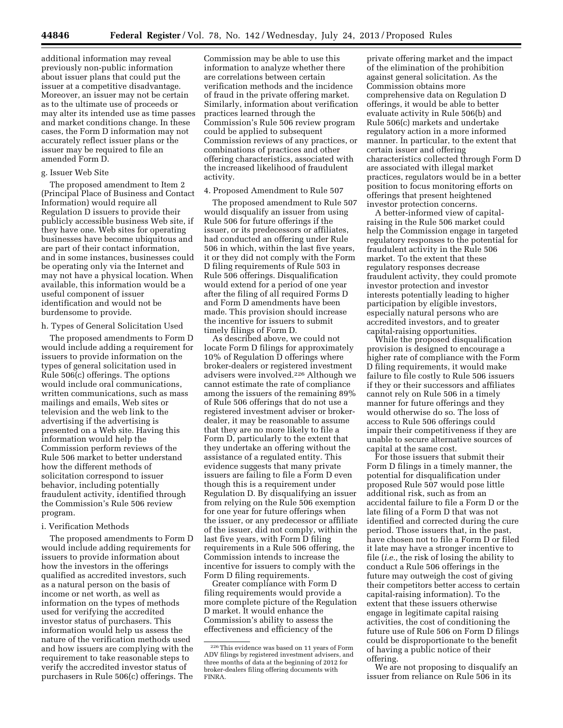additional information may reveal previously non-public information about issuer plans that could put the issuer at a competitive disadvantage. Moreover, an issuer may not be certain as to the ultimate use of proceeds or may alter its intended use as time passes and market conditions change. In these cases, the Form D information may not accurately reflect issuer plans or the issuer may be required to file an amended Form D.

g. Issuer Web Site

The proposed amendment to Item 2 (Principal Place of Business and Contact Information) would require all Regulation D issuers to provide their publicly accessible business Web site, if they have one. Web sites for operating businesses have become ubiquitous and are part of their contact information, and in some instances, businesses could be operating only via the Internet and may not have a physical location. When available, this information would be a useful component of issuer identification and would not be burdensome to provide.

h. Types of General Solicitation Used

The proposed amendments to Form D would include adding a requirement for issuers to provide information on the types of general solicitation used in Rule 506(c) offerings. The options would include oral communications, written communications, such as mass mailings and emails, Web sites or television and the web link to the advertising if the advertising is presented on a Web site. Having this information would help the Commission perform reviews of the Rule 506 market to better understand how the different methods of solicitation correspond to issuer behavior, including potentially fraudulent activity, identified through the Commission's Rule 506 review program.

i. Verification Methods

The proposed amendments to Form D would include adding requirements for issuers to provide information about how the investors in the offerings qualified as accredited investors, such as a natural person on the basis of income or net worth, as well as information on the types of methods used for verifying the accredited investor status of purchasers. This information would help us assess the nature of the verification methods used and how issuers are complying with the requirement to take reasonable steps to verify the accredited investor status of purchasers in Rule 506(c) offerings. The Commission may be able to use this information to analyze whether there are correlations between certain verification methods and the incidence of fraud in the private offering market. Similarly, information about verification practices learned through the Commission's Rule 506 review program could be applied to subsequent Commission reviews of any practices, or combinations of practices and other offering characteristics, associated with the increased likelihood of fraudulent activity.

4. Proposed Amendment to Rule 507

The proposed amendment to Rule 507 would disqualify an issuer from using Rule 506 for future offerings if the issuer, or its predecessors or affiliates, had conducted an offering under Rule 506 in which, within the last five years, it or they did not comply with the Form D filing requirements of Rule 503 in Rule 506 offerings. Disqualification would extend for a period of one year after the filing of all required Forms D and Form D amendments have been made. This provision should increase the incentive for issuers to submit timely filings of Form D.

As described above, we could not locate Form D filings for approximately 10% of Regulation D offerings where broker-dealers or registered investment advisers were involved.[226] Although we cannot estimate the rate of compliance among the issuers of the remaining 89% of Rule 506 offerings that do not use a registered investment adviser or broker-dealer, it may be reasonable to assume that they are no more likely to file a Form D, particularly to the extent that they undertake an offering without the assistance of a regulated entity. This evidence suggests that many private issuers are failing to file a Form D even though this is a requirement under Regulation D. By disqualifying an issuer from relying on the Rule 506 exemption for one year for future offerings when the issuer, or any predecessor or affiliate of the issuer, did not comply, within the last five years, with Form D filing requirements in a Rule 506 offering, the Commission intends to increase the incentive for issuers to comply with the Form D filing requirements.

Greater compliance with Form D filing requirements would provide a more complete picture of the Regulation D market. It would enhance the Commission's ability to assess the effectiveness and efficiency of the private offering market and the impact of the elimination of the prohibition against general solicitation. As the Commission obtains more comprehensive data on Regulation D offerings, it would be able to better evaluate activity in Rule 506(b) and Rule 506(c) markets and undertake regulatory action in a more informed manner. In particular, to the extent that certain issuer and offering characteristics collected through Form D are associated with illegal market practices, regulators would be in a better position to focus monitoring efforts on offerings that present heightened investor protection concerns.

A better-informed view of capital-raising in the Rule 506 market could help the Commission engage in targeted regulatory responses to the potential for fraudulent activity in the Rule 506 market. To the extent that these regulatory responses decrease fraudulent activity, they could promote investor protection and investor interests potentially leading to higher participation by eligible investors, especially natural persons who are accredited investors, and to greater capital-raising opportunities.

While the proposed disqualification provision is designed to encourage a higher rate of compliance with the Form D filing requirements, it would make failure to file costly to Rule 506 issuers if they or their successors and affiliates cannot rely on Rule 506 in a timely manner for future offerings and they would otherwise do so. The loss of access to Rule 506 offerings could impair their competitiveness if they are unable to secure alternative sources of capital at the same cost.

For those issuers that submit their Form D filings in a timely manner, the potential for disqualification under proposed Rule 507 would pose little additional risk, such as from an accidental failure to file a Form D or the late filing of a Form D that was not identified and corrected during the cure period. Those issuers that, in the past, have chosen not to file a Form D or filed it late may have a stronger incentive to file (*i.e.,* the risk of losing the ability to conduct a Rule 506 offerings in the future may outweigh the cost of giving their competitors better access to certain capital-raising information). To the extent that these issuers otherwise engage in legitimate capital raising activities, the cost of conditioning the future use of Rule 506 on Form D filings could be disproportionate to the benefit of having a public notice of their offering.

We are not proposing to disqualify an issuer from reliance on Rule 506 in its

[226] This evidence was based on 11 years of Form ADV filings by registered investment advisers, and three months of data at the beginning of 2012 for broker-dealers filing offering documents with FINRA.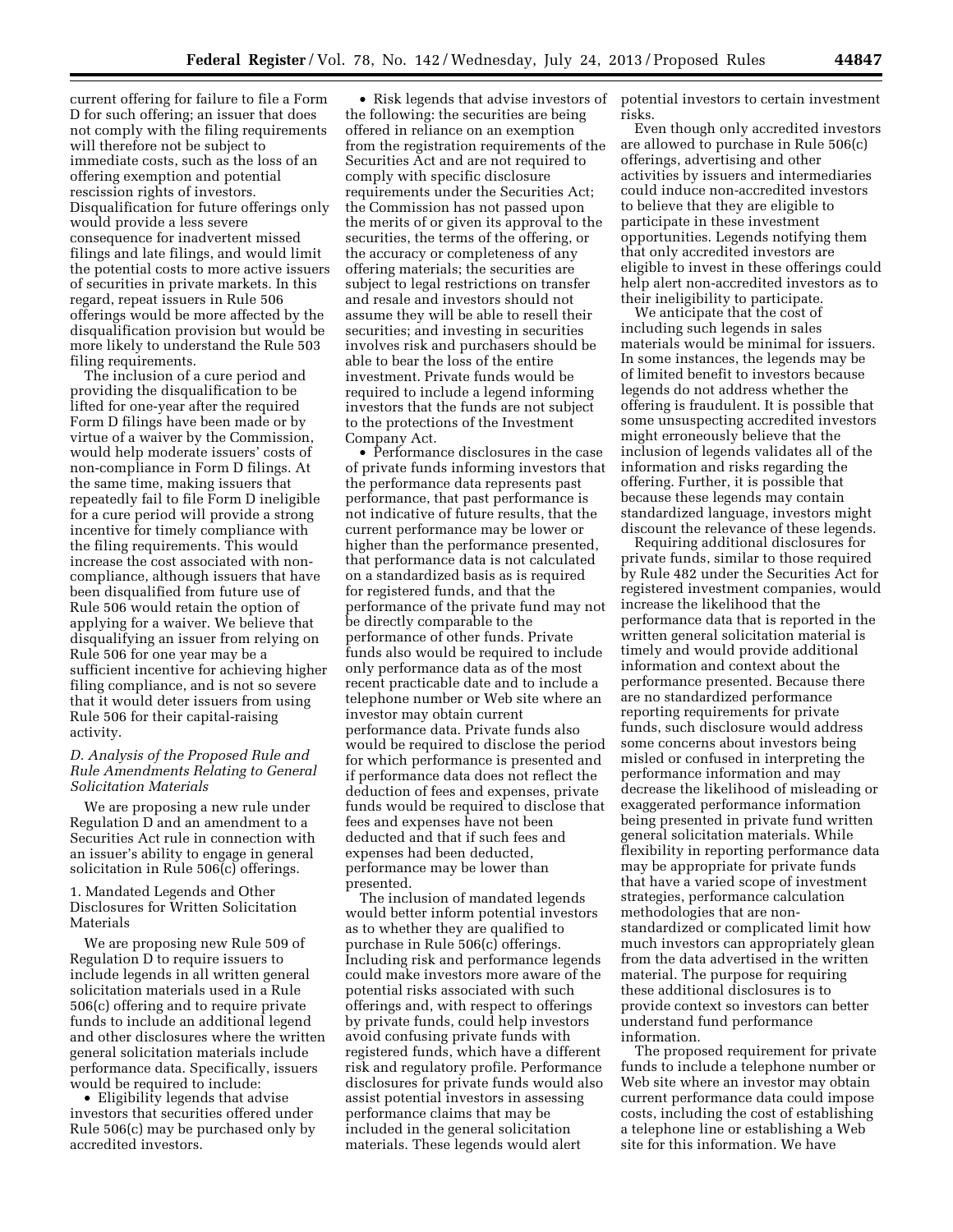current offering for failure to file a Form D for such offering; an issuer that does not comply with the filing requirements will therefore not be subject to immediate costs, such as the loss of an offering exemption and potential rescission rights of investors. Disqualification for future offerings only would provide a less severe consequence for inadvertent missed filings and late filings, and would limit the potential costs to more active issuers of securities in private markets. In this regard, repeat issuers in Rule 506 offerings would be more affected by the disqualification provision but would be more likely to understand the Rule 503 filing requirements.

The inclusion of a cure period and providing the disqualification to be lifted for one-year after the required Form D filings have been made or by virtue of a waiver by the Commission, would help moderate issuers' costs of non-compliance in Form D filings. At the same time, making issuers that repeatedly fail to file Form D ineligible for a cure period will provide a strong incentive for timely compliance with the filing requirements. This would increase the cost associated with non-compliance, although issuers that have been disqualified from future use of Rule 506 would retain the option of applying for a waiver. We believe that disqualifying an issuer from relying on Rule 506 for one year may be a sufficient incentive for achieving higher filing compliance, and is not so severe that it would deter issuers from using Rule 506 for their capital-raising activity.

### *D. Analysis of the Proposed Rule and Rule Amendments Relating to General Solicitation Materials*

We are proposing a new rule under Regulation D and an amendment to a Securities Act rule in connection with an issuer's ability to engage in general solicitation in Rule 506(c) offerings.

#### 1. Mandated Legends and Other Disclosures for Written Solicitation Materials

We are proposing new Rule 509 of Regulation D to require issuers to include legends in all written general solicitation materials used in a Rule 506(c) offering and to require private funds to include an additional legend and other disclosures where the written general solicitation materials include performance data. Specifically, issuers would be required to include:

- Eligibility legends that advise investors that securities offered under Rule 506(c) may be purchased only by accredited investors.
- Risk legends that advise investors of the following: the securities are being offered in reliance on an exemption from the registration requirements of the Securities Act and are not required to comply with specific disclosure requirements under the Securities Act; the Commission has not passed upon the merits of or given its approval to the securities, the terms of the offering, or the accuracy or completeness of any offering materials; the securities are subject to legal restrictions on transfer and resale and investors should not assume they will be able to resell their securities; and investing in securities involves risk and purchasers should be able to bear the loss of the entire investment. Private funds would be required to include a legend informing investors that the funds are not subject to the protections of the Investment Company Act.
- Performance disclosures in the case of private funds informing investors that the performance data represents past performance, that past performance is not indicative of future results, that the current performance may be lower or higher than the performance presented, that performance data is not calculated on a standardized basis as is required for registered funds, and that the performance of the private fund may not be directly comparable to the performance of other funds. Private funds also would be required to include only performance data as of the most recent practicable date and to include a telephone number or Web site where an investor may obtain current performance data. Private funds also would be required to disclose the period for which performance is presented and if performance data does not reflect the deduction of fees and expenses, private funds would be required to disclose that fees and expenses have not been deducted and that if such fees and expenses had been deducted, performance may be lower than presented.

The inclusion of mandated legends would better inform potential investors as to whether they are qualified to purchase in Rule 506(c) offerings. Including risk and performance legends could make investors more aware of the potential risks associated with such offerings and, with respect to offerings by private funds, could help investors avoid confusing private funds with registered funds, which have a different risk and regulatory profile. Performance disclosures for private funds would also assist potential investors in assessing performance claims that may be included in the general solicitation materials. These legends would alert potential investors to certain investment risks.

Even though only accredited investors are allowed to purchase in Rule 506(c) offerings, advertising and other activities by issuers and intermediaries could induce non-accredited investors to believe that they are eligible to participate in these investment opportunities. Legends notifying them that only accredited investors are eligible to invest in these offerings could help alert non-accredited investors as to their ineligibility to participate.

We anticipate that the cost of including such legends in sales materials would be minimal for issuers. In some instances, the legends may be of limited benefit to investors because legends do not address whether the offering is fraudulent. It is possible that some unsuspecting accredited investors might erroneously believe that the inclusion of legends validates all of the information and risks regarding the offering. Further, it is possible that because these legends may contain standardized language, investors might discount the relevance of these legends.

Requiring additional disclosures for private funds, similar to those required by Rule 482 under the Securities Act for registered investment companies, would increase the likelihood that the performance data that is reported in the written general solicitation material is timely and would provide additional information and context about the performance presented. Because there are no standardized performance reporting requirements for private funds, such disclosure would address some concerns about investors being misled or confused in interpreting the performance information and may decrease the likelihood of misleading or exaggerated performance information being presented in private fund written general solicitation materials. While flexibility in reporting performance data may be appropriate for private funds that have a varied scope of investment strategies, performance calculation methodologies that are non-standardized or complicated limit how much investors can appropriately glean from the data advertised in the written material. The purpose for requiring these additional disclosures is to provide context so investors can better understand fund performance information.

The proposed requirement for private funds to include a telephone number or Web site where an investor may obtain current performance data could impose costs, including the cost of establishing a telephone line or establishing a Web site for this information. We have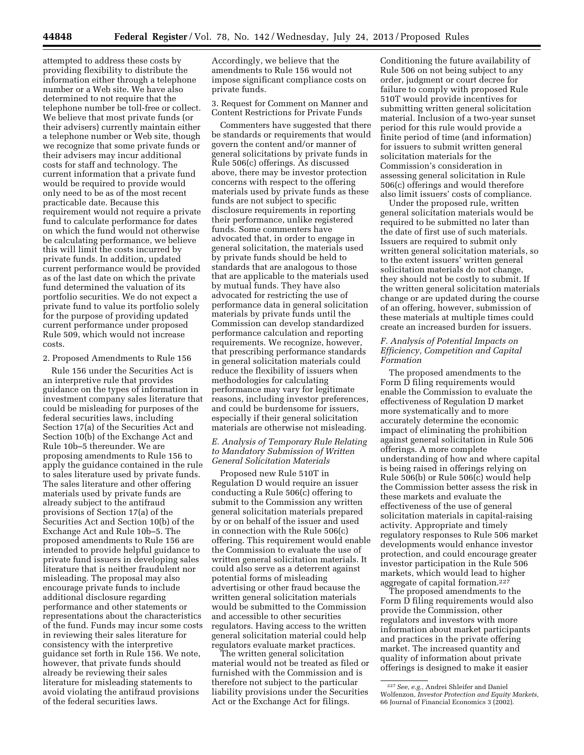attempted to address these costs by providing flexibility to distribute the information either through a telephone number or a Web site. We have also determined to not require that the telephone number be toll-free or collect. We believe that most private funds (or their advisers) currently maintain either a telephone number or Web site, though we recognize that some private funds or their advisers may incur additional costs for staff and technology. The current information that a private fund would be required to provide would only need to be as of the most recent practicable date. Because this requirement would not require a private fund to calculate performance for dates on which the fund would not otherwise be calculating performance, we believe this will limit the costs incurred by private funds. In addition, updated current performance would be provided as of the last date on which the private fund determined the valuation of its portfolio securities. We do not expect a private fund to value its portfolio solely for the purpose of providing updated current performance under proposed Rule 509, which would not increase costs.

2. Proposed Amendments to Rule 156

Rule 156 under the Securities Act is an interpretive rule that provides guidance on the types of information in investment company sales literature that could be misleading for purposes of the federal securities laws, including Section 17(a) of the Securities Act and Section 10(b) of the Exchange Act and Rule 10b–5 thereunder. We are proposing amendments to Rule 156 to apply the guidance contained in the rule to sales literature used by private funds. The sales literature and other offering materials used by private funds are already subject to the antifraud provisions of Section 17(a) of the Securities Act and Section 10(b) of the Exchange Act and Rule 10b–5. The proposed amendments to Rule 156 are intended to provide helpful guidance to private fund issuers in developing sales literature that is neither fraudulent nor misleading. The proposal may also encourage private funds to include additional disclosure regarding performance and other statements or representations about the characteristics of the fund. Funds may incur some costs in reviewing their sales literature for consistency with the interpretive guidance set forth in Rule 156. We note, however, that private funds should already be reviewing their sales literature for misleading statements to avoid violating the antifraud provisions of the federal securities laws. Accordingly, we believe that the amendments to Rule 156 would not impose significant compliance costs on private funds.

3. Request for Comment on Manner and Content Restrictions for Private Funds

Commenters have suggested that there be standards or requirements that would govern the content and/or manner of general solicitations by private funds in Rule 506(c) offerings. As discussed above, there may be investor protection concerns with respect to the offering materials used by private funds as these funds are not subject to specific disclosure requirements in reporting their performance, unlike registered funds. Some commenters have advocated that, in order to engage in general solicitation, the materials used by private funds should be held to standards that are analogous to those that are applicable to the materials used by mutual funds. They have also advocated for restricting the use of performance data in general solicitation materials by private funds until the Commission can develop standardized performance calculation and reporting requirements. We recognize, however, that prescribing performance standards in general solicitation materials could reduce the flexibility of issuers when methodologies for calculating performance may vary for legitimate reasons, including investor preferences, and could be burdensome for issuers, especially if their general solicitation materials are otherwise not misleading.

### *E. Analysis of Temporary Rule Relating to Mandatory Submission of Written General Solicitation Materials*

Proposed new Rule 510T in Regulation D would require an issuer conducting a Rule 506(c) offering to submit to the Commission any written general solicitation materials prepared by or on behalf of the issuer and used in connection with the Rule 506(c) offering. This requirement would enable the Commission to evaluate the use of written general solicitation materials. It could also serve as a deterrent against potential forms of misleading advertising or other fraud because the written general solicitation materials would be submitted to the Commission and accessible to other securities regulators. Having access to the written general solicitation material could help regulators evaluate market practices.

The written general solicitation material would not be treated as filed or furnished with the Commission and is therefore not subject to the particular liability provisions under the Securities Act or the Exchange Act for filings. Conditioning the future availability of Rule 506 on not being subject to any order, judgment or court decree for failure to comply with proposed Rule 510T would provide incentives for submitting written general solicitation material. Inclusion of a two-year sunset period for this rule would provide a finite period of time (and information) for issuers to submit written general solicitation materials for the Commission's consideration in assessing general solicitation in Rule 506(c) offerings and would therefore also limit issuers' costs of compliance.

Under the proposed rule, written general solicitation materials would be required to be submitted no later than the date of first use of such materials. Issuers are required to submit only written general solicitation materials, so to the extent issuers' written general solicitation materials do not change, they should not be costly to submit. If the written general solicitation materials change or are updated during the course of an offering, however, submission of these materials at multiple times could create an increased burden for issuers.

### *F. Analysis of Potential Impacts on Efficiency, Competition and Capital Formation*

The proposed amendments to the Form D filing requirements would enable the Commission to evaluate the effectiveness of Regulation D market more systematically and to more accurately determine the economic impact of eliminating the prohibition against general solicitation in Rule 506 offerings. A more complete understanding of how and where capital is being raised in offerings relying on Rule 506(b) or Rule 506(c) would help the Commission better assess the risk in these markets and evaluate the effectiveness of the use of general solicitation materials in capital-raising activity. Appropriate and timely regulatory responses to Rule 506 market developments would enhance investor protection, and could encourage greater investor participation in the Rule 506 markets, which would lead to higher aggregate of capital formation.[227]

The proposed amendments to the Form D filing requirements would also provide the Commission, other regulators and investors with more information about market participants and practices in the private offering market. The increased quantity and quality of information about private offerings is designed to make it easier

---

[227] *See, e.g.,* Andrei Shleifer and Daniel Wolfenzon, *Investor Protection and Equity Markets,* 66 Journal of Financial Economics 3 (2002).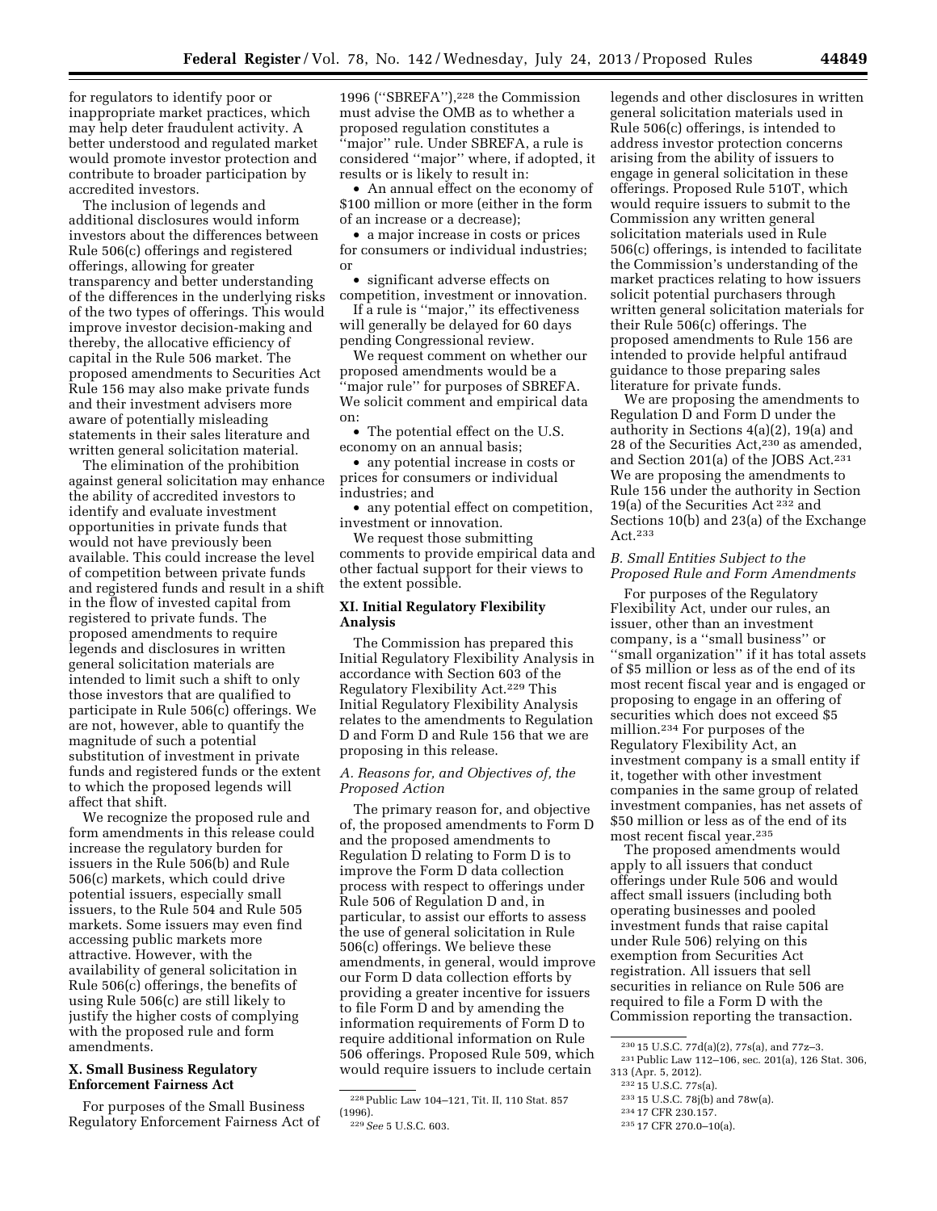for regulators to identify poor or inappropriate market practices, which may help deter fraudulent activity. A better understood and regulated market would promote investor protection and contribute to broader participation by accredited investors.

The inclusion of legends and additional disclosures would inform investors about the differences between Rule 506(c) offerings and registered offerings, allowing for greater transparency and better understanding of the differences in the underlying risks of the two types of offerings. This would improve investor decision-making and thereby, the allocative efficiency of capital in the Rule 506 market. The proposed amendments to Securities Act Rule 156 may also make private funds and their investment advisers more aware of potentially misleading statements in their sales literature and written general solicitation material.

The elimination of the prohibition against general solicitation may enhance the ability of accredited investors to identify and evaluate investment opportunities in private funds that would not have previously been available. This could increase the level of competition between private funds and registered funds and result in a shift in the flow of invested capital from registered to private funds. The proposed amendments to require legends and disclosures in written general solicitation materials are intended to limit such a shift to only those investors that are qualified to participate in Rule 506(c) offerings. We are not, however, able to quantify the magnitude of such a potential substitution of investment in private funds and registered funds or the extent to which the proposed legends will affect that shift.

We recognize the proposed rule and form amendments in this release could increase the regulatory burden for issuers in the Rule 506(b) and Rule 506(c) markets, which could drive potential issuers, especially small issuers, to the Rule 504 and Rule 505 markets. Some issuers may even find accessing public markets more attractive. However, with the availability of general solicitation in Rule 506(c) offerings, the benefits of using Rule 506(c) are still likely to justify the higher costs of complying with the proposed rule and form amendments.

## X. Small Business Regulatory Enforcement Fairness Act

For purposes of the Small Business Regulatory Enforcement Fairness Act of 1996 (''SBREFA''),[228] the Commission must advise the OMB as to whether a proposed regulation constitutes a ''major'' rule. Under SBREFA, a rule is considered ''major'' where, if adopted, it results or is likely to result in:

- An annual effect on the economy of $100 million or more (either in the form of an increase or a decrease);
- a major increase in costs or prices for consumers or individual industries; or
- significant adverse effects on competition, investment or innovation.

If a rule is ''major,'' its effectiveness will generally be delayed for 60 days pending Congressional review.

We request comment on whether our proposed amendments would be a ''major rule'' for purposes of SBREFA. We solicit comment and empirical data on:

- The potential effect on the U.S. economy on an annual basis;
- any potential increase in costs or prices for consumers or individual industries; and
- any potential effect on competition, investment or innovation.

We request those submitting comments to provide empirical data and other factual support for their views to the extent possible.

## XI. Initial Regulatory Flexibility Analysis

The Commission has prepared this Initial Regulatory Flexibility Analysis in accordance with Section 603 of the Regulatory Flexibility Act.[229] This Initial Regulatory Flexibility Analysis relates to the amendments to Regulation D and Form D and Rule 156 that we are proposing in this release.

### *A. Reasons for, and Objectives of, the Proposed Action*

The primary reason for, and objective of, the proposed amendments to Form D and the proposed amendments to Regulation D relating to Form D is to improve the Form D data collection process with respect to offerings under Rule 506 of Regulation D and, in particular, to assist our efforts to assess the use of general solicitation in Rule 506(c) offerings. We believe these amendments, in general, would improve our Form D data collection efforts by providing a greater incentive for issuers to file Form D and by amending the information requirements of Form D to require additional information on Rule 506 offerings. Proposed Rule 509, which would require issuers to include certain legends and other disclosures in written general solicitation materials used in Rule 506(c) offerings, is intended to address investor protection concerns arising from the ability of issuers to engage in general solicitation in these offerings. Proposed Rule 510T, which would require issuers to submit to the Commission any written general solicitation materials used in Rule 506(c) offerings, is intended to facilitate the Commission's understanding of the market practices relating to how issuers solicit potential purchasers through written general solicitation materials for their Rule 506(c) offerings. The proposed amendments to Rule 156 are intended to provide helpful antifraud guidance to those preparing sales literature for private funds.

We are proposing the amendments to Regulation D and Form D under the authority in Sections 4(a)(2), 19(a) and 28 of the Securities Act,[230] as amended, and Section 201(a) of the JOBS Act.[231] We are proposing the amendments to Rule 156 under the authority in Section 19(a) of the Securities Act[232] and Sections 10(b) and 23(a) of the Exchange Act.[233]

### *B. Small Entities Subject to the Proposed Rule and Form Amendments*

For purposes of the Regulatory Flexibility Act, under our rules, an issuer, other than an investment company, is a ''small business'' or ''small organization'' if it has total assets of $5 million or less as of the end of its most recent fiscal year and is engaged or proposing to engage in an offering of securities which does not exceed $5 million.[234] For purposes of the Regulatory Flexibility Act, an investment company is a small entity if it, together with other investment companies in the same group of related investment companies, has net assets of $50 million or less as of the end of its most recent fiscal year.[235]

The proposed amendments would apply to all issuers that conduct offerings under Rule 506 and would affect small issuers (including both operating businesses and pooled investment funds that raise capital under Rule 506) relying on this exemption from Securities Act registration. All issuers that sell securities in reliance on Rule 506 are required to file a Form D with the Commission reporting the transaction.

---

[228] Public Law 104–121, Tit. II, 110 Stat. 857 (1996).

[229] *See* 5 U.S.C. 603.

[230] 15 U.S.C. 77d(a)(2), 77s(a), and 77z–3.

[231] Public Law 112–106, sec. 201(a), 126 Stat. 306, 313 (Apr. 5, 2012).

[232] 15 U.S.C. 77s(a).

[233] 15 U.S.C. 78j(b) and 78w(a).

[234] 17 CFR 230.157.

[235] 17 CFR 270.0–10(a).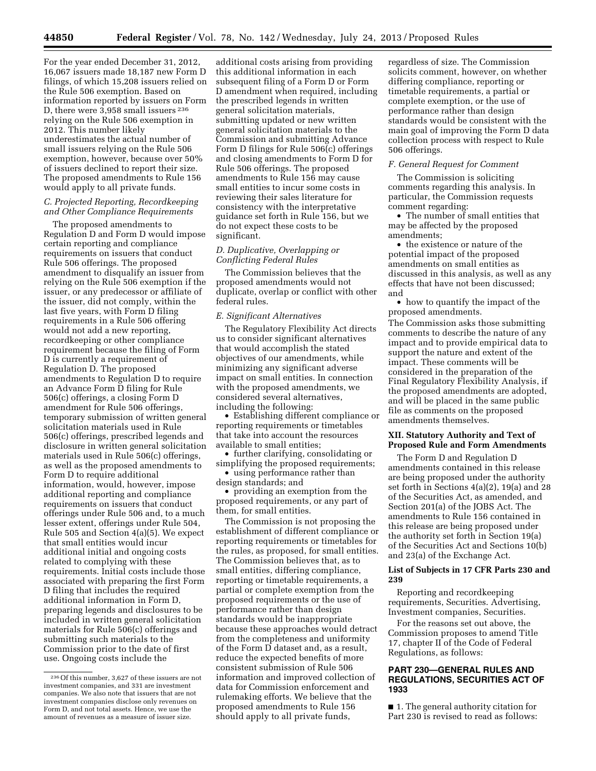For the year ended December 31, 2012, 16,067 issuers made 18,187 new Form D filings, of which 15,208 issuers relied on the Rule 506 exemption. Based on information reported by issuers on Form D, there were 3,958 small issuers [236] relying on the Rule 506 exemption in 2012. This number likely underestimates the actual number of small issuers relying on the Rule 506 exemption, however, because over 50% of issuers declined to report their size. The proposed amendments to Rule 156 would apply to all private funds.

### C. Projected Reporting, Recordkeeping and Other Compliance Requirements

The proposed amendments to Regulation D and Form D would impose certain reporting and compliance requirements on issuers that conduct Rule 506 offerings. The proposed amendment to disqualify an issuer from relying on the Rule 506 exemption if the issuer, or any predecessor or affiliate of the issuer, did not comply, within the last five years, with Form D filing requirements in a Rule 506 offering would not add a new reporting, recordkeeping or other compliance requirement because the filing of Form D is currently a requirement of Regulation D. The proposed amendments to Regulation D to require an Advance Form D filing for Rule 506(c) offerings, a closing Form D amendment for Rule 506 offerings, temporary submission of written general solicitation materials used in Rule 506(c) offerings, prescribed legends and disclosure in written general solicitation materials used in Rule 506(c) offerings, as well as the proposed amendments to Form D to require additional information, would, however, impose additional reporting and compliance requirements on issuers that conduct offerings under Rule 506 and, to a much lesser extent, offerings under Rule 504, Rule 505 and Section 4(a)(5). We expect that small entities would incur additional initial and ongoing costs related to complying with these requirements. Initial costs include those associated with preparing the first Form D filing that includes the required additional information in Form D, preparing legends and disclosures to be included in written general solicitation materials for Rule 506(c) offerings and submitting such materials to the Commission prior to the date of first use. Ongoing costs include the additional costs arising from providing this additional information in each subsequent filing of a Form D or Form D amendment when required, including the prescribed legends in written general solicitation materials, submitting updated or new written general solicitation materials to the Commission and submitting Advance Form D filings for Rule 506(c) offerings and closing amendments to Form D for Rule 506 offerings. The proposed amendments to Rule 156 may cause small entities to incur some costs in reviewing their sales literature for consistency with the interpretative guidance set forth in Rule 156, but we do not expect these costs to be significant.

### D. Duplicative, Overlapping or Conflicting Federal Rules

The Commission believes that the proposed amendments would not duplicate, overlap or conflict with other federal rules.

### E. Significant Alternatives

The Regulatory Flexibility Act directs us to consider significant alternatives that would accomplish the stated objectives of our amendments, while minimizing any significant adverse impact on small entities. In connection with the proposed amendments, we considered several alternatives, including the following:

- Establishing different compliance or reporting requirements or timetables that take into account the resources available to small entities;
- further clarifying, consolidating or simplifying the proposed requirements;
- using performance rather than design standards; and
- providing an exemption from the proposed requirements, or any part of them, for small entities.

The Commission is not proposing the establishment of different compliance or reporting requirements or timetables for the rules, as proposed, for small entities. The Commission believes that, as to small entities, differing compliance, reporting or timetable requirements, a partial or complete exemption from the proposed requirements or the use of performance rather than design standards would be inappropriate because these approaches would detract from the completeness and uniformity of the Form D dataset and, as a result, reduce the expected benefits of more consistent submission of Rule 506 information and improved collection of data for Commission enforcement and rulemaking efforts. We believe that the proposed amendments to Rule 156 should apply to all private funds, regardless of size. The Commission solicits comment, however, on whether differing compliance, reporting or timetable requirements, a partial or complete exemption, or the use of performance rather than design standards would be consistent with the main goal of improving the Form D data collection process with respect to Rule 506 offerings.

### F. General Request for Comment

The Commission is soliciting comments regarding this analysis. In particular, the Commission requests comment regarding:

- The number of small entities that may be affected by the proposed amendments;
- the existence or nature of the potential impact of the proposed amendments on small entities as discussed in this analysis, as well as any effects that have not been discussed; and
- how to quantify the impact of the proposed amendments.

The Commission asks those submitting comments to describe the nature of any impact and to provide empirical data to support the nature and extent of the impact. These comments will be considered in the preparation of the Final Regulatory Flexibility Analysis, if the proposed amendments are adopted, and will be placed in the same public file as comments on the proposed amendments themselves.

## XII. Statutory Authority and Text of Proposed Rule and Form Amendments

The Form D and Regulation D amendments contained in this release are being proposed under the authority set forth in Sections 4(a)(2), 19(a) and 28 of the Securities Act, as amended, and Section 201(a) of the JOBS Act. The amendments to Rule 156 contained in this release are being proposed under the authority set forth in Section 19(a) of the Securities Act and Sections 10(b) and 23(a) of the Exchange Act.

### List of Subjects in 17 CFR Parts 230 and 239

Reporting and recordkeeping requirements, Securities. Advertising, Investment companies, Securities.

For the reasons set out above, the Commission proposes to amend Title 17, chapter II of the Code of Federal Regulations, as follows:

## PART 230—GENERAL RULES AND REGULATIONS, SECURITIES ACT OF 1933

■ 1. The general authority citation for Part 230 is revised to read as follows:

---

[236] Of this number, 3,627 of these issuers are not investment companies, and 331 are investment companies. We also note that issuers that are not investment companies disclose only revenues on Form D, and not total assets. Hence, we use the amount of revenues as a measure of issuer size.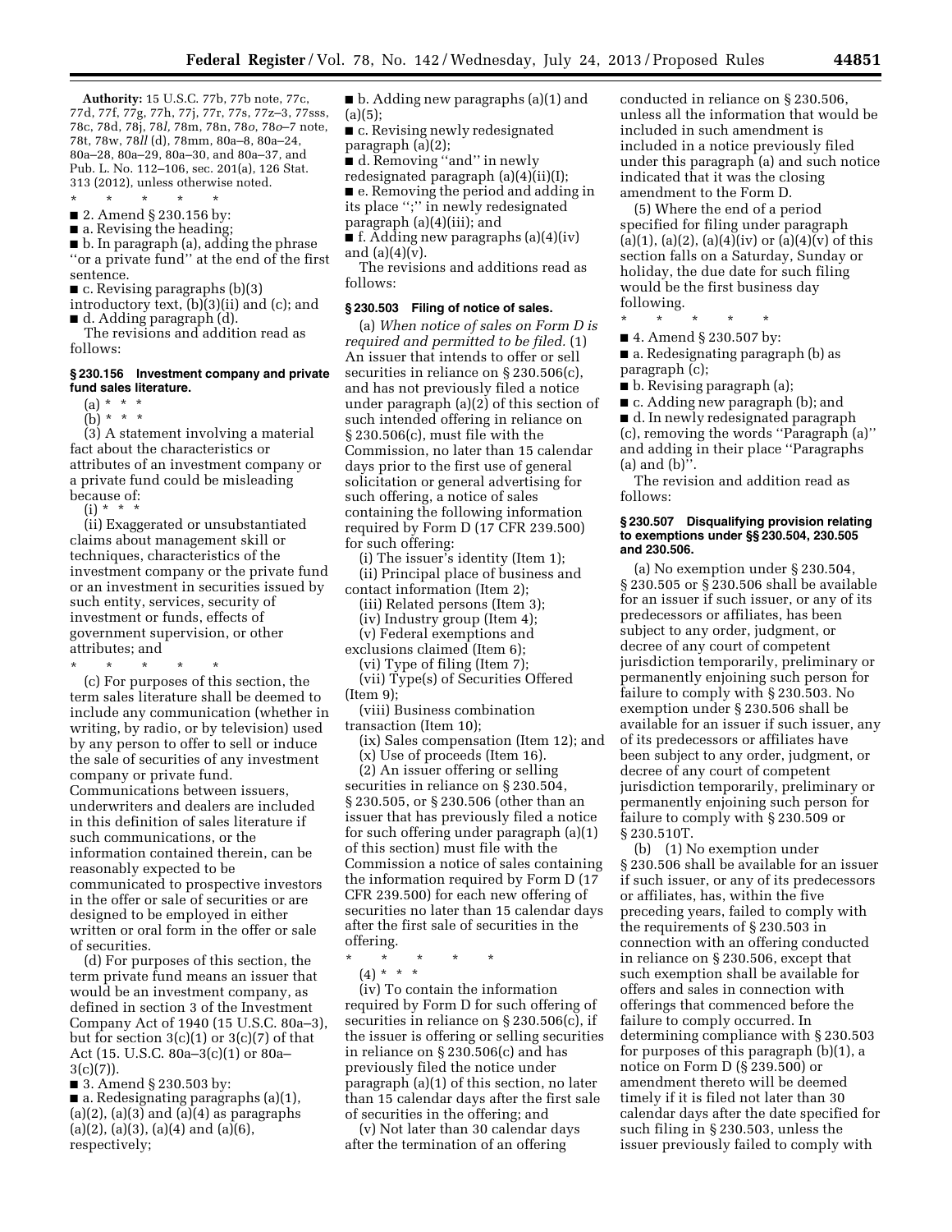**Authority:** 15 U.S.C. 77b, 77b note, 77c, 77d, 77f, 77g, 77h, 77j, 77r, 77s, 77z–3, 77sss, 78c, 78d, 78j, 78*l*, 78m, 78n, 78*o*, 78*o*–7 note, 78t, 78w, 78*ll* (d), 78mm, 80a–8, 80a–24, 80a–28, 80a–29, 80a–30, and 80a–37, and Pub. L. No. 112–106, sec. 201(a), 126 Stat. 313 (2012), unless otherwise noted.

\* \* \* \* \*

■ 2. Amend § 230.156 by:

■ a. Revising the heading;

■ b. In paragraph (a), adding the phrase ''or a private fund'' at the end of the first sentence.

■ c. Revising paragraphs (b)(3) introductory text, (b)(3)(ii) and (c); and

■ d. Adding paragraph (d).

The revisions and addition read as follows:

### § 230.156 Investment company and private fund sales literature.

(a) \* \* \*

(b) \* \* \*

(3) A statement involving a material fact about the characteristics or attributes of an investment company or a private fund could be misleading because of:

(i) \* \* \*

(ii) Exaggerated or unsubstantiated claims about management skill or techniques, characteristics of the investment company or the private fund or an investment in securities issued by such entity, services, security of investment or funds, effects of government supervision, or other attributes; and

\* \* \* \* \*

(c) For purposes of this section, the term sales literature shall be deemed to include any communication (whether in writing, by radio, or by television) used by any person to offer to sell or induce the sale of securities of any investment company or private fund. Communications between issuers, underwriters and dealers are included in this definition of sales literature if such communications, or the information contained therein, can be reasonably expected to be communicated to prospective investors in the offer or sale of securities or are designed to be employed in either written or oral form in the offer or sale of securities.

(d) For purposes of this section, the term private fund means an issuer that would be an investment company, as defined in section 3 of the Investment Company Act of 1940 (15 U.S.C. 80a–3), but for section 3(c)(1) or 3(c)(7) of that Act (15. U.S.C. 80a–3(c)(1) or 80a–3(c)(7)).

■ 3. Amend § 230.503 by:

■ a. Redesignating paragraphs (a)(1), (a)(2), (a)(3) and (a)(4) as paragraphs (a)(2), (a)(3), (a)(4) and (a)(6), respectively;

■ b. Adding new paragraphs (a)(1) and (a)(5);

■ c. Revising newly redesignated paragraph (a)(2);

■ d. Removing ''and'' in newly redesignated paragraph (a)(4)(ii)(I);

■ e. Removing the period and adding in its place '';'' in newly redesignated paragraph (a)(4)(iii); and

■ f. Adding new paragraphs (a)(4)(iv) and (a)(4)(v).

The revisions and additions read as follows:

### § 230.503 Filing of notice of sales.

(a) *When notice of sales on Form D is required and permitted to be filed.* (1) An issuer that intends to offer or sell securities in reliance on § 230.506(c), and has not previously filed a notice under paragraph (a)(2) of this section of such intended offering in reliance on § 230.506(c), must file with the Commission, no later than 15 calendar days prior to the first use of general solicitation or general advertising for such offering, a notice of sales containing the following information required by Form D (17 CFR 239.500) for such offering:

(i) The issuer's identity (Item 1);

(ii) Principal place of business and contact information (Item 2);

(iii) Related persons (Item 3);

(iv) Industry group (Item 4);

(v) Federal exemptions and exclusions claimed (Item 6);

(vi) Type of filing (Item 7);

(vii) Type(s) of Securities Offered (Item 9);

(viii) Business combination transaction (Item 10);

(ix) Sales compensation (Item 12); and

(x) Use of proceeds (Item 16).

(2) An issuer offering or selling securities in reliance on § 230.504, § 230.505, or § 230.506 (other than an issuer that has previously filed a notice for such offering under paragraph (a)(1) of this section) must file with the Commission a notice of sales containing the information required by Form D (17 CFR 239.500) for each new offering of securities no later than 15 calendar days after the first sale of securities in the offering.

\* \* \* \* \*

(4) \* \* \*

(iv) To contain the information required by Form D for such offering of securities in reliance on § 230.506(c), if the issuer is offering or selling securities in reliance on § 230.506(c) and has previously filed the notice under paragraph (a)(1) of this section, no later than 15 calendar days after the first sale of securities in the offering; and

(v) Not later than 30 calendar days after the termination of an offering conducted in reliance on § 230.506, unless all the information that would be included in such amendment is included in a notice previously filed under this paragraph (a) and such notice indicated that it was the closing amendment to the Form D.

(5) Where the end of a period specified for filing under paragraph (a)(1), (a)(2), (a)(4)(iv) or (a)(4)(v) of this section falls on a Saturday, Sunday or holiday, the due date for such filing would be the first business day following.

\* \* \* \* \*

■ 4. Amend § 230.507 by:

■ a. Redesignating paragraph (b) as paragraph (c);

■ b. Revising paragraph (a);

■ c. Adding new paragraph (b); and

■ d. In newly redesignated paragraph (c), removing the words ''Paragraph (a)'' and adding in their place ''Paragraphs (a) and (b)''.

The revision and addition read as follows:

### § 230.507 Disqualifying provision relating to exemptions under §§ 230.504, 230.505 and 230.506.

(a) No exemption under § 230.504, § 230.505 or § 230.506 shall be available for an issuer if such issuer, or any of its predecessors or affiliates, has been subject to any order, judgment, or decree of any court of competent jurisdiction temporarily, preliminary or permanently enjoining such person for failure to comply with § 230.503. No exemption under § 230.506 shall be available for an issuer if such issuer, any of its predecessors or affiliates have been subject to any order, judgment, or decree of any court of competent jurisdiction temporarily, preliminary or permanently enjoining such person for failure to comply with § 230.509 or § 230.510T.

(b) (1) No exemption under § 230.506 shall be available for an issuer if such issuer, or any of its predecessors or affiliates, has, within the five preceding years, failed to comply with the requirements of § 230.503 in connection with an offering conducted in reliance on § 230.506, except that such exemption shall be available for offers and sales in connection with offerings that commenced before the failure to comply occurred. In determining compliance with § 230.503 for purposes of this paragraph (b)(1), a notice on Form D (§ 239.500) or amendment thereto will be deemed timely if it is filed not later than 30 calendar days after the date specified for such filing in § 230.503, unless the issuer previously failed to comply with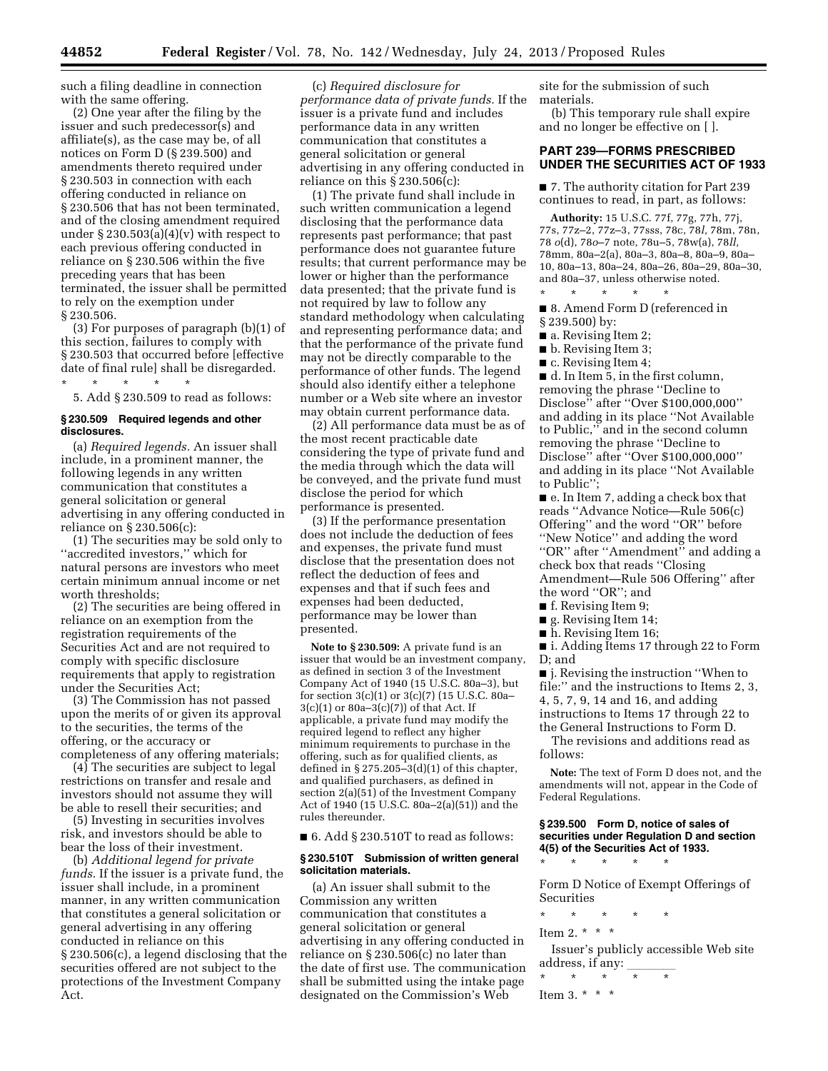such a filing deadline in connection with the same offering.

(2) One year after the filing by the issuer and such predecessor(s) and affiliate(s), as the case may be, of all notices on Form D (§ 239.500) and amendments thereto required under § 230.503 in connection with each offering conducted in reliance on § 230.506 that has not been terminated, and of the closing amendment required under § 230.503(a)(4)(v) with respect to each previous offering conducted in reliance on § 230.506 within the five preceding years that has been terminated, the issuer shall be permitted to rely on the exemption under § 230.506.

(3) For purposes of paragraph (b)(1) of this section, failures to comply with § 230.503 that occurred before [effective date of final rule] shall be disregarded.

\* \* \* \* \*

5. Add § 230.509 to read as follows:

### § 230.509 Required legends and other disclosures.

(a) *Required legends.* An issuer shall include, in a prominent manner, the following legends in any written communication that constitutes a general solicitation or general advertising in any offering conducted in reliance on § 230.506(c):

(1) The securities may be sold only to ''accredited investors,'' which for natural persons are investors who meet certain minimum annual income or net worth thresholds;

(2) The securities are being offered in reliance on an exemption from the registration requirements of the Securities Act and are not required to comply with specific disclosure requirements that apply to registration under the Securities Act;

(3) The Commission has not passed upon the merits of or given its approval to the securities, the terms of the offering, or the accuracy or completeness of any offering materials;

(4) The securities are subject to legal restrictions on transfer and resale and investors should not assume they will be able to resell their securities; and

(5) Investing in securities involves risk, and investors should be able to bear the loss of their investment.

(b) *Additional legend for private funds.* If the issuer is a private fund, the issuer shall include, in a prominent manner, in any written communication that constitutes a general solicitation or general advertising in any offering conducted in reliance on this § 230.506(c), a legend disclosing that the securities offered are not subject to the protections of the Investment Company Act.

(c) *Required disclosure for performance data of private funds.* If the issuer is a private fund and includes performance data in any written communication that constitutes a general solicitation or general advertising in any offering conducted in reliance on this § 230.506(c):

(1) The private fund shall include in such written communication a legend disclosing that the performance data represents past performance; that past performance does not guarantee future results; that current performance may be lower or higher than the performance data presented; that the private fund is not required by law to follow any standard methodology when calculating and representing performance data; and that the performance of the private fund may not be directly comparable to the performance of other funds. The legend should also identify either a telephone number or a Web site where an investor may obtain current performance data.

(2) All performance data must be as of the most recent practicable date considering the type of private fund and the media through which the data will be conveyed, and the private fund must disclose the period for which performance is presented.

(3) If the performance presentation does not include the deduction of fees and expenses, the private fund must disclose that the presentation does not reflect the deduction of fees and expenses and that if such fees and expenses had been deducted, performance may be lower than presented.

**Note to § 230.509:** A private fund is an issuer that would be an investment company, as defined in section 3 of the Investment Company Act of 1940 (15 U.S.C. 80a–3), but for section 3(c)(1) or 3(c)(7) (15 U.S.C. 80a–3(c)(1) or 80a–3(c)(7)) of that Act. If applicable, a private fund may modify the required legend to reflect any higher minimum requirements to purchase in the offering, such as for qualified clients, as defined in § 275.205–3(d)(1) of this chapter, and qualified purchasers, as defined in section 2(a)(51) of the Investment Company Act of 1940 (15 U.S.C. 80a–2(a)(51)) and the rules thereunder.

■ 6. Add § 230.510T to read as follows:

### § 230.510T Submission of written general solicitation materials.

(a) An issuer shall submit to the Commission any written communication that constitutes a general solicitation or general advertising in any offering conducted in reliance on § 230.506(c) no later than the date of first use. The communication shall be submitted using the intake page designated on the Commission's Web site for the submission of such materials.

(b) This temporary rule shall expire and no longer be effective on [ ].

## PART 239—FORMS PRESCRIBED UNDER THE SECURITIES ACT OF 1933

■ 7. The authority citation for Part 239 continues to read, in part, as follows:

**Authority:** 15 U.S.C. 77f, 77g, 77h, 77j, 77s, 77z–2, 77z–3, 77sss, 78c, 78*l*, 78m, 78n, 78 *o*(d), 78*o*–7 note, 78u–5, 78w(a), 78*ll*, 78mm, 80a–2(a), 80a–3, 80a–8, 80a–9, 80a–10, 80a–13, 80a–24, 80a–26, 80a–29, 80a–30, and 80a–37, unless otherwise noted.

\* \* \* \* \*

■ 8. Amend Form D (referenced in § 239.500) by:

■ a. Revising Item 2;

■ b. Revising Item 3;

■ c. Revising Item 4;

■ d. In Item 5, in the first column, removing the phrase ''Decline to Disclose'' after ''Over $100,000,000'' and adding in its place ''Not Available to Public,'' and in the second column removing the phrase ''Decline to Disclose'' after ''Over $100,000,000'' and adding in its place ''Not Available to Public'';

■ e. In Item 7, adding a check box that reads ''Advance Notice—Rule 506(c) Offering'' and the word ''OR'' before ''New Notice'' and adding the word ''OR'' after ''Amendment'' and adding a check box that reads ''Closing Amendment—Rule 506 Offering'' after the word ''OR''; and

■ f. Revising Item 9;

■ g. Revising Item 14;

■ h. Revising Item 16;

■ i. Adding Items 17 through 22 to Form D; and

■ j. Revising the instruction ''When to file:'' and the instructions to Items 2, 3, 4, 5, 7, 9, 14 and 16, and adding instructions to Items 17 through 22 to the General Instructions to Form D.

The revisions and additions read as follows:

**Note:** The text of Form D does not, and the amendments will not, appear in the Code of Federal Regulations.

### § 239.500 Form D, notice of sales of securities under Regulation D and section 4(5) of the Securities Act of 1933.

\* \* \* \* \*

Form D Notice of Exempt Offerings of Securities

\* \* \* \* \*

Item 2. \* \* \*

Issuer's publicly accessible Web site address, if any: \_\_\_\_\_\_\_\_

\* \* \* \* \*

Item 3. \* \* \*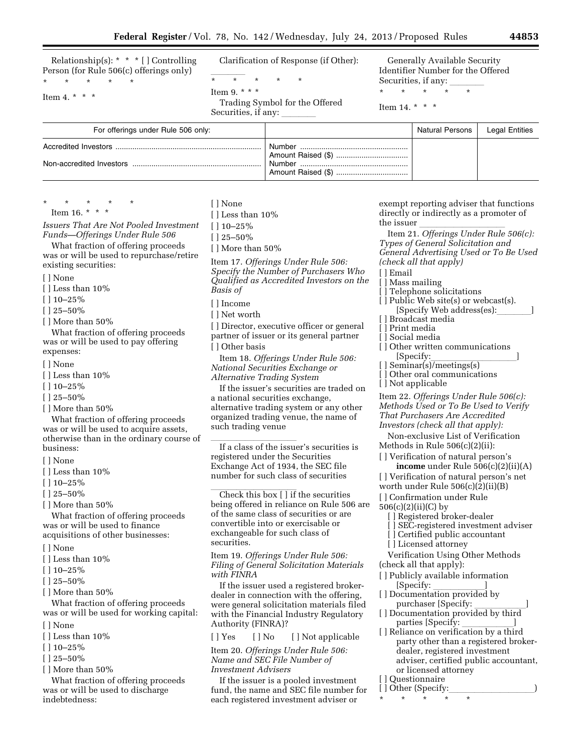Relationship(s): * * * [ ] Controlling Person (for Rule 506(c) offerings only)

\* \* \* \* \*

Item 4. * * *

Clarification of Response (if Other): \_\_\_\_\_\_\_\_

\* \* \* \* \*

Item 9. * * *

Trading Symbol for the Offered Securities, if any: \_\_\_\_\_\_\_\_

Generally Available Security Identifier Number for the Offered Securities, if any: \_\_\_\_\_\_\_\_

\* \* \* \* \*

Item 14. * * *

| For offerings under Rule 506 only: | | Natural Persons | Legal Entities |
|---|---|---|---|
| Accredited Investors | Number | | |
| | Amount Raised ($) | | |
| Non-accredited Investors | Number | | |
| | Amount Raised ($) | | |

\* \* \* \* \*

Item 16. * * *

*Issuers That Are Not Pooled Investment Funds—Offerings Under Rule 506*

What fraction of offering proceeds was or will be used to repurchase/retire existing securities:

[ ] None
[ ] Less than 10%
[ ] 10–25%
[ ] 25–50%
[ ] More than 50%

What fraction of offering proceeds was or will be used to pay offering expenses:

[ ] None
[ ] Less than 10%
[ ] 10–25%
[ ] 25–50%
[ ] More than 50%

What fraction of offering proceeds was or will be used to acquire assets, otherwise than in the ordinary course of business:

[ ] None
[ ] Less than 10%
[ ] 10–25%
[ ] 25–50%
[ ] More than 50%

What fraction of offering proceeds was or will be used to finance acquisitions of other businesses:

[ ] None
[ ] Less than 10%
[ ] 10–25%
[ ] 25–50%
[ ] More than 50%

What fraction of offering proceeds was or will be used for working capital:

[ ] None
[ ] Less than 10%
[ ] 10–25%
[ ] 25–50%
[ ] More than 50%

What fraction of offering proceeds was or will be used to discharge indebtedness:

[ ] None
[ ] Less than 10%
[ ] 10–25%
[ ] 25–50%
[ ] More than 50%

Item 17. *Offerings Under Rule 506: Specify the Number of Purchasers Who Qualified as Accredited Investors on the Basis of*

[ ] Income
[ ] Net worth
[ ] Director, executive officer or general partner of issuer or its general partner
[ ] Other basis

Item 18. *Offerings Under Rule 506: National Securities Exchange or Alternative Trading System*

If the issuer's securities are traded on a national securities exchange, alternative trading system or any other organized trading venue, the name of such trading venue

\_\_\_\_\_\_\_\_\_\_\_\_\_\_\_\_\_\_\_\_

If a class of the issuer's securities is registered under the Securities Exchange Act of 1934, the SEC file number for such class of securities

\_\_\_\_\_\_\_\_\_\_\_\_\_\_\_\_\_\_\_\_

Check this box [ ] if the securities being offered in reliance on Rule 506 are of the same class of securities or are convertible into or exercisable or exchangeable for such class of securities.

Item 19. *Offerings Under Rule 506: Filing of General Solicitation Materials with FINRA*

If the issuer used a registered broker-dealer in connection with the offering, were general solicitation materials filed with the Financial Industry Regulatory Authority (FINRA)?

[ ] Yes [ ] No [ ] Not applicable

Item 20. *Offerings Under Rule 506: Name and SEC File Number of Investment Advisers*

If the issuer is a pooled investment fund, the name and SEC file number for each registered investment adviser or exempt reporting adviser that functions directly or indirectly as a promoter of the issuer \_\_\_\_\_\_\_\_\_\_\_\_\_\_\_\_\_\_\_\_

Item 21. *Offerings Under Rule 506(c): Types of General Solicitation and General Advertising Used or To Be Used (check all that apply)*

[ ] Email
[ ] Mass mailing
[ ] Telephone solicitations
[ ] Public Web site(s) or webcast(s). [Specify Web address(es): \_\_\_\_\_\_\_\_]
[ ] Broadcast media
[ ] Print media
[ ] Social media
[ ] Other written communications [Specify: \_\_\_\_\_\_\_\_\_\_\_\_\_\_\_\_\_\_]
[ ] Seminar(s)/meetings(s)
[ ] Other oral communications
[ ] Not applicable

Item 22. *Offerings Under Rule 506(c): Methods Used or To Be Used to Verify That Purchasers Are Accredited Investors (check all that apply):*

Non-exclusive List of Verification Methods in Rule 506(c)(2)(ii):

[ ] Verification of natural person's **income** under Rule 506(c)(2)(ii)(A)
[ ] Verification of natural person's net worth under Rule 506(c)(2)(ii)(B)
[ ] Confirmation under Rule 506(c)(2)(ii)(C) by
  [ ] Registered broker-dealer
  [ ] SEC-registered investment adviser
  [ ] Certified public accountant
  [ ] Licensed attorney

Verification Using Other Methods (check all that apply):

[ ] Publicly available information [Specify: \_\_\_\_\_\_\_\_\_\_\_]
[ ] Documentation provided by purchaser [Specify: \_\_\_\_\_\_\_\_\_\_\_]
[ ] Documentation provided by third parties [Specify: \_\_\_\_\_\_\_\_\_\_\_]
[ ] Reliance on verification by a third party other than a registered broker-dealer, registered investment adviser, certified public accountant, or licensed attorney
[ ] Questionnaire
[ ] Other (Specify: \_\_\_\_\_\_\_\_\_\_\_\_\_\_\_\_\_\_)

\* \* \* \* \*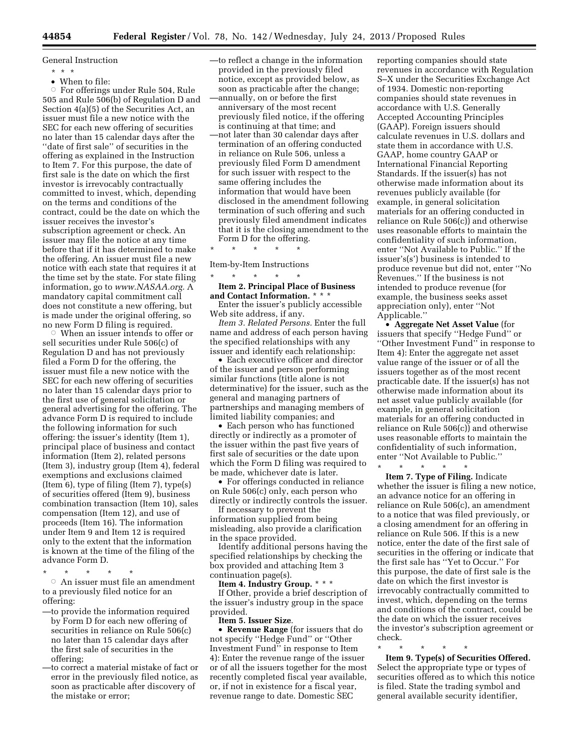General Instruction

\* \* \*

- When to file:
  - For offerings under Rule 504, Rule 505 and Rule 506(b) of Regulation D and Section 4(a)(5) of the Securities Act, an issuer must file a new notice with the SEC for each new offering of securities no later than 15 calendar days after the ''date of first sale'' of securities in the offering as explained in the Instruction to Item 7. For this purpose, the date of first sale is the date on which the first investor is irrevocably contractually committed to invest, which, depending on the terms and conditions of the contract, could be the date on which the issuer receives the investor's subscription agreement or check. An issuer may file the notice at any time before that if it has determined to make the offering. An issuer must file a new notice with each state that requires it at the time set by the state. For state filing information, go to *www.NASAA.org.* A mandatory capital commitment call does not constitute a new offering, but is made under the original offering, so no new Form D filing is required.
  - When an issuer intends to offer or sell securities under Rule 506(c) of Regulation D and has not previously filed a Form D for the offering, the issuer must file a new notice with the SEC for each new offering of securities no later than 15 calendar days prior to the first use of general solicitation or general advertising for the offering. The advance Form D is required to include the following information for such offering: the issuer's identity (Item 1), principal place of business and contact information (Item 2), related persons (Item 3), industry group (Item 4), federal exemptions and exclusions claimed (Item 6), type of filing (Item 7), type(s) of securities offered (Item 9), business combination transaction (Item 10), sales compensation (Item 12), and use of proceeds (Item 16). The information under Item 9 and Item 12 is required only to the extent that the information is known at the time of the filing of the advance Form D.

\* \* \* \* \*

- An issuer must file an amendment to a previously filed notice for an offering:

—to provide the information required by Form D for each new offering of securities in reliance on Rule 506(c) no later than 15 calendar days after the first sale of securities in the offering;

—to correct a material mistake of fact or error in the previously filed notice, as soon as practicable after discovery of the mistake or error;

—to reflect a change in the information provided in the previously filed notice, except as provided below, as soon as practicable after the change;

—annually, on or before the first anniversary of the most recent previously filed notice, if the offering is continuing at that time; and

—not later than 30 calendar days after termination of an offering conducted in reliance on Rule 506, unless a previously filed Form D amendment for such issuer with respect to the same offering includes the information that would have been disclosed in the amendment following termination of such offering and such previously filed amendment indicates that it is the closing amendment to the Form D for the offering.

\* \* \* \* \*

Item-by-Item Instructions

\* \* \* \* \*

**Item 2. Principal Place of Business and Contact Information.** \* \* \*

Enter the issuer's publicly accessible Web site address, if any.

*Item 3. Related Persons.* Enter the full name and address of each person having the specified relationships with any issuer and identify each relationship:

- Each executive officer and director of the issuer and person performing similar functions (title alone is not determinative) for the issuer, such as the general and managing partners of partnerships and managing members of limited liability companies; and
- Each person who has functioned directly or indirectly as a promoter of the issuer within the past five years of first sale of securities or the date upon which the Form D filing was required to be made, whichever date is later.
- For offerings conducted in reliance on Rule 506(c) only, each person who directly or indirectly controls the issuer.

If necessary to prevent the information supplied from being misleading, also provide a clarification in the space provided.

Identify additional persons having the specified relationships by checking the box provided and attaching Item 3 continuation page(s).

**Item 4. Industry Group.** \* \* \*

If Other, provide a brief description of the issuer's industry group in the space provided.

**Item 5. Issuer Size**.

- **Revenue Range** (for issuers that do not specify ''Hedge Fund'' or ''Other Investment Fund'' in response to Item 4): Enter the revenue range of the issuer or of all the issuers together for the most recently completed fiscal year available, or, if not in existence for a fiscal year, revenue range to date. Domestic SEC reporting companies should state revenues in accordance with Regulation S–X under the Securities Exchange Act of 1934. Domestic non-reporting companies should state revenues in accordance with U.S. Generally Accepted Accounting Principles (GAAP). Foreign issuers should calculate revenues in U.S. dollars and state them in accordance with U.S. GAAP, home country GAAP or International Financial Reporting Standards. If the issuer(s) has not otherwise made information about its revenues publicly available (for example, in general solicitation materials for an offering conducted in reliance on Rule 506(c)) and otherwise uses reasonable efforts to maintain the confidentiality of such information, enter ''Not Available to Public.'' If the issuer's(s') business is intended to produce revenue but did not, enter ''No Revenues.'' If the business is not intended to produce revenue (for example, the business seeks asset appreciation only), enter ''Not Applicable.''
- **Aggregate Net Asset Value** (for issuers that specify ''Hedge Fund'' or ''Other Investment Fund'' in response to Item 4): Enter the aggregate net asset value range of the issuer or of all the issuers together as of the most recent practicable date. If the issuer(s) has not otherwise made information about its net asset value publicly available (for example, in general solicitation materials for an offering conducted in reliance on Rule 506(c)) and otherwise uses reasonable efforts to maintain the confidentiality of such information, enter ''Not Available to Public.''

\* \* \* \* \*

**Item 7. Type of Filing.** Indicate whether the issuer is filing a new notice, an advance notice for an offering in reliance on Rule 506(c), an amendment to a notice that was filed previously, or a closing amendment for an offering in reliance on Rule 506. If this is a new notice, enter the date of the first sale of securities in the offering or indicate that the first sale has ''Yet to Occur.'' For this purpose, the date of first sale is the date on which the first investor is irrevocably contractually committed to invest, which, depending on the terms and conditions of the contract, could be the date on which the issuer receives the investor's subscription agreement or check.

\* \* \* \* \*

**Item 9. Type(s) of Securities Offered.** Select the appropriate type or types of securities offered as to which this notice is filed. State the trading symbol and general available security identifier,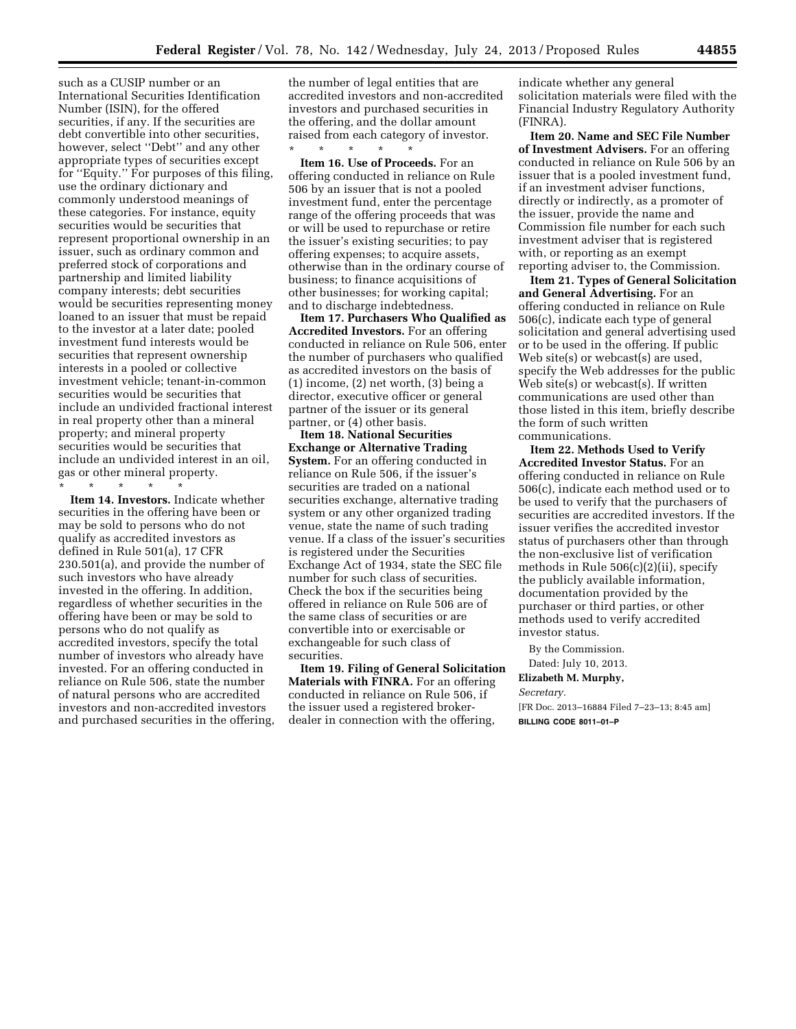such as a CUSIP number or an International Securities Identification Number (ISIN), for the offered securities, if any. If the securities are debt convertible into other securities, however, select ''Debt'' and any other appropriate types of securities except for ''Equity.'' For purposes of this filing, use the ordinary dictionary and commonly understood meanings of these categories. For instance, equity securities would be securities that represent proportional ownership in an issuer, such as ordinary common and preferred stock of corporations and partnership and limited liability company interests; debt securities would be securities representing money loaned to an issuer that must be repaid to the investor at a later date; pooled investment fund interests would be securities that represent ownership interests in a pooled or collective investment vehicle; tenant-in-common securities would be securities that include an undivided fractional interest in real property other than a mineral property; and mineral property securities would be securities that include an undivided interest in an oil, gas or other mineral property.

\* \* \* \* \*

**Item 14. Investors.** Indicate whether securities in the offering have been or may be sold to persons who do not qualify as accredited investors as defined in Rule 501(a), 17 CFR 230.501(a), and provide the number of such investors who have already invested in the offering. In addition, regardless of whether securities in the offering have been or may be sold to persons who do not qualify as accredited investors, specify the total number of investors who already have invested. For an offering conducted in reliance on Rule 506, state the number of natural persons who are accredited investors and non-accredited investors and purchased securities in the offering, the number of legal entities that are accredited investors and non-accredited investors and purchased securities in the offering, and the dollar amount raised from each category of investor.

\* \* \* \* \*

**Item 16. Use of Proceeds.** For an offering conducted in reliance on Rule 506 by an issuer that is not a pooled investment fund, enter the percentage range of the offering proceeds that was or will be used to repurchase or retire the issuer's existing securities; to pay offering expenses; to acquire assets, otherwise than in the ordinary course of business; to finance acquisitions of other businesses; for working capital; and to discharge indebtedness.

**Item 17. Purchasers Who Qualified as Accredited Investors.** For an offering conducted in reliance on Rule 506, enter the number of purchasers who qualified as accredited investors on the basis of (1) income, (2) net worth, (3) being a director, executive officer or general partner of the issuer or its general partner, or (4) other basis.

**Item 18. National Securities Exchange or Alternative Trading System.** For an offering conducted in reliance on Rule 506, if the issuer's securities are traded on a national securities exchange, alternative trading system or any other organized trading venue, state the name of such trading venue. If a class of the issuer's securities is registered under the Securities Exchange Act of 1934, state the SEC file number for such class of securities. Check the box if the securities being offered in reliance on Rule 506 are of the same class of securities or are convertible into or exercisable or exchangeable for such class of securities.

**Item 19. Filing of General Solicitation Materials with FINRA.** For an offering conducted in reliance on Rule 506, if the issuer used a registered broker-dealer in connection with the offering, indicate whether any general solicitation materials were filed with the Financial Industry Regulatory Authority (FINRA).

**Item 20. Name and SEC File Number of Investment Advisers.** For an offering conducted in reliance on Rule 506 by an issuer that is a pooled investment fund, if an investment adviser functions, directly or indirectly, as a promoter of the issuer, provide the name and Commission file number for each such investment adviser that is registered with, or reporting as an exempt reporting adviser to, the Commission.

**Item 21. Types of General Solicitation and General Advertising.** For an offering conducted in reliance on Rule 506(c), indicate each type of general solicitation and general advertising used or to be used in the offering. If public Web site(s) or webcast(s) are used, specify the Web addresses for the public Web site(s) or webcast(s). If written communications are used other than those listed in this item, briefly describe the form of such written communications.

**Item 22. Methods Used to Verify Accredited Investor Status.** For an offering conducted in reliance on Rule 506(c), indicate each method used or to be used to verify that the purchasers of securities are accredited investors. If the issuer verifies the accredited investor status of purchasers other than through the non-exclusive list of verification methods in Rule 506(c)(2)(ii), specify the publicly available information, documentation provided by the purchaser or third parties, or other methods used to verify accredited investor status.

By the Commission.

Dated: July 10, 2013.

**Elizabeth M. Murphy,**

*Secretary.*

[FR Doc. 2013–16884 Filed 7–23–13; 8:45 am]

**BILLING CODE 8011–01–P**